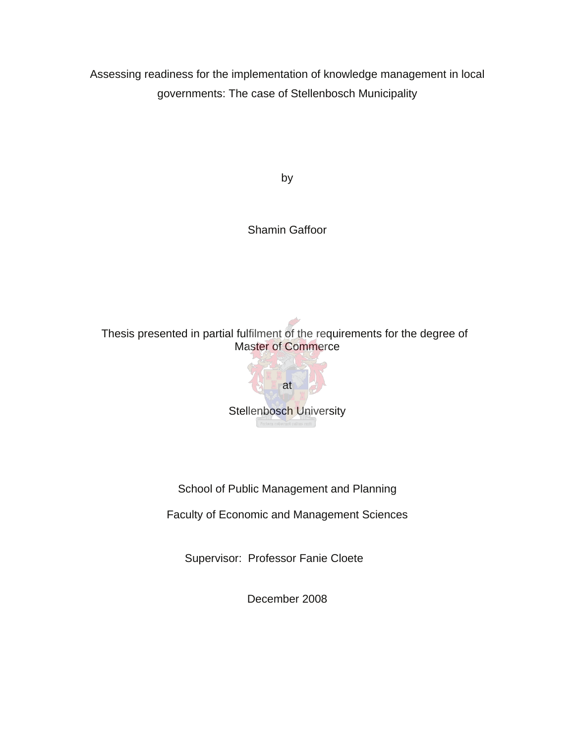# Assessing readiness for the implementation of knowledge management in local governments: The case of Stellenbosch Municipality

by

Shamin Gaffoor

Thesis presented in partial fulfilment of the requirements for the degree of Master of Commerce

at

Stellenbosch University

School of Public Management and Planning

Faculty of Economic and Management Sciences

Supervisor: Professor Fanie Cloete

December 2008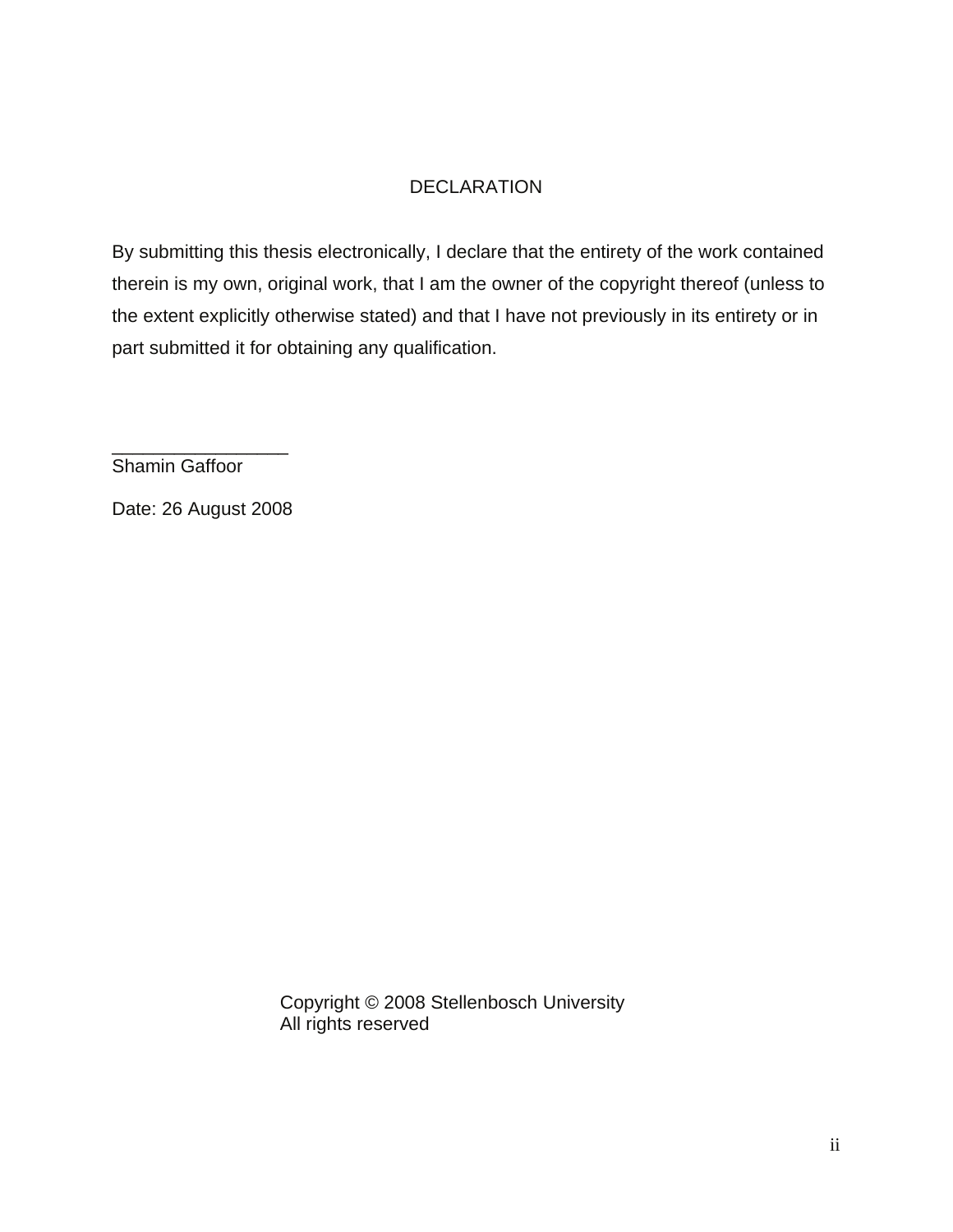# DECLARATION

By submitting this thesis electronically, I declare that the entirety of the work contained therein is my own, original work, that I am the owner of the copyright thereof (unless to the extent explicitly otherwise stated) and that I have not previously in its entirety or in part submitted it for obtaining any qualification.

_________________
Shamin Gaffoor

Date: 26 August 2008

Copyright © 2008 Stellenbosch University
All rights reserved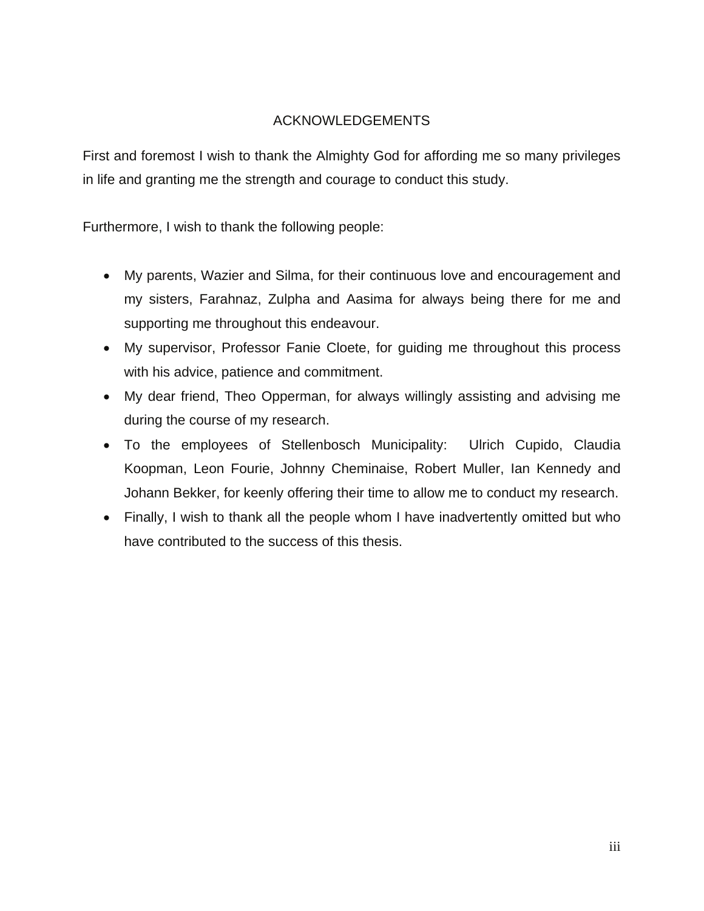# ACKNOWLEDGEMENTS

First and foremost I wish to thank the Almighty God for affording me so many privileges in life and granting me the strength and courage to conduct this study.

Furthermore, I wish to thank the following people:

- My parents, Wazier and Silma, for their continuous love and encouragement and my sisters, Farahnaz, Zulpha and Aasima for always being there for me and supporting me throughout this endeavour.
- My supervisor, Professor Fanie Cloete, for guiding me throughout this process with his advice, patience and commitment.
- My dear friend, Theo Opperman, for always willingly assisting and advising me during the course of my research.
- To the employees of Stellenbosch Municipality: Ulrich Cupido, Claudia Koopman, Leon Fourie, Johnny Cheminaise, Robert Muller, Ian Kennedy and Johann Bekker, for keenly offering their time to allow me to conduct my research.
- Finally, I wish to thank all the people whom I have inadvertently omitted but who have contributed to the success of this thesis.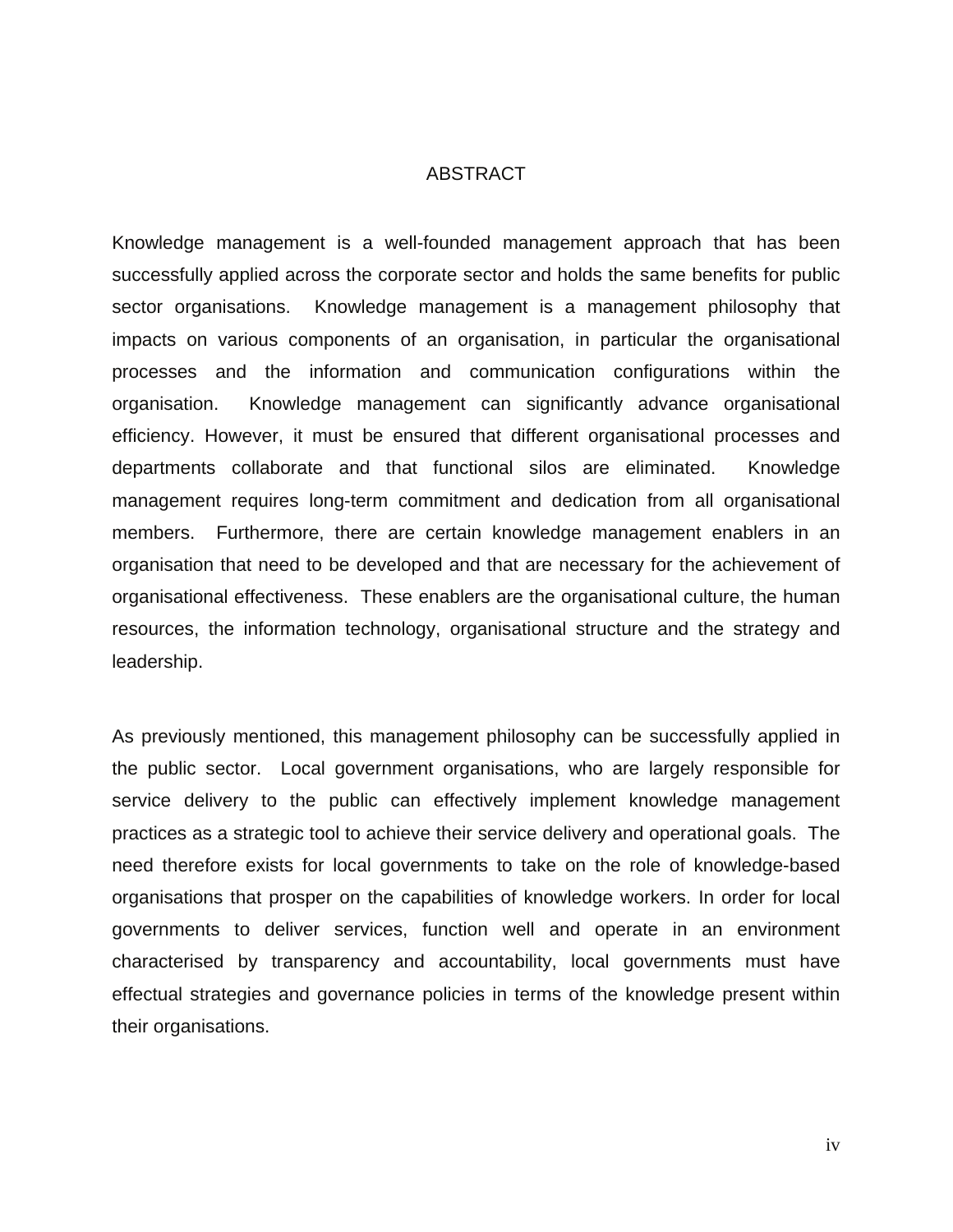# ABSTRACT

Knowledge management is a well-founded management approach that has been successfully applied across the corporate sector and holds the same benefits for public sector organisations. Knowledge management is a management philosophy that impacts on various components of an organisation, in particular the organisational processes and the information and communication configurations within the organisation. Knowledge management can significantly advance organisational efficiency. However, it must be ensured that different organisational processes and departments collaborate and that functional silos are eliminated. Knowledge management requires long-term commitment and dedication from all organisational members. Furthermore, there are certain knowledge management enablers in an organisation that need to be developed and that are necessary for the achievement of organisational effectiveness. These enablers are the organisational culture, the human resources, the information technology, organisational structure and the strategy and leadership.

As previously mentioned, this management philosophy can be successfully applied in the public sector. Local government organisations, who are largely responsible for service delivery to the public can effectively implement knowledge management practices as a strategic tool to achieve their service delivery and operational goals. The need therefore exists for local governments to take on the role of knowledge-based organisations that prosper on the capabilities of knowledge workers. In order for local governments to deliver services, function well and operate in an environment characterised by transparency and accountability, local governments must have effectual strategies and governance policies in terms of the knowledge present within their organisations.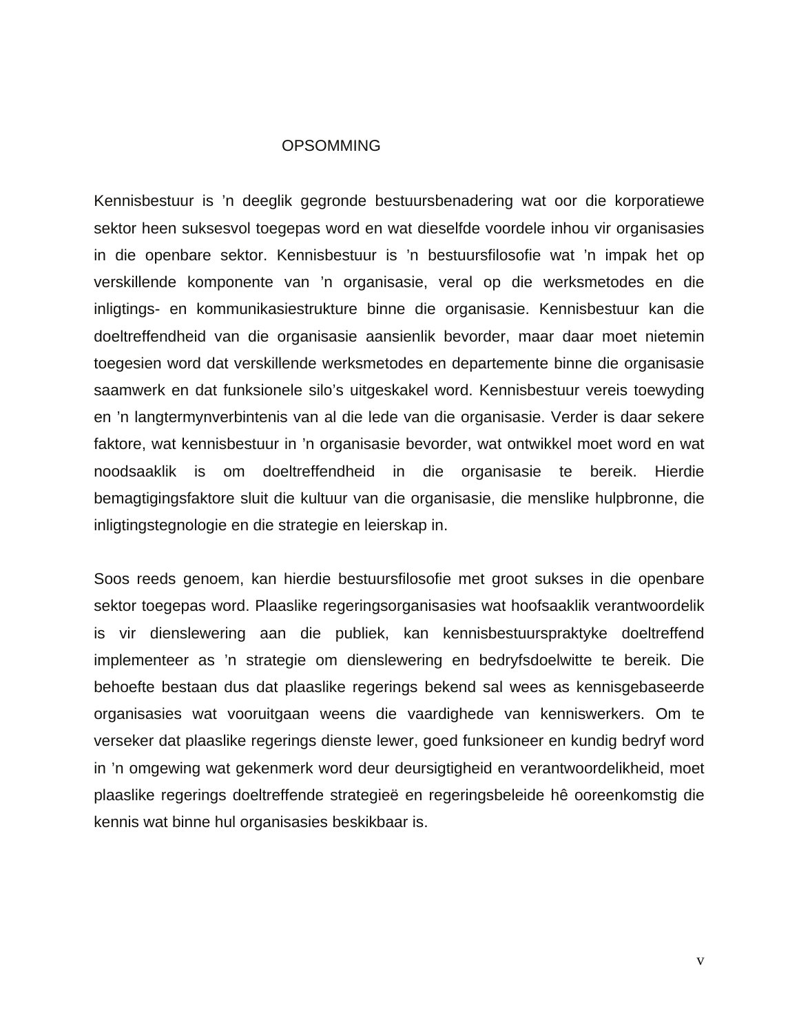# OPSOMMING

Kennisbestuur is ’n deeglik gegronde bestuursbenadering wat oor die korporatiewe sektor heen suksesvol toegepas word en wat dieselfde voordele inhou vir organisasies in die openbare sektor. Kennisbestuur is ’n bestuursfilosofie wat ’n impak het op verskillende komponente van ’n organisasie, veral op die werksmetodes en die inligtings- en kommunikasiestrukture binne die organisasie. Kennisbestuur kan die doeltreffendheid van die organisasie aansienlik bevorder, maar daar moet nietemin toegesien word dat verskillende werksmetodes en departemente binne die organisasie saamwerk en dat funksionele silo’s uitgeskakel word. Kennisbestuur vereis toewyding en ’n langtermynverbintenis van al die lede van die organisasie. Verder is daar sekere faktore, wat kennisbestuur in ’n organisasie bevorder, wat ontwikkel moet word en wat noodsaaklik is om doeltreffendheid in die organisasie te bereik. Hierdie bemagtigingsfaktore sluit die kultuur van die organisasie, die menslike hulpbronne, die inligtingstegnologie en die strategie en leierskap in.

Soos reeds genoem, kan hierdie bestuursfilosofie met groot sukses in die openbare sektor toegepas word. Plaaslike regeringsorganisasies wat hoofsaaklik verantwoordelik is vir dienslewering aan die publiek, kan kennisbestuurspraktyke doeltreffend implementeer as ’n strategie om dienslewering en bedryfsdoelwitte te bereik. Die behoefte bestaan dus dat plaaslike regerings bekend sal wees as kennisgebaseerde organisasies wat vooruitgaan weens die vaardighede van kenniswerkers. Om te verseker dat plaaslike regerings dienste lewer, goed funksioneer en kundig bedryf word in ’n omgewing wat gekenmerk word deur deursigtigheid en verantwoordelikheid, moet plaaslike regerings doeltreffende strategieë en regeringsbeleide hê ooreenkomstig die kennis wat binne hul organisasies beskikbaar is.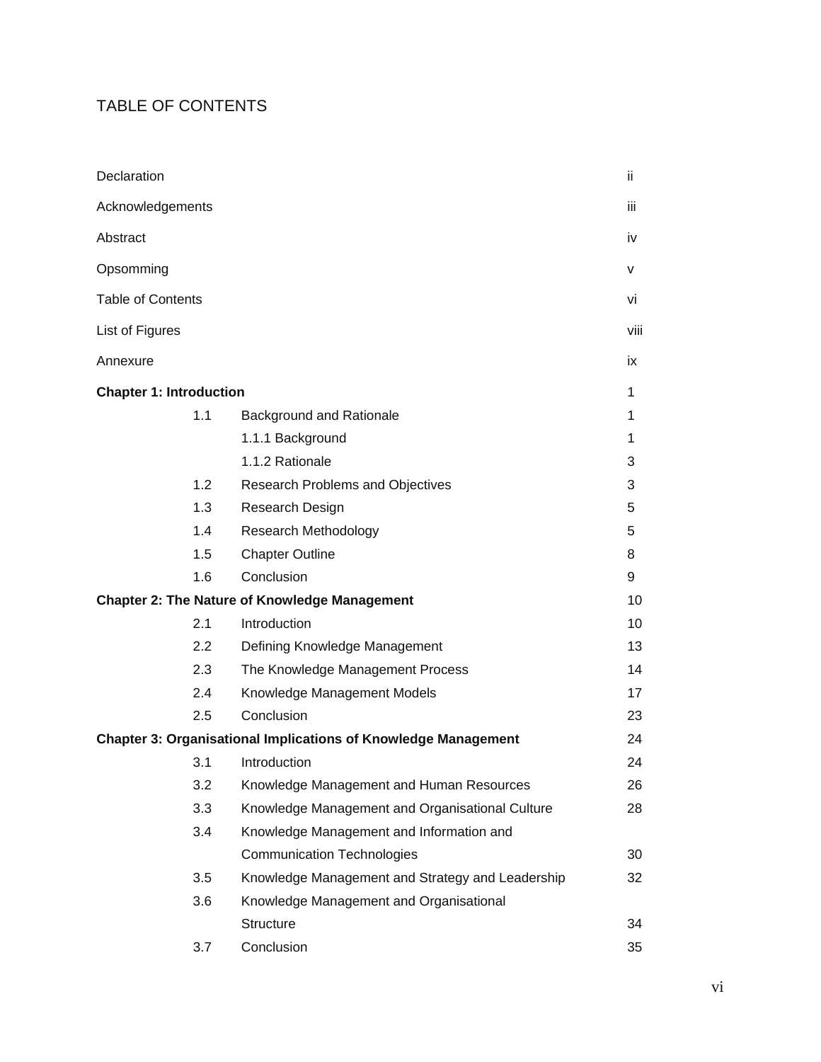# TABLE OF CONTENTS

| | | |
|---|---|---|
| Declaration | | ii |
| Acknowledgements | | iii |
| Abstract | | iv |
| Opsomming | | v |
| Table of Contents | | vi |
| List of Figures | | viii |
| Annexure | | ix |
| **Chapter 1: Introduction** | | 1 |
| 1.1 | Background and Rationale | 1 |
| | 1.1.1 Background | 1 |
| | 1.1.2 Rationale | 3 |
| 1.2 | Research Problems and Objectives | 3 |
| 1.3 | Research Design | 5 |
| 1.4 | Research Methodology | 5 |
| 1.5 | Chapter Outline | 8 |
| 1.6 | Conclusion | 9 |
| **Chapter 2: The Nature of Knowledge Management** | | 10 |
| 2.1 | Introduction | 10 |
| 2.2 | Defining Knowledge Management | 13 |
| 2.3 | The Knowledge Management Process | 14 |
| 2.4 | Knowledge Management Models | 17 |
| 2.5 | Conclusion | 23 |
| **Chapter 3: Organisational Implications of Knowledge Management** | | 24 |
| 3.1 | Introduction | 24 |
| 3.2 | Knowledge Management and Human Resources | 26 |
| 3.3 | Knowledge Management and Organisational Culture | 28 |
| 3.4 | Knowledge Management and Information and Communication Technologies | 30 |
| 3.5 | Knowledge Management and Strategy and Leadership | 32 |
| 3.6 | Knowledge Management and Organisational Structure | 34 |
| 3.7 | Conclusion | 35 |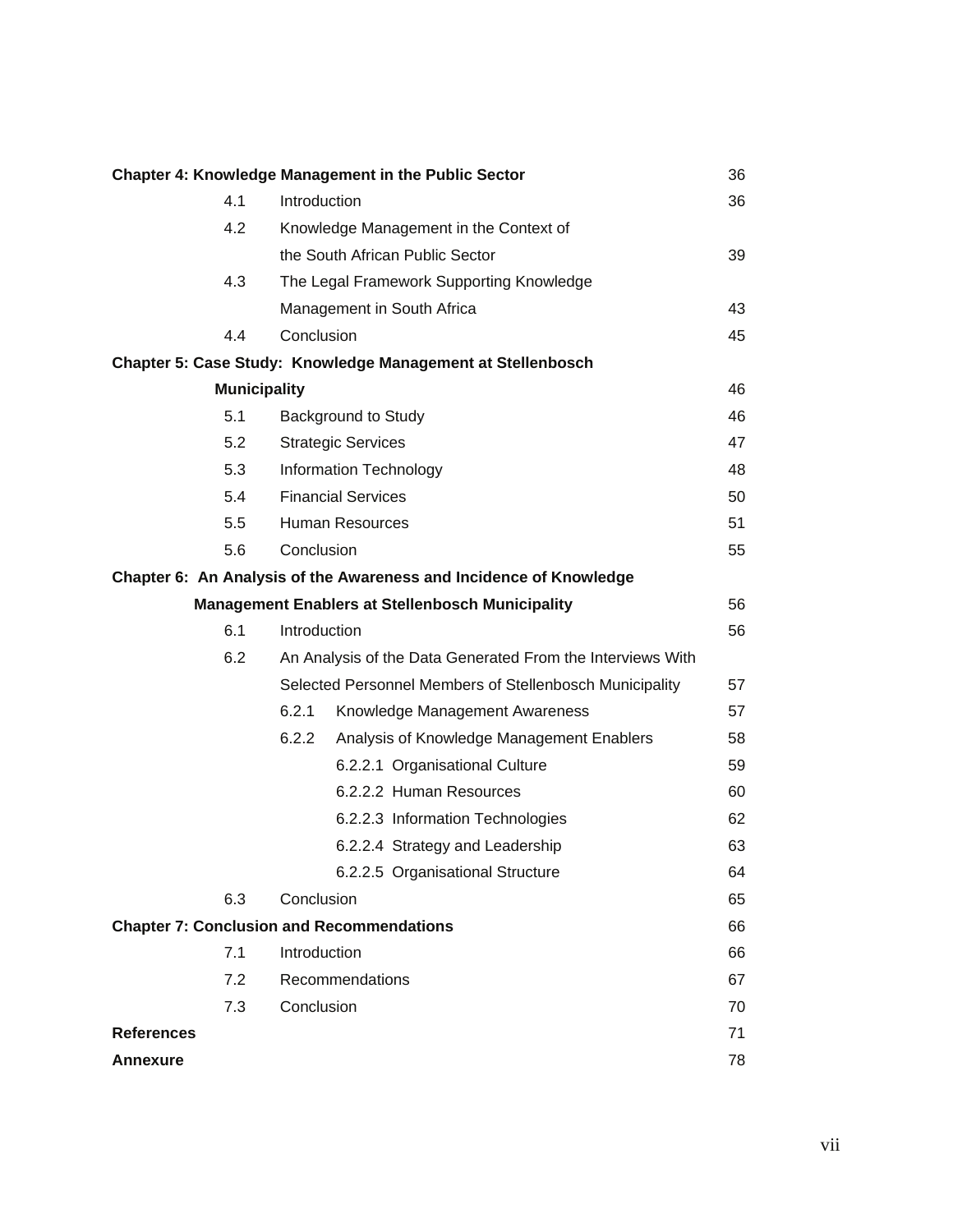| | | |
|---|---|---|
| **Chapter 4: Knowledge Management in the Public Sector** | | 36 |
| 4.1 | Introduction | 36 |
| 4.2 | Knowledge Management in the Context of the South African Public Sector | 39 |
| 4.3 | The Legal Framework Supporting Knowledge Management in South Africa | 43 |
| 4.4 | Conclusion | 45 |
| **Chapter 5: Case Study: Knowledge Management at Stellenbosch Municipality** | | 46 |
| 5.1 | Background to Study | 46 |
| 5.2 | Strategic Services | 47 |
| 5.3 | Information Technology | 48 |
| 5.4 | Financial Services | 50 |
| 5.5 | Human Resources | 51 |
| 5.6 | Conclusion | 55 |
| **Chapter 6: An Analysis of the Awareness and Incidence of Knowledge Management Enablers at Stellenbosch Municipality** | | 56 |
| 6.1 | Introduction | 56 |
| 6.2 | An Analysis of the Data Generated From the Interviews With Selected Personnel Members of Stellenbosch Municipality | 57 |
| | 6.2.1 Knowledge Management Awareness | 57 |
| | 6.2.2 Analysis of Knowledge Management Enablers | 58 |
| | 6.2.2.1 Organisational Culture | 59 |
| | 6.2.2.2 Human Resources | 60 |
| | 6.2.2.3 Information Technologies | 62 |
| | 6.2.2.4 Strategy and Leadership | 63 |
| | 6.2.2.5 Organisational Structure | 64 |
| 6.3 | Conclusion | 65 |
| **Chapter 7: Conclusion and Recommendations** | | 66 |
| 7.1 | Introduction | 66 |
| 7.2 | Recommendations | 67 |
| 7.3 | Conclusion | 70 |
| **References** | | 71 |
| **Annexure** | | 78 |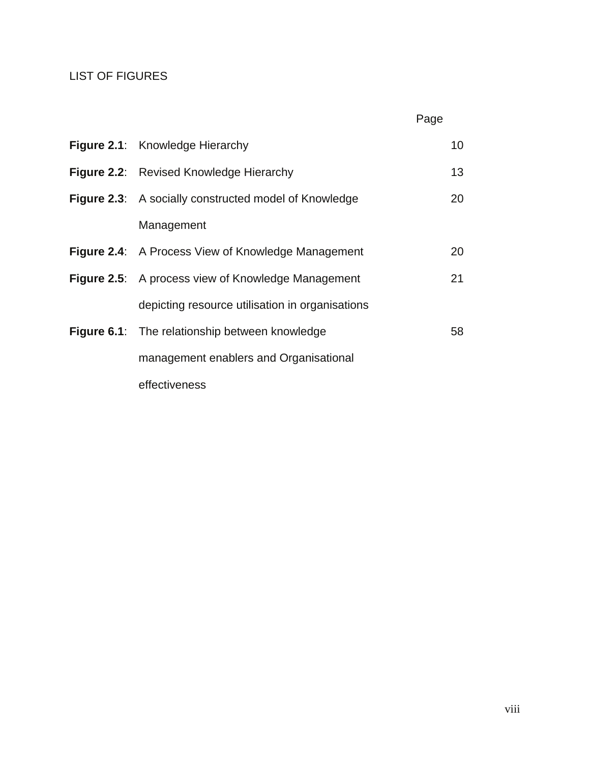# LIST OF FIGURES

| | | Page |
|---|---|---|
| **Figure 2.1**: | Knowledge Hierarchy | 10 |
| **Figure 2.2**: | Revised Knowledge Hierarchy | 13 |
| **Figure 2.3**: | A socially constructed model of Knowledge Management | 20 |
| **Figure 2.4**: | A Process View of Knowledge Management | 20 |
| **Figure 2.5**: | A process view of Knowledge Management depicting resource utilisation in organisations | 21 |
| **Figure 6.1**: | The relationship between knowledge management enablers and Organisational effectiveness | 58 |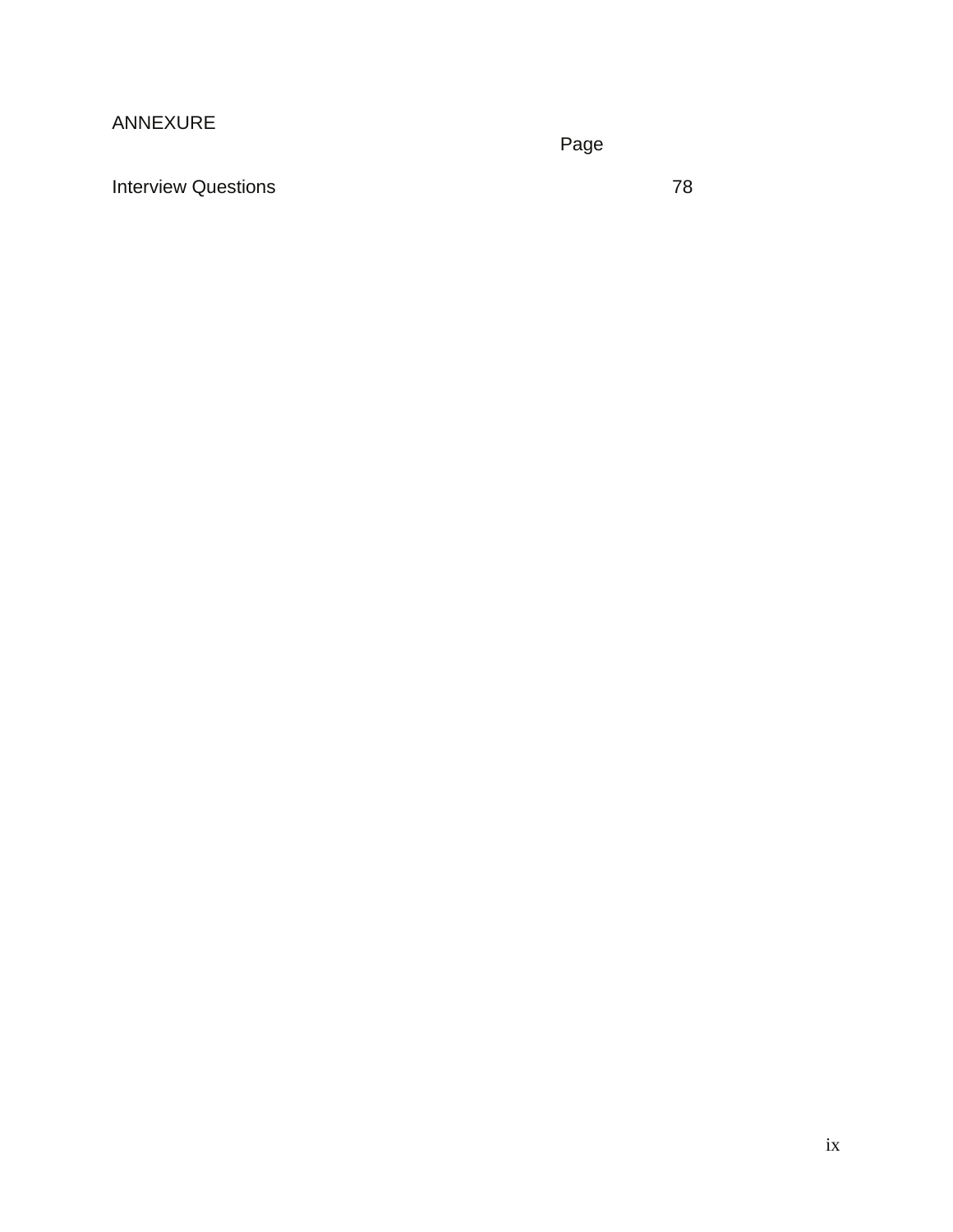# ANNEXURE

| | Page |
|---|---|
| Interview Questions | 78 |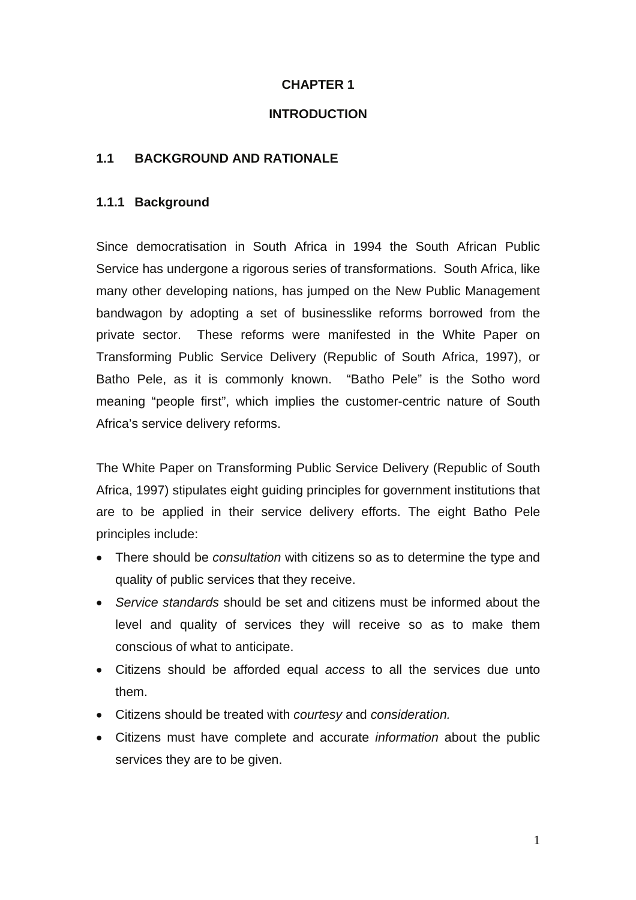# CHAPTER 1

# INTRODUCTION

## 1.1 BACKGROUND AND RATIONALE

### 1.1.1 Background

Since democratisation in South Africa in 1994 the South African Public Service has undergone a rigorous series of transformations. South Africa, like many other developing nations, has jumped on the New Public Management bandwagon by adopting a set of businesslike reforms borrowed from the private sector. These reforms were manifested in the White Paper on Transforming Public Service Delivery (Republic of South Africa, 1997), or Batho Pele, as it is commonly known. "Batho Pele" is the Sotho word meaning "people first", which implies the customer-centric nature of South Africa's service delivery reforms.

The White Paper on Transforming Public Service Delivery (Republic of South Africa, 1997) stipulates eight guiding principles for government institutions that are to be applied in their service delivery efforts. The eight Batho Pele principles include:

- There should be *consultation* with citizens so as to determine the type and quality of public services that they receive.
- *Service standards* should be set and citizens must be informed about the level and quality of services they will receive so as to make them conscious of what to anticipate.
- Citizens should be afforded equal *access* to all the services due unto them.
- Citizens should be treated with *courtesy* and *consideration.*
- Citizens must have complete and accurate *information* about the public services they are to be given.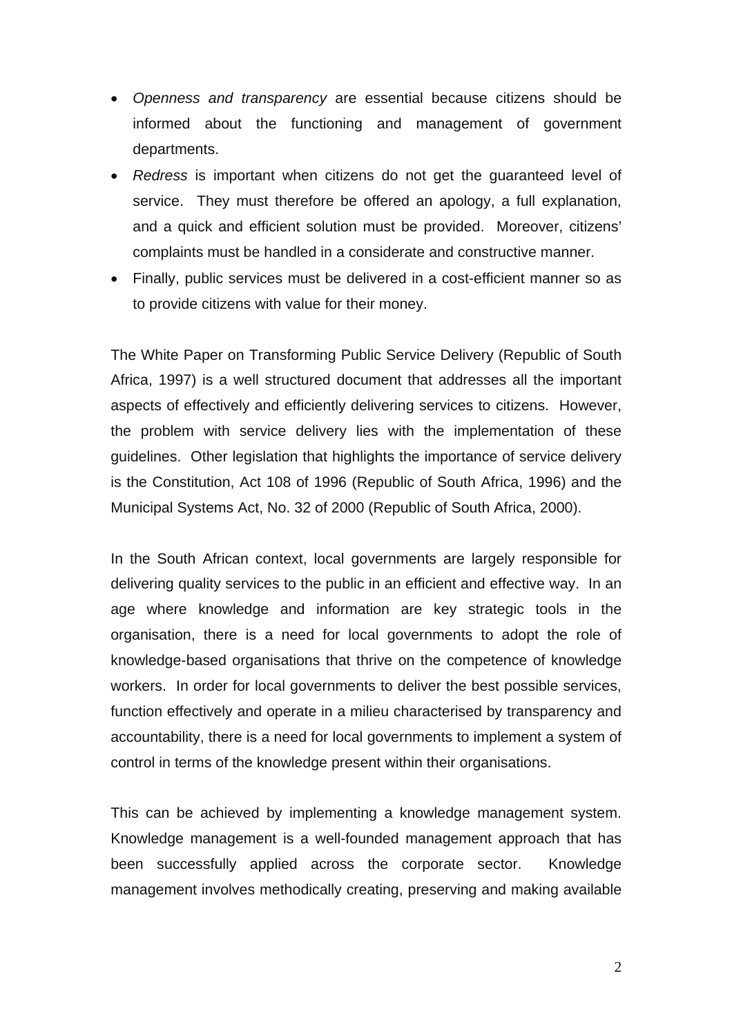- *Openness and transparency* are essential because citizens should be informed about the functioning and management of government departments.
- *Redress* is important when citizens do not get the guaranteed level of service. They must therefore be offered an apology, a full explanation, and a quick and efficient solution must be provided. Moreover, citizens' complaints must be handled in a considerate and constructive manner.
- Finally, public services must be delivered in a cost-efficient manner so as to provide citizens with value for their money.

The White Paper on Transforming Public Service Delivery (Republic of South Africa, 1997) is a well structured document that addresses all the important aspects of effectively and efficiently delivering services to citizens. However, the problem with service delivery lies with the implementation of these guidelines. Other legislation that highlights the importance of service delivery is the Constitution, Act 108 of 1996 (Republic of South Africa, 1996) and the Municipal Systems Act, No. 32 of 2000 (Republic of South Africa, 2000).

In the South African context, local governments are largely responsible for delivering quality services to the public in an efficient and effective way. In an age where knowledge and information are key strategic tools in the organisation, there is a need for local governments to adopt the role of knowledge-based organisations that thrive on the competence of knowledge workers. In order for local governments to deliver the best possible services, function effectively and operate in a milieu characterised by transparency and accountability, there is a need for local governments to implement a system of control in terms of the knowledge present within their organisations.

This can be achieved by implementing a knowledge management system. Knowledge management is a well-founded management approach that has been successfully applied across the corporate sector. Knowledge management involves methodically creating, preserving and making available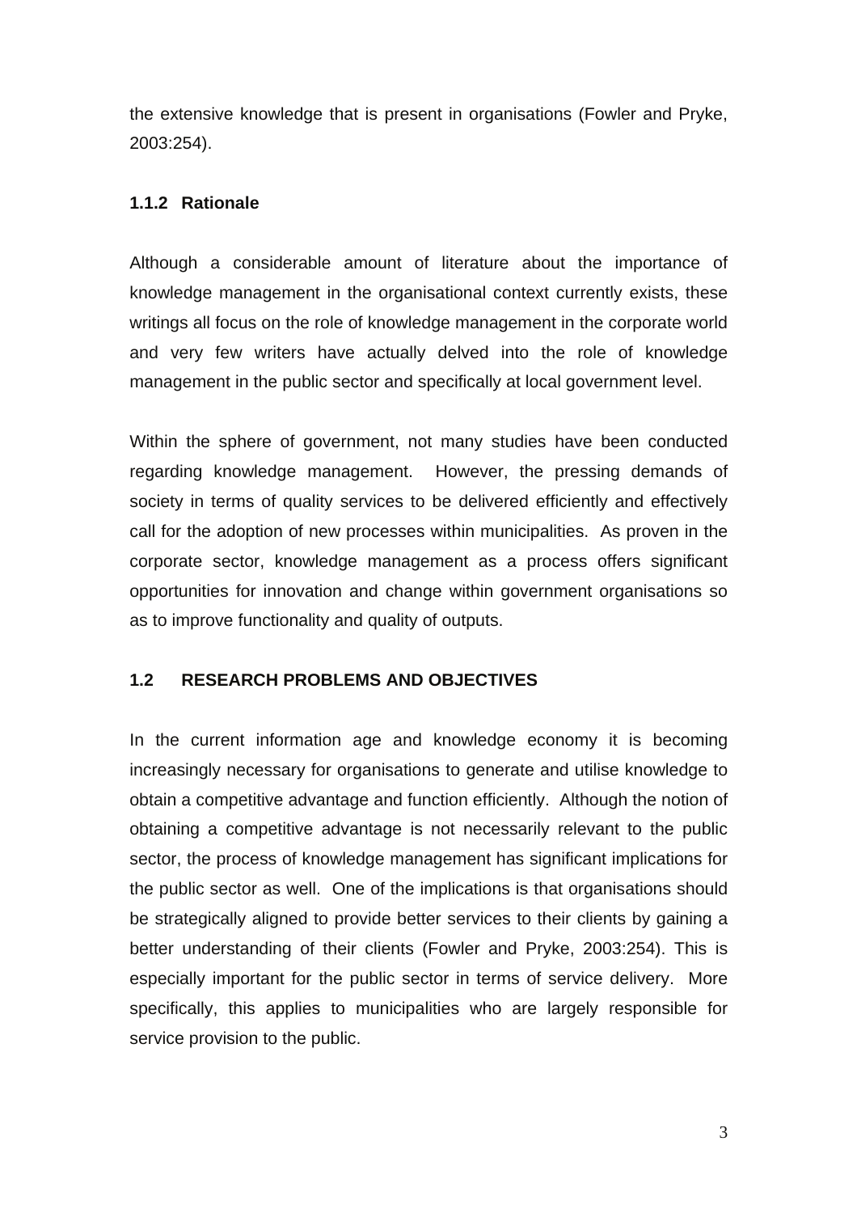the extensive knowledge that is present in organisations (Fowler and Pryke, 2003:254).

### 1.1.2 Rationale

Although a considerable amount of literature about the importance of knowledge management in the organisational context currently exists, these writings all focus on the role of knowledge management in the corporate world and very few writers have actually delved into the role of knowledge management in the public sector and specifically at local government level.

Within the sphere of government, not many studies have been conducted regarding knowledge management. However, the pressing demands of society in terms of quality services to be delivered efficiently and effectively call for the adoption of new processes within municipalities. As proven in the corporate sector, knowledge management as a process offers significant opportunities for innovation and change within government organisations so as to improve functionality and quality of outputs.

## 1.2 RESEARCH PROBLEMS AND OBJECTIVES

In the current information age and knowledge economy it is becoming increasingly necessary for organisations to generate and utilise knowledge to obtain a competitive advantage and function efficiently. Although the notion of obtaining a competitive advantage is not necessarily relevant to the public sector, the process of knowledge management has significant implications for the public sector as well. One of the implications is that organisations should be strategically aligned to provide better services to their clients by gaining a better understanding of their clients (Fowler and Pryke, 2003:254). This is especially important for the public sector in terms of service delivery. More specifically, this applies to municipalities who are largely responsible for service provision to the public.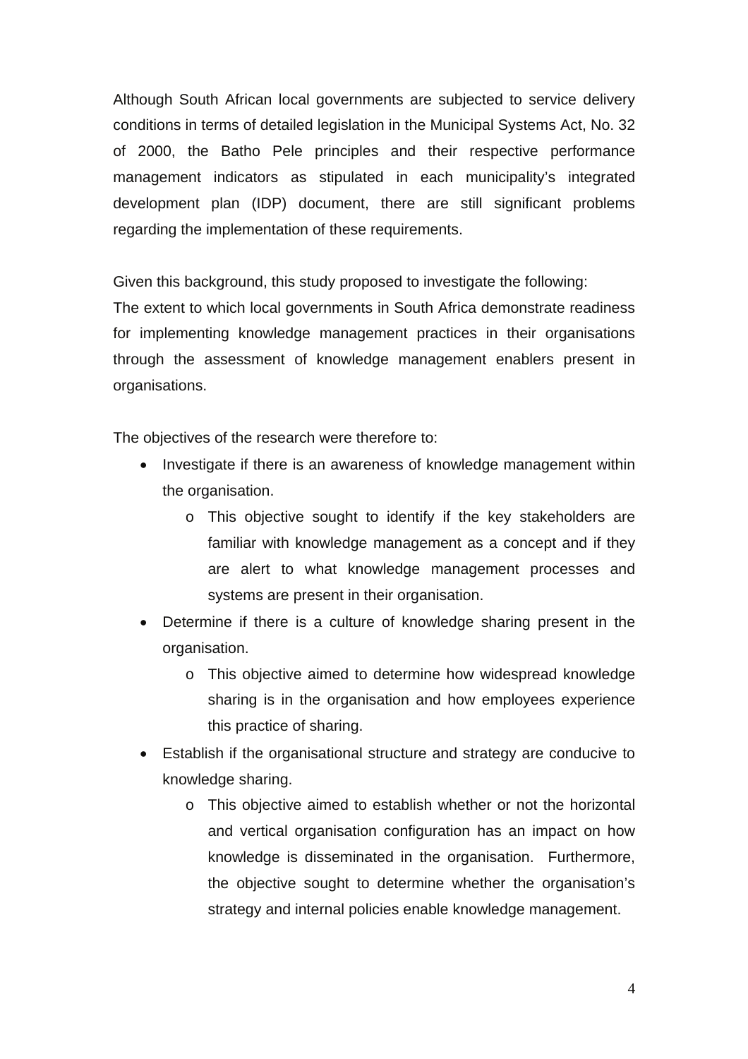Although South African local governments are subjected to service delivery conditions in terms of detailed legislation in the Municipal Systems Act, No. 32 of 2000, the Batho Pele principles and their respective performance management indicators as stipulated in each municipality's integrated development plan (IDP) document, there are still significant problems regarding the implementation of these requirements.

Given this background, this study proposed to investigate the following:
The extent to which local governments in South Africa demonstrate readiness for implementing knowledge management practices in their organisations through the assessment of knowledge management enablers present in organisations.

The objectives of the research were therefore to:

- Investigate if there is an awareness of knowledge management within the organisation.
    - This objective sought to identify if the key stakeholders are familiar with knowledge management as a concept and if they are alert to what knowledge management processes and systems are present in their organisation.
- Determine if there is a culture of knowledge sharing present in the organisation.
    - This objective aimed to determine how widespread knowledge sharing is in the organisation and how employees experience this practice of sharing.
- Establish if the organisational structure and strategy are conducive to knowledge sharing.
    - This objective aimed to establish whether or not the horizontal and vertical organisation configuration has an impact on how knowledge is disseminated in the organisation. Furthermore, the objective sought to determine whether the organisation's strategy and internal policies enable knowledge management.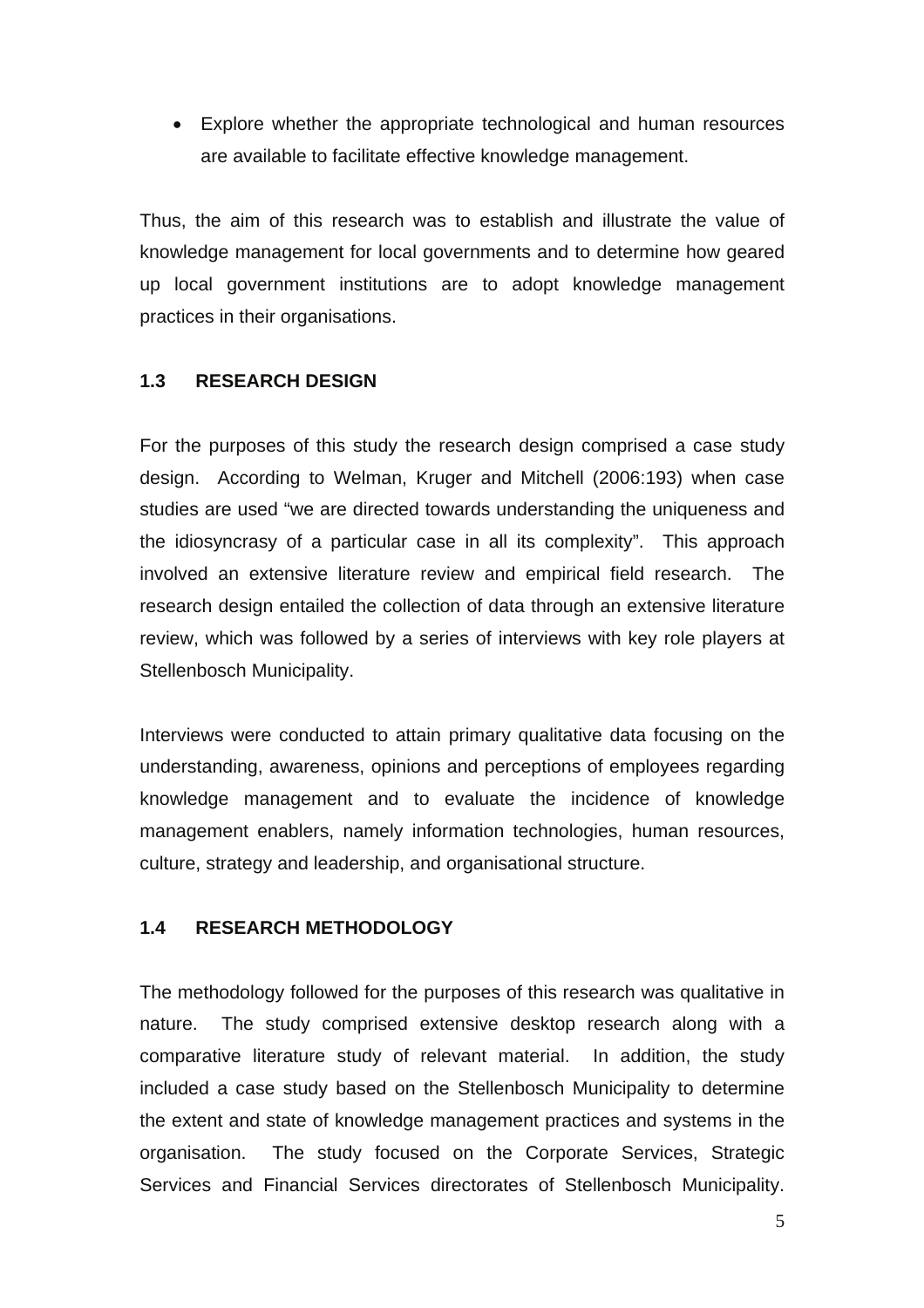- Explore whether the appropriate technological and human resources are available to facilitate effective knowledge management.

Thus, the aim of this research was to establish and illustrate the value of knowledge management for local governments and to determine how geared up local government institutions are to adopt knowledge management practices in their organisations.

## 1.3 RESEARCH DESIGN

For the purposes of this study the research design comprised a case study design. According to Welman, Kruger and Mitchell (2006:193) when case studies are used "we are directed towards understanding the uniqueness and the idiosyncrasy of a particular case in all its complexity". This approach involved an extensive literature review and empirical field research. The research design entailed the collection of data through an extensive literature review, which was followed by a series of interviews with key role players at Stellenbosch Municipality.

Interviews were conducted to attain primary qualitative data focusing on the understanding, awareness, opinions and perceptions of employees regarding knowledge management and to evaluate the incidence of knowledge management enablers, namely information technologies, human resources, culture, strategy and leadership, and organisational structure.

## 1.4 RESEARCH METHODOLOGY

The methodology followed for the purposes of this research was qualitative in nature. The study comprised extensive desktop research along with a comparative literature study of relevant material. In addition, the study included a case study based on the Stellenbosch Municipality to determine the extent and state of knowledge management practices and systems in the organisation. The study focused on the Corporate Services, Strategic Services and Financial Services directorates of Stellenbosch Municipality.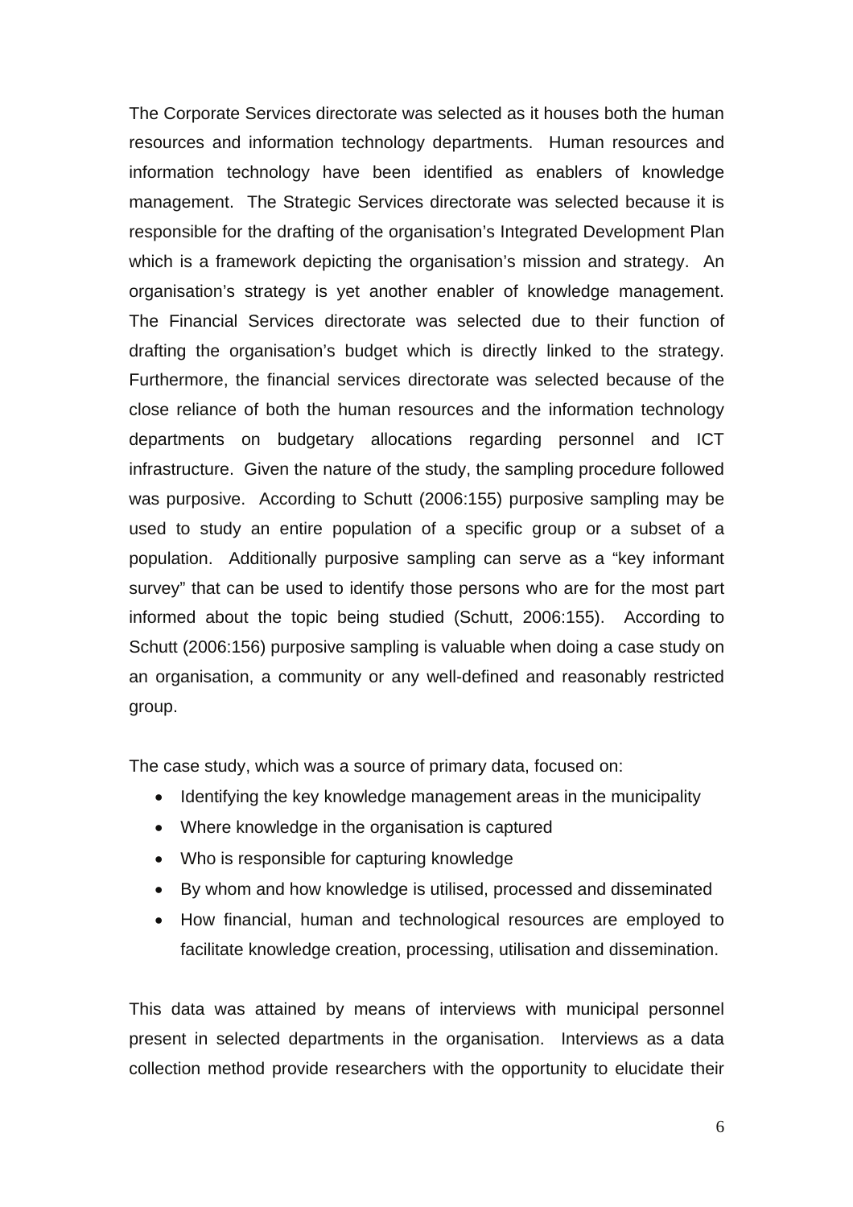The Corporate Services directorate was selected as it houses both the human resources and information technology departments. Human resources and information technology have been identified as enablers of knowledge management. The Strategic Services directorate was selected because it is responsible for the drafting of the organisation's Integrated Development Plan which is a framework depicting the organisation's mission and strategy. An organisation's strategy is yet another enabler of knowledge management. The Financial Services directorate was selected due to their function of drafting the organisation's budget which is directly linked to the strategy. Furthermore, the financial services directorate was selected because of the close reliance of both the human resources and the information technology departments on budgetary allocations regarding personnel and ICT infrastructure. Given the nature of the study, the sampling procedure followed was purposive. According to Schutt (2006:155) purposive sampling may be used to study an entire population of a specific group or a subset of a population. Additionally purposive sampling can serve as a "key informant survey" that can be used to identify those persons who are for the most part informed about the topic being studied (Schutt, 2006:155). According to Schutt (2006:156) purposive sampling is valuable when doing a case study on an organisation, a community or any well-defined and reasonably restricted group.

The case study, which was a source of primary data, focused on:

- Identifying the key knowledge management areas in the municipality
- Where knowledge in the organisation is captured
- Who is responsible for capturing knowledge
- By whom and how knowledge is utilised, processed and disseminated
- How financial, human and technological resources are employed to facilitate knowledge creation, processing, utilisation and dissemination.

This data was attained by means of interviews with municipal personnel present in selected departments in the organisation. Interviews as a data collection method provide researchers with the opportunity to elucidate their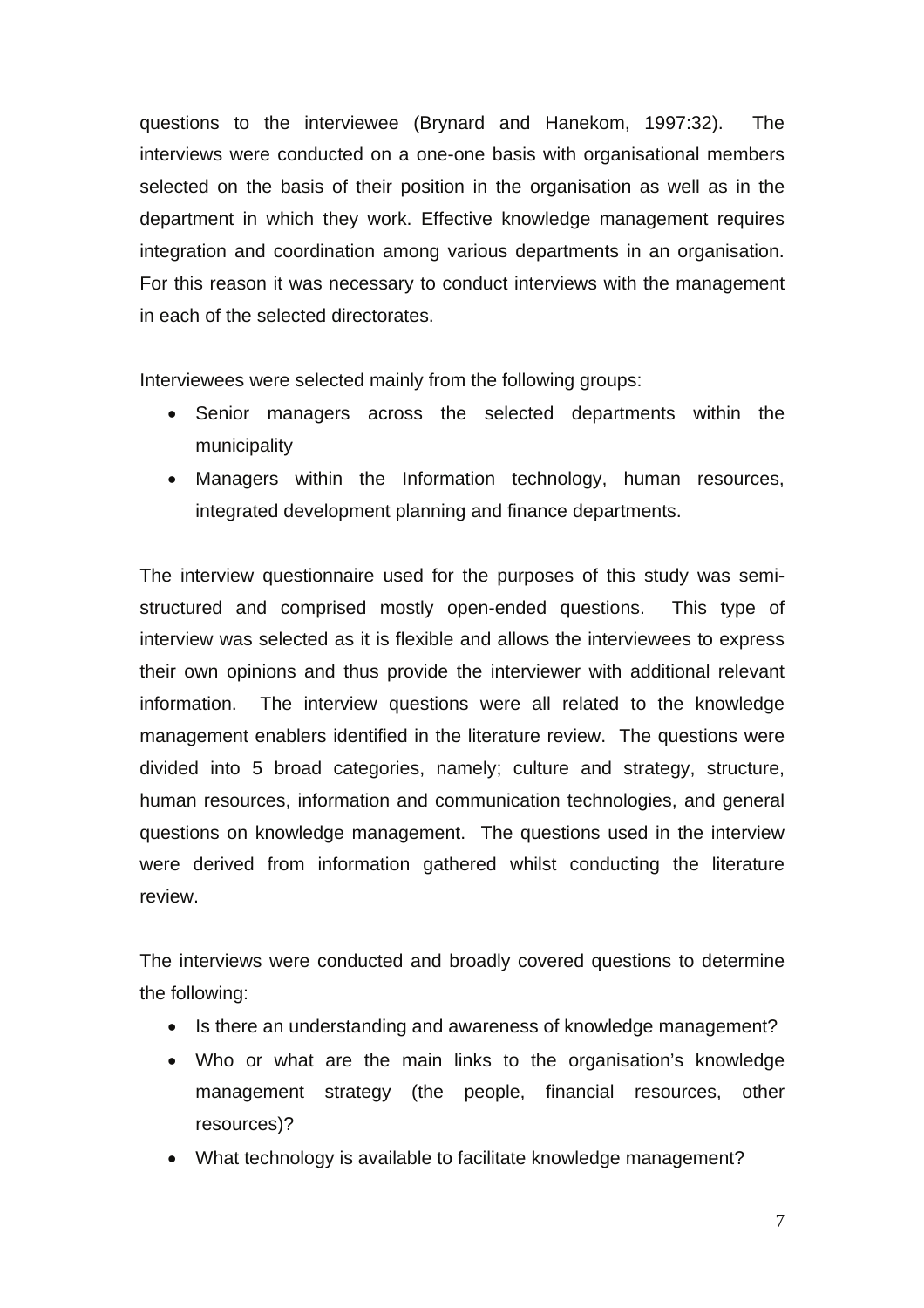questions to the interviewee (Brynard and Hanekom, 1997:32). The interviews were conducted on a one-one basis with organisational members selected on the basis of their position in the organisation as well as in the department in which they work. Effective knowledge management requires integration and coordination among various departments in an organisation. For this reason it was necessary to conduct interviews with the management in each of the selected directorates.

Interviewees were selected mainly from the following groups:

- Senior managers across the selected departments within the municipality
- Managers within the Information technology, human resources, integrated development planning and finance departments.

The interview questionnaire used for the purposes of this study was semi-structured and comprised mostly open-ended questions. This type of interview was selected as it is flexible and allows the interviewees to express their own opinions and thus provide the interviewer with additional relevant information. The interview questions were all related to the knowledge management enablers identified in the literature review. The questions were divided into 5 broad categories, namely; culture and strategy, structure, human resources, information and communication technologies, and general questions on knowledge management. The questions used in the interview were derived from information gathered whilst conducting the literature review.

The interviews were conducted and broadly covered questions to determine the following:

- Is there an understanding and awareness of knowledge management?
- Who or what are the main links to the organisation's knowledge management strategy (the people, financial resources, other resources)?
- What technology is available to facilitate knowledge management?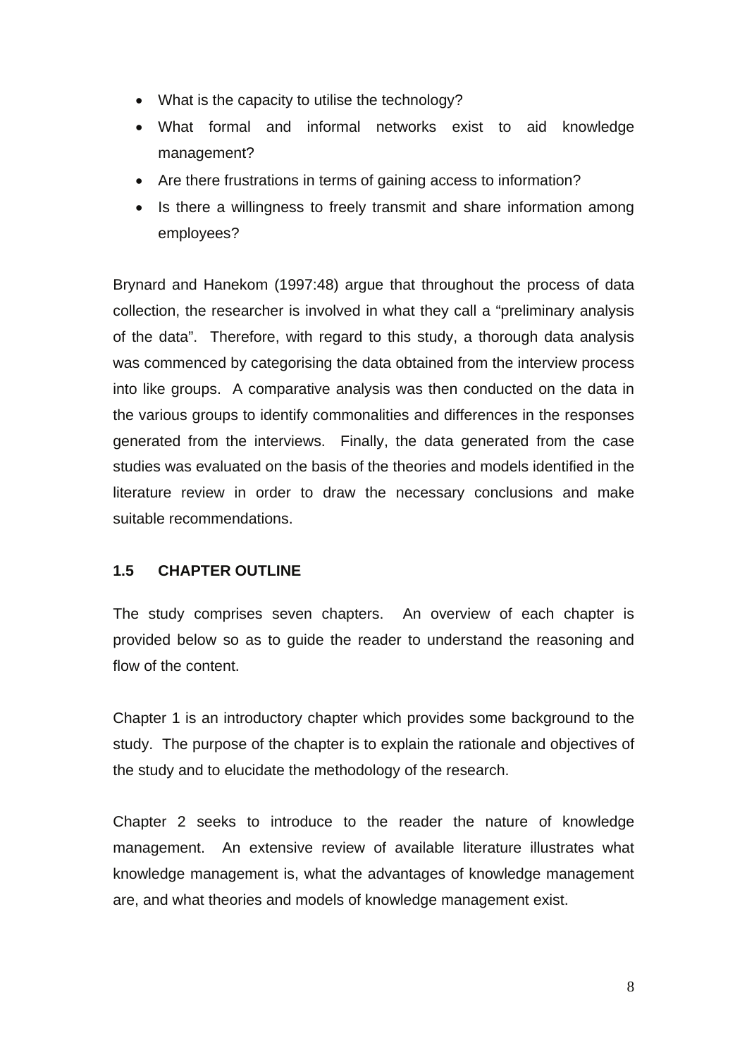- What is the capacity to utilise the technology?
- What formal and informal networks exist to aid knowledge management?
- Are there frustrations in terms of gaining access to information?
- Is there a willingness to freely transmit and share information among employees?

Brynard and Hanekom (1997:48) argue that throughout the process of data collection, the researcher is involved in what they call a "preliminary analysis of the data". Therefore, with regard to this study, a thorough data analysis was commenced by categorising the data obtained from the interview process into like groups. A comparative analysis was then conducted on the data in the various groups to identify commonalities and differences in the responses generated from the interviews. Finally, the data generated from the case studies was evaluated on the basis of the theories and models identified in the literature review in order to draw the necessary conclusions and make suitable recommendations.

## 1.5 CHAPTER OUTLINE

The study comprises seven chapters. An overview of each chapter is provided below so as to guide the reader to understand the reasoning and flow of the content.

Chapter 1 is an introductory chapter which provides some background to the study. The purpose of the chapter is to explain the rationale and objectives of the study and to elucidate the methodology of the research.

Chapter 2 seeks to introduce to the reader the nature of knowledge management. An extensive review of available literature illustrates what knowledge management is, what the advantages of knowledge management are, and what theories and models of knowledge management exist.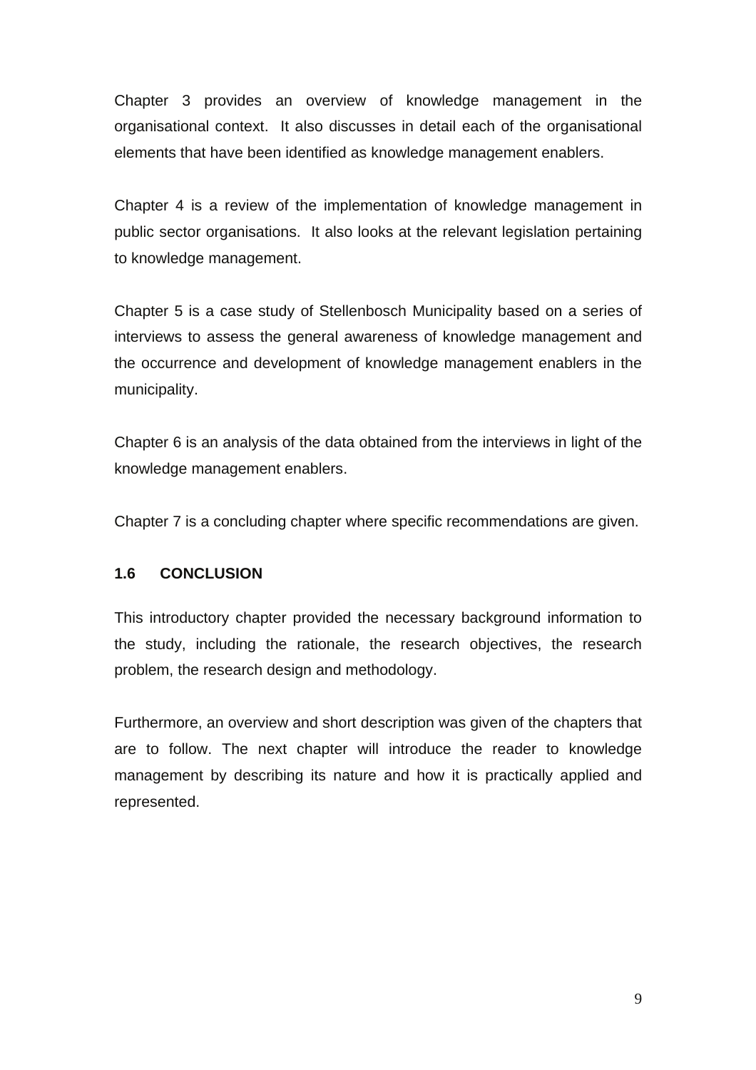Chapter 3 provides an overview of knowledge management in the organisational context. It also discusses in detail each of the organisational elements that have been identified as knowledge management enablers.

Chapter 4 is a review of the implementation of knowledge management in public sector organisations. It also looks at the relevant legislation pertaining to knowledge management.

Chapter 5 is a case study of Stellenbosch Municipality based on a series of interviews to assess the general awareness of knowledge management and the occurrence and development of knowledge management enablers in the municipality.

Chapter 6 is an analysis of the data obtained from the interviews in light of the knowledge management enablers.

Chapter 7 is a concluding chapter where specific recommendations are given.

### 1.6 CONCLUSION

This introductory chapter provided the necessary background information to the study, including the rationale, the research objectives, the research problem, the research design and methodology.

Furthermore, an overview and short description was given of the chapters that are to follow. The next chapter will introduce the reader to knowledge management by describing its nature and how it is practically applied and represented.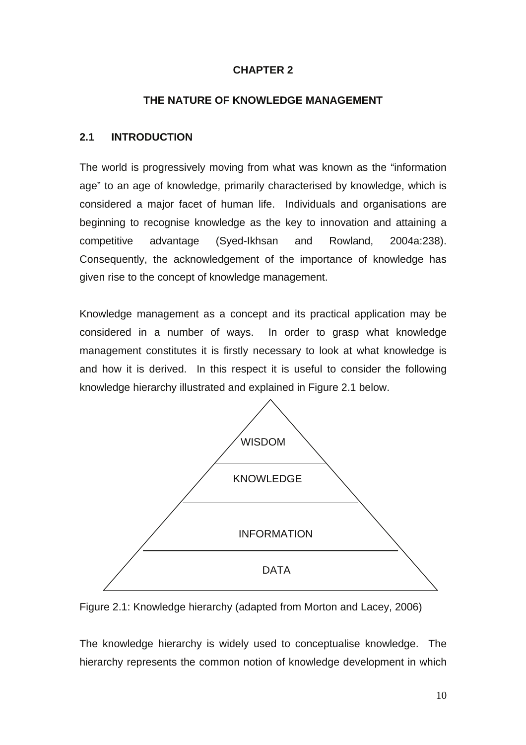# CHAPTER 2

# THE NATURE OF KNOWLEDGE MANAGEMENT

## 2.1 INTRODUCTION

The world is progressively moving from what was known as the "information age" to an age of knowledge, primarily characterised by knowledge, which is considered a major facet of human life. Individuals and organisations are beginning to recognise knowledge as the key to innovation and attaining a competitive advantage (Syed-Ikhsan and Rowland, 2004a:238). Consequently, the acknowledgement of the importance of knowledge has given rise to the concept of knowledge management.

Knowledge management as a concept and its practical application may be considered in a number of ways. In order to grasp what knowledge management constitutes it is firstly necessary to look at what knowledge is and how it is derived. In this respect it is useful to consider the following knowledge hierarchy illustrated and explained in Figure 2.1 below.

WISDOM

KNOWLEDGE

INFORMATION

DATA

Figure 2.1: Knowledge hierarchy (adapted from Morton and Lacey, 2006)

The knowledge hierarchy is widely used to conceptualise knowledge. The hierarchy represents the common notion of knowledge development in which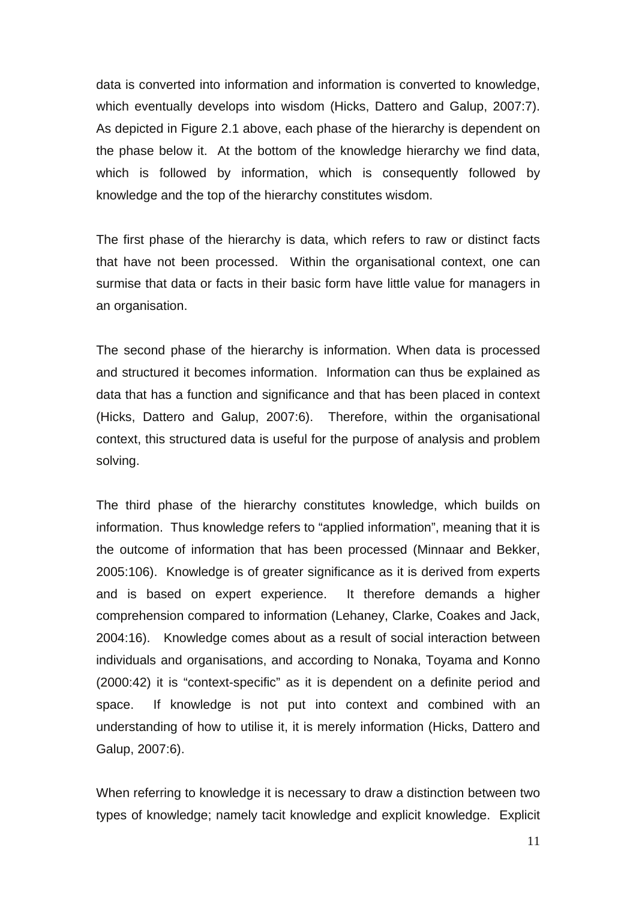data is converted into information and information is converted to knowledge, which eventually develops into wisdom (Hicks, Dattero and Galup, 2007:7). As depicted in Figure 2.1 above, each phase of the hierarchy is dependent on the phase below it. At the bottom of the knowledge hierarchy we find data, which is followed by information, which is consequently followed by knowledge and the top of the hierarchy constitutes wisdom.

The first phase of the hierarchy is data, which refers to raw or distinct facts that have not been processed. Within the organisational context, one can surmise that data or facts in their basic form have little value for managers in an organisation.

The second phase of the hierarchy is information. When data is processed and structured it becomes information. Information can thus be explained as data that has a function and significance and that has been placed in context (Hicks, Dattero and Galup, 2007:6). Therefore, within the organisational context, this structured data is useful for the purpose of analysis and problem solving.

The third phase of the hierarchy constitutes knowledge, which builds on information. Thus knowledge refers to "applied information", meaning that it is the outcome of information that has been processed (Minnaar and Bekker, 2005:106). Knowledge is of greater significance as it is derived from experts and is based on expert experience. It therefore demands a higher comprehension compared to information (Lehaney, Clarke, Coakes and Jack, 2004:16). Knowledge comes about as a result of social interaction between individuals and organisations, and according to Nonaka, Toyama and Konno (2000:42) it is "context-specific" as it is dependent on a definite period and space. If knowledge is not put into context and combined with an understanding of how to utilise it, it is merely information (Hicks, Dattero and Galup, 2007:6).

When referring to knowledge it is necessary to draw a distinction between two types of knowledge; namely tacit knowledge and explicit knowledge. Explicit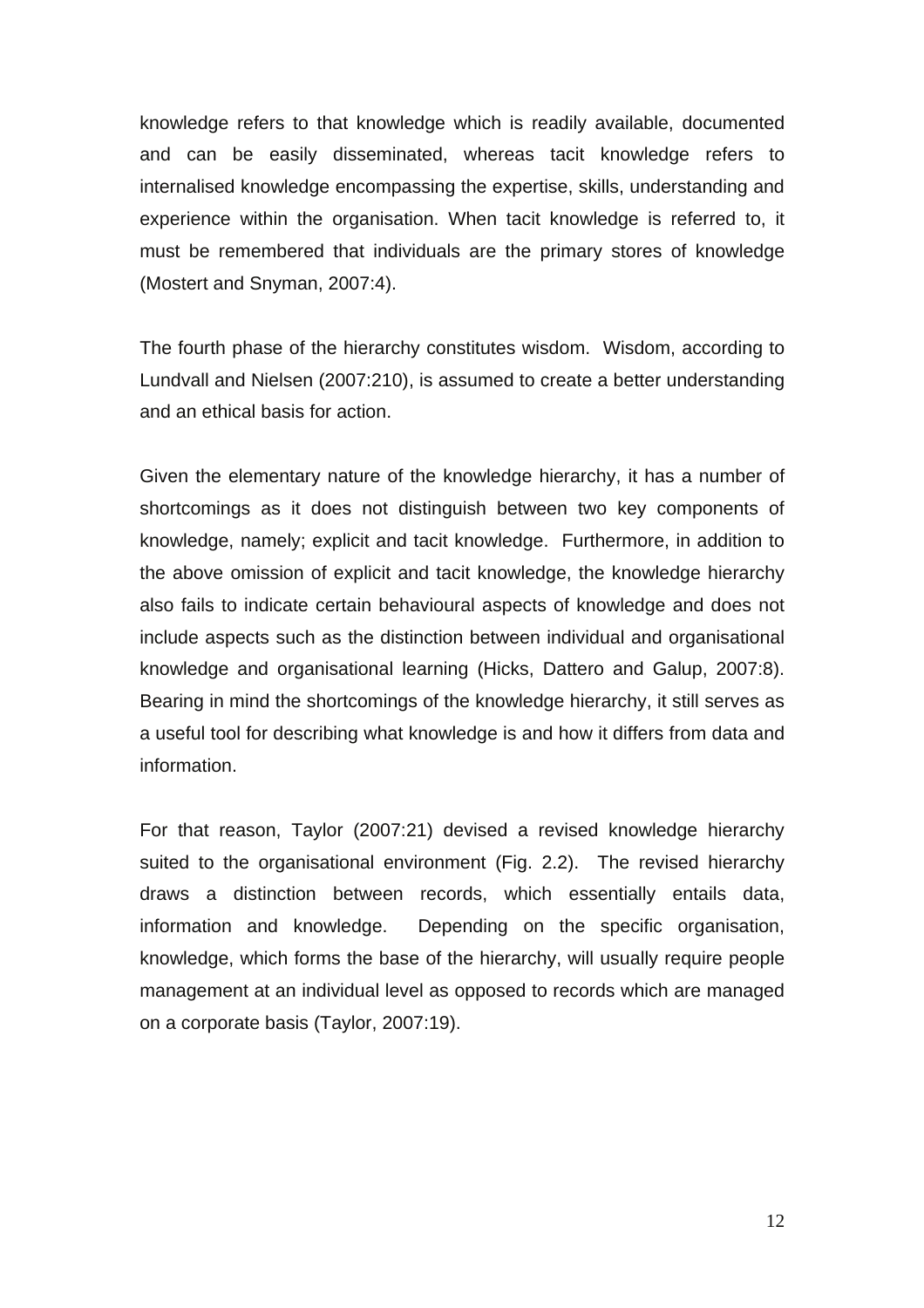knowledge refers to that knowledge which is readily available, documented and can be easily disseminated, whereas tacit knowledge refers to internalised knowledge encompassing the expertise, skills, understanding and experience within the organisation. When tacit knowledge is referred to, it must be remembered that individuals are the primary stores of knowledge (Mostert and Snyman, 2007:4).

The fourth phase of the hierarchy constitutes wisdom. Wisdom, according to Lundvall and Nielsen (2007:210), is assumed to create a better understanding and an ethical basis for action.

Given the elementary nature of the knowledge hierarchy, it has a number of shortcomings as it does not distinguish between two key components of knowledge, namely; explicit and tacit knowledge. Furthermore, in addition to the above omission of explicit and tacit knowledge, the knowledge hierarchy also fails to indicate certain behavioural aspects of knowledge and does not include aspects such as the distinction between individual and organisational knowledge and organisational learning (Hicks, Dattero and Galup, 2007:8). Bearing in mind the shortcomings of the knowledge hierarchy, it still serves as a useful tool for describing what knowledge is and how it differs from data and information.

For that reason, Taylor (2007:21) devised a revised knowledge hierarchy suited to the organisational environment (Fig. 2.2). The revised hierarchy draws a distinction between records, which essentially entails data, information and knowledge. Depending on the specific organisation, knowledge, which forms the base of the hierarchy, will usually require people management at an individual level as opposed to records which are managed on a corporate basis (Taylor, 2007:19).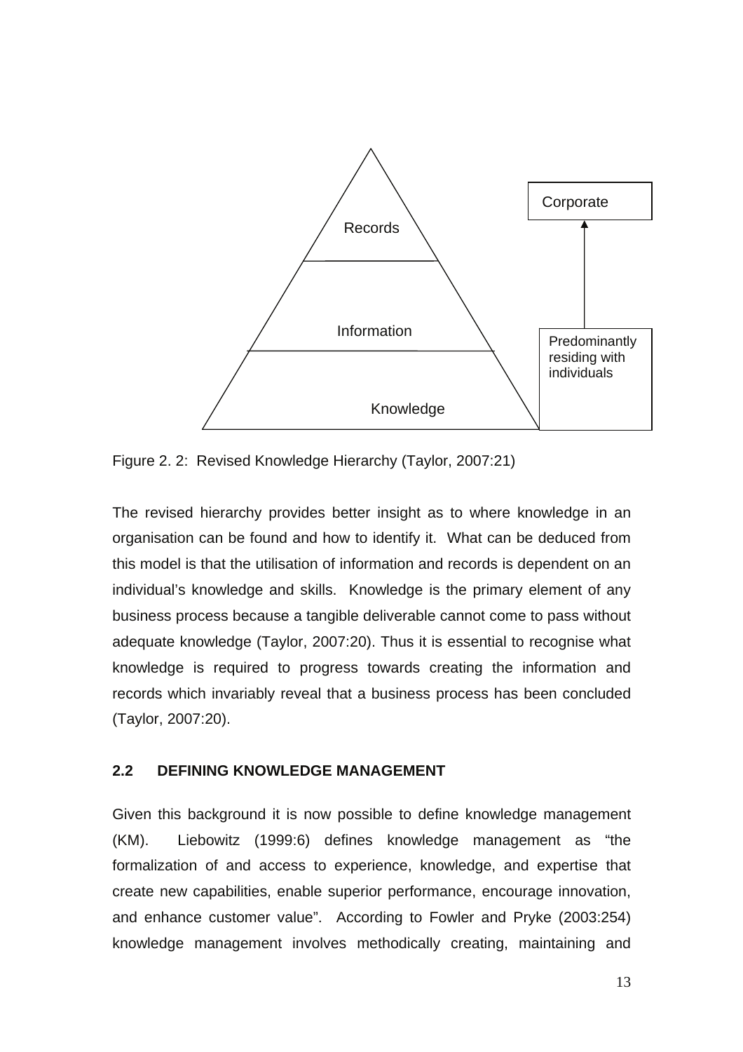Records

Information

Knowledge

Corporate

Predominantly residing with individuals

Figure 2. 2: Revised Knowledge Hierarchy (Taylor, 2007:21)

The revised hierarchy provides better insight as to where knowledge in an organisation can be found and how to identify it. What can be deduced from this model is that the utilisation of information and records is dependent on an individual's knowledge and skills. Knowledge is the primary element of any business process because a tangible deliverable cannot come to pass without adequate knowledge (Taylor, 2007:20). Thus it is essential to recognise what knowledge is required to progress towards creating the information and records which invariably reveal that a business process has been concluded (Taylor, 2007:20).

## 2.2 DEFINING KNOWLEDGE MANAGEMENT

Given this background it is now possible to define knowledge management (KM). Liebowitz (1999:6) defines knowledge management as "the formalization of and access to experience, knowledge, and expertise that create new capabilities, enable superior performance, encourage innovation, and enhance customer value". According to Fowler and Pryke (2003:254) knowledge management involves methodically creating, maintaining and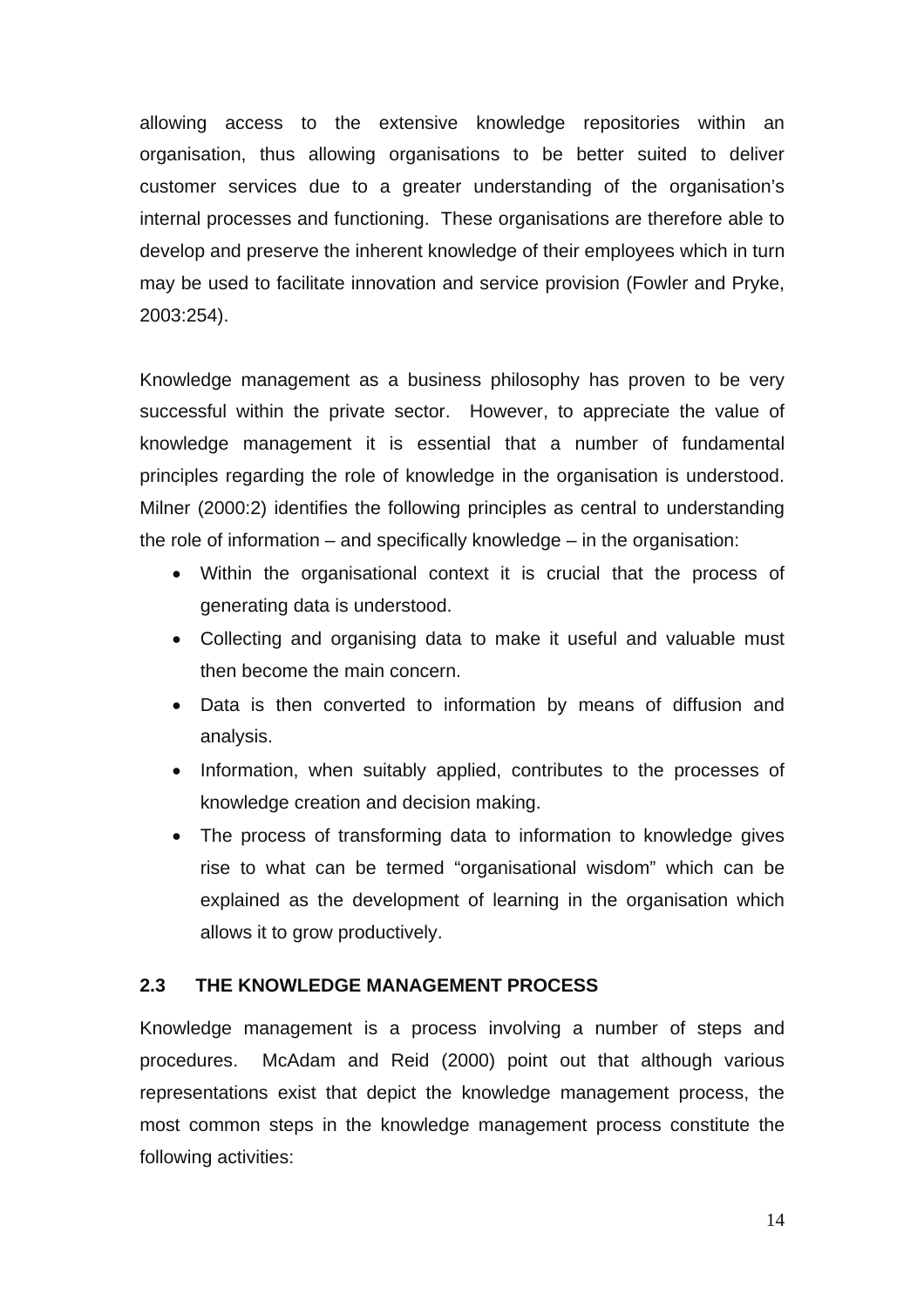allowing access to the extensive knowledge repositories within an organisation, thus allowing organisations to be better suited to deliver customer services due to a greater understanding of the organisation's internal processes and functioning. These organisations are therefore able to develop and preserve the inherent knowledge of their employees which in turn may be used to facilitate innovation and service provision (Fowler and Pryke, 2003:254).

Knowledge management as a business philosophy has proven to be very successful within the private sector. However, to appreciate the value of knowledge management it is essential that a number of fundamental principles regarding the role of knowledge in the organisation is understood. Milner (2000:2) identifies the following principles as central to understanding the role of information – and specifically knowledge – in the organisation:

- Within the organisational context it is crucial that the process of generating data is understood.
- Collecting and organising data to make it useful and valuable must then become the main concern.
- Data is then converted to information by means of diffusion and analysis.
- Information, when suitably applied, contributes to the processes of knowledge creation and decision making.
- The process of transforming data to information to knowledge gives rise to what can be termed "organisational wisdom" which can be explained as the development of learning in the organisation which allows it to grow productively.

## 2.3 THE KNOWLEDGE MANAGEMENT PROCESS

Knowledge management is a process involving a number of steps and procedures. McAdam and Reid (2000) point out that although various representations exist that depict the knowledge management process, the most common steps in the knowledge management process constitute the following activities: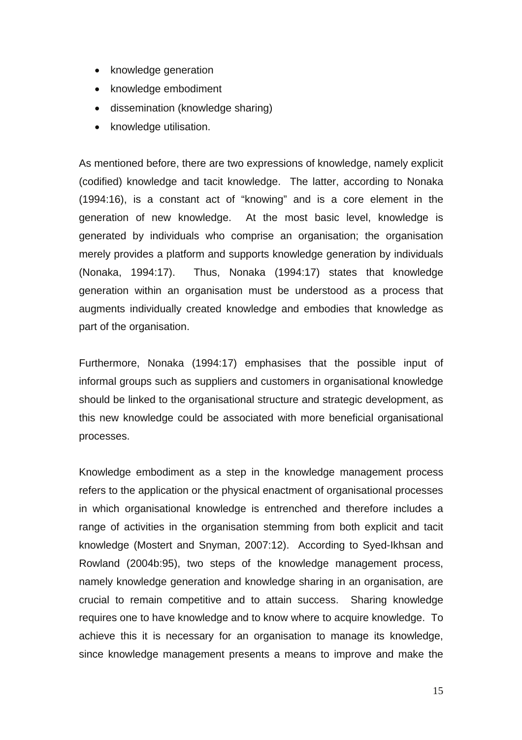- knowledge generation
- knowledge embodiment
- dissemination (knowledge sharing)
- knowledge utilisation.

As mentioned before, there are two expressions of knowledge, namely explicit (codified) knowledge and tacit knowledge. The latter, according to Nonaka (1994:16), is a constant act of "knowing" and is a core element in the generation of new knowledge. At the most basic level, knowledge is generated by individuals who comprise an organisation; the organisation merely provides a platform and supports knowledge generation by individuals (Nonaka, 1994:17). Thus, Nonaka (1994:17) states that knowledge generation within an organisation must be understood as a process that augments individually created knowledge and embodies that knowledge as part of the organisation.

Furthermore, Nonaka (1994:17) emphasises that the possible input of informal groups such as suppliers and customers in organisational knowledge should be linked to the organisational structure and strategic development, as this new knowledge could be associated with more beneficial organisational processes.

Knowledge embodiment as a step in the knowledge management process refers to the application or the physical enactment of organisational processes in which organisational knowledge is entrenched and therefore includes a range of activities in the organisation stemming from both explicit and tacit knowledge (Mostert and Snyman, 2007:12). According to Syed-Ikhsan and Rowland (2004b:95), two steps of the knowledge management process, namely knowledge generation and knowledge sharing in an organisation, are crucial to remain competitive and to attain success. Sharing knowledge requires one to have knowledge and to know where to acquire knowledge. To achieve this it is necessary for an organisation to manage its knowledge, since knowledge management presents a means to improve and make the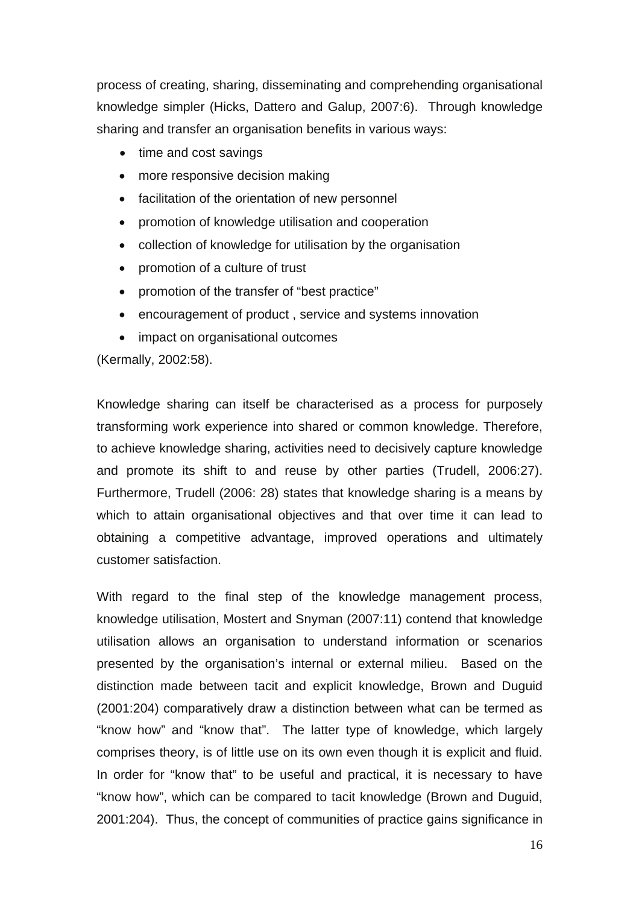process of creating, sharing, disseminating and comprehending organisational knowledge simpler (Hicks, Dattero and Galup, 2007:6). Through knowledge sharing and transfer an organisation benefits in various ways:

- time and cost savings
- more responsive decision making
- facilitation of the orientation of new personnel
- promotion of knowledge utilisation and cooperation
- collection of knowledge for utilisation by the organisation
- promotion of a culture of trust
- promotion of the transfer of "best practice"
- encouragement of product , service and systems innovation
- impact on organisational outcomes

(Kermally, 2002:58).

Knowledge sharing can itself be characterised as a process for purposely transforming work experience into shared or common knowledge. Therefore, to achieve knowledge sharing, activities need to decisively capture knowledge and promote its shift to and reuse by other parties (Trudell, 2006:27). Furthermore, Trudell (2006: 28) states that knowledge sharing is a means by which to attain organisational objectives and that over time it can lead to obtaining a competitive advantage, improved operations and ultimately customer satisfaction.

With regard to the final step of the knowledge management process, knowledge utilisation, Mostert and Snyman (2007:11) contend that knowledge utilisation allows an organisation to understand information or scenarios presented by the organisation's internal or external milieu. Based on the distinction made between tacit and explicit knowledge, Brown and Duguid (2001:204) comparatively draw a distinction between what can be termed as "know how" and "know that". The latter type of knowledge, which largely comprises theory, is of little use on its own even though it is explicit and fluid. In order for "know that" to be useful and practical, it is necessary to have "know how", which can be compared to tacit knowledge (Brown and Duguid, 2001:204). Thus, the concept of communities of practice gains significance in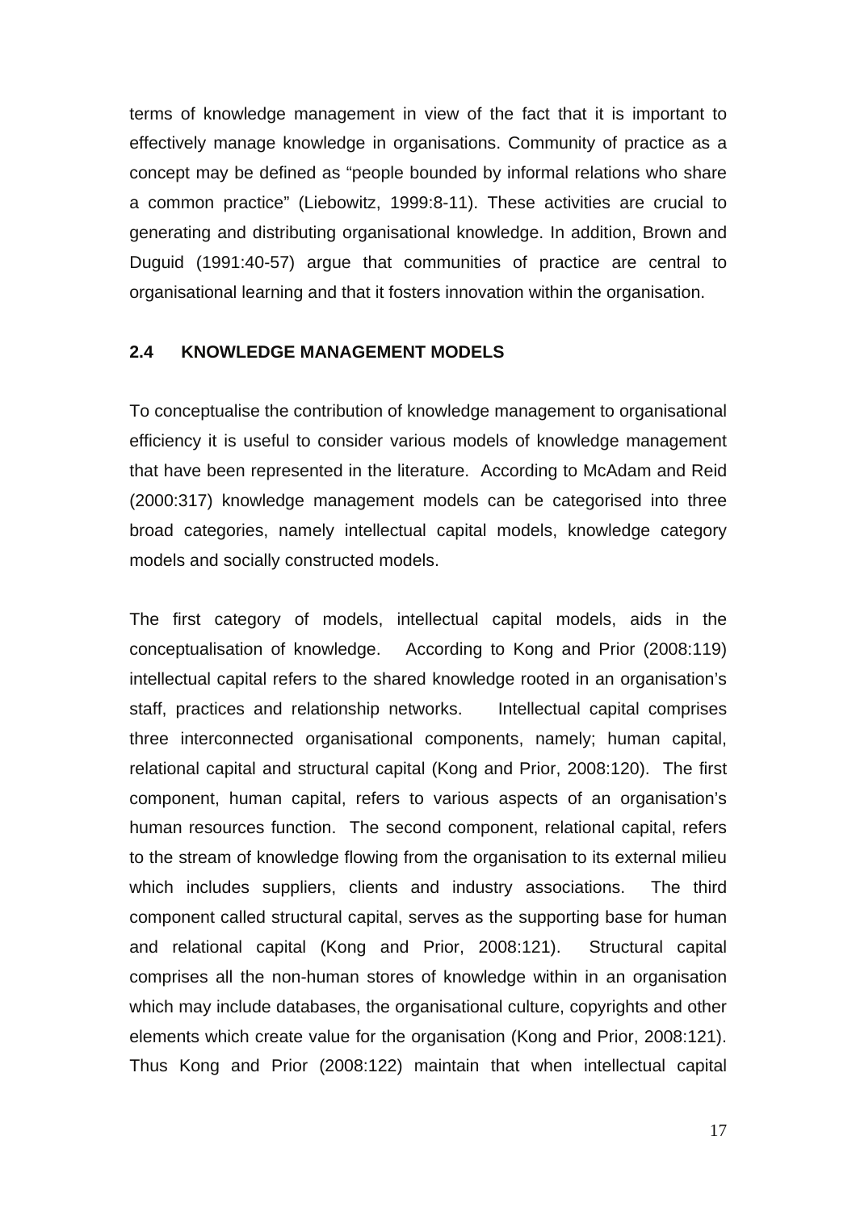terms of knowledge management in view of the fact that it is important to effectively manage knowledge in organisations. Community of practice as a concept may be defined as "people bounded by informal relations who share a common practice" (Liebowitz, 1999:8-11). These activities are crucial to generating and distributing organisational knowledge. In addition, Brown and Duguid (1991:40-57) argue that communities of practice are central to organisational learning and that it fosters innovation within the organisation.

## 2.4 KNOWLEDGE MANAGEMENT MODELS

To conceptualise the contribution of knowledge management to organisational efficiency it is useful to consider various models of knowledge management that have been represented in the literature. According to McAdam and Reid (2000:317) knowledge management models can be categorised into three broad categories, namely intellectual capital models, knowledge category models and socially constructed models.

The first category of models, intellectual capital models, aids in the conceptualisation of knowledge. According to Kong and Prior (2008:119) intellectual capital refers to the shared knowledge rooted in an organisation's staff, practices and relationship networks. Intellectual capital comprises three interconnected organisational components, namely; human capital, relational capital and structural capital (Kong and Prior, 2008:120). The first component, human capital, refers to various aspects of an organisation's human resources function. The second component, relational capital, refers to the stream of knowledge flowing from the organisation to its external milieu which includes suppliers, clients and industry associations. The third component called structural capital, serves as the supporting base for human and relational capital (Kong and Prior, 2008:121). Structural capital comprises all the non-human stores of knowledge within in an organisation which may include databases, the organisational culture, copyrights and other elements which create value for the organisation (Kong and Prior, 2008:121). Thus Kong and Prior (2008:122) maintain that when intellectual capital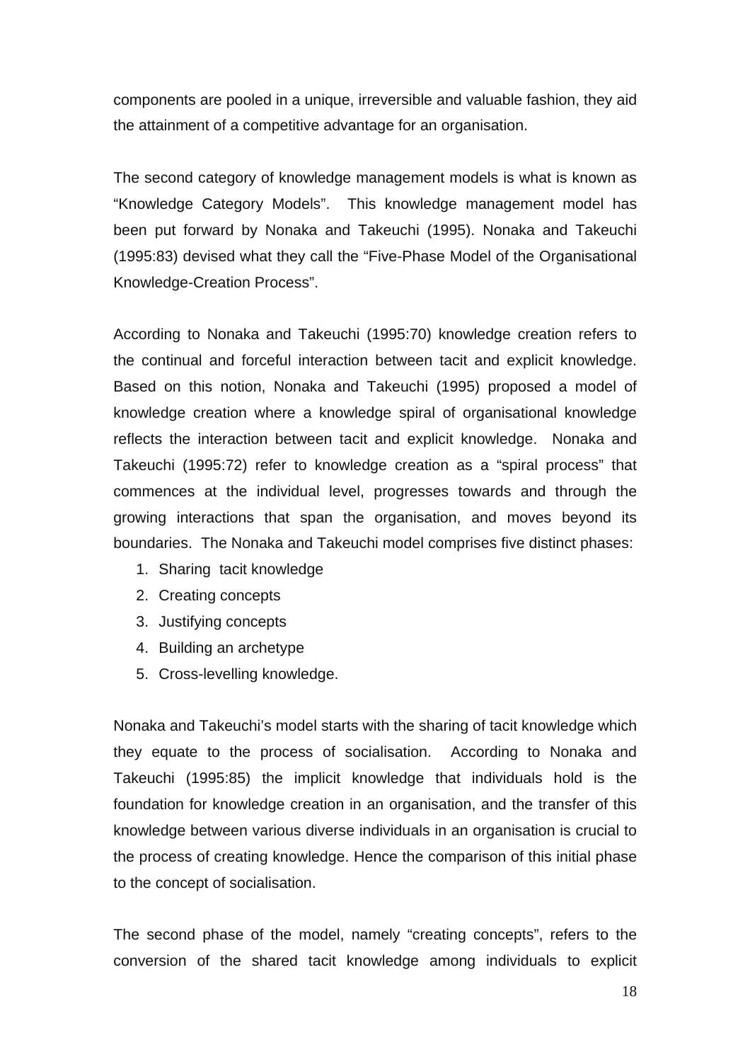components are pooled in a unique, irreversible and valuable fashion, they aid the attainment of a competitive advantage for an organisation.

The second category of knowledge management models is what is known as "Knowledge Category Models". This knowledge management model has been put forward by Nonaka and Takeuchi (1995). Nonaka and Takeuchi (1995:83) devised what they call the "Five-Phase Model of the Organisational Knowledge-Creation Process".

According to Nonaka and Takeuchi (1995:70) knowledge creation refers to the continual and forceful interaction between tacit and explicit knowledge. Based on this notion, Nonaka and Takeuchi (1995) proposed a model of knowledge creation where a knowledge spiral of organisational knowledge reflects the interaction between tacit and explicit knowledge. Nonaka and Takeuchi (1995:72) refer to knowledge creation as a "spiral process" that commences at the individual level, progresses towards and through the growing interactions that span the organisation, and moves beyond its boundaries. The Nonaka and Takeuchi model comprises five distinct phases:

1. Sharing tacit knowledge
2. Creating concepts
3. Justifying concepts
4. Building an archetype
5. Cross-levelling knowledge.

Nonaka and Takeuchi's model starts with the sharing of tacit knowledge which they equate to the process of socialisation. According to Nonaka and Takeuchi (1995:85) the implicit knowledge that individuals hold is the foundation for knowledge creation in an organisation, and the transfer of this knowledge between various diverse individuals in an organisation is crucial to the process of creating knowledge. Hence the comparison of this initial phase to the concept of socialisation.

The second phase of the model, namely "creating concepts", refers to the conversion of the shared tacit knowledge among individuals to explicit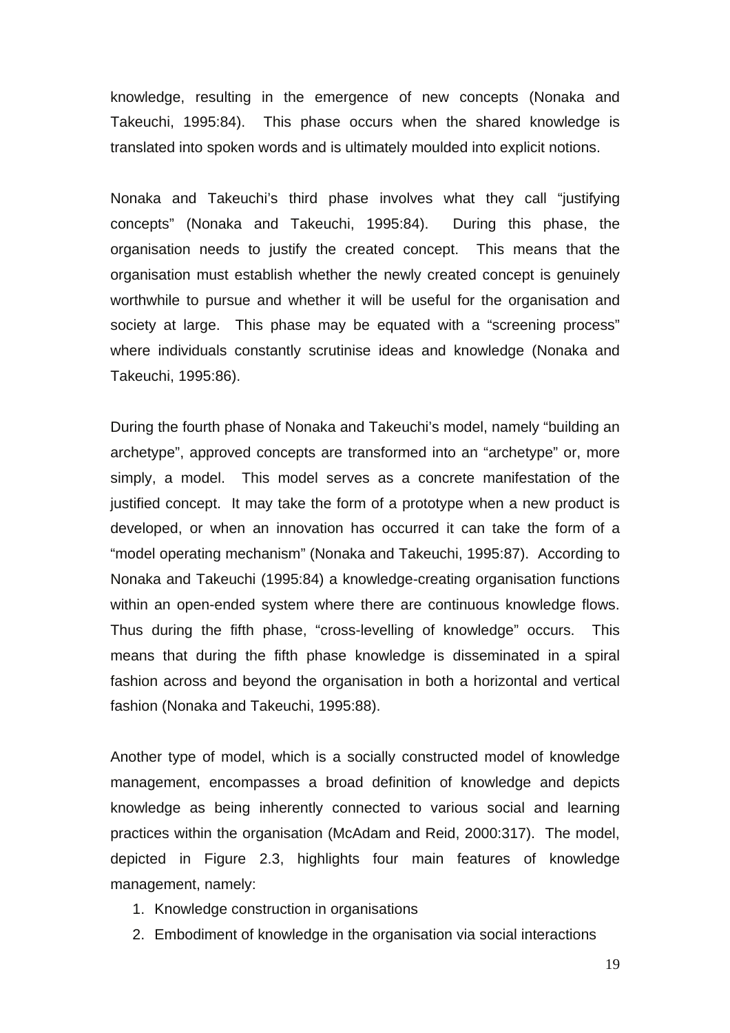knowledge, resulting in the emergence of new concepts (Nonaka and Takeuchi, 1995:84). This phase occurs when the shared knowledge is translated into spoken words and is ultimately moulded into explicit notions.

Nonaka and Takeuchi's third phase involves what they call "justifying concepts" (Nonaka and Takeuchi, 1995:84). During this phase, the organisation needs to justify the created concept. This means that the organisation must establish whether the newly created concept is genuinely worthwhile to pursue and whether it will be useful for the organisation and society at large. This phase may be equated with a "screening process" where individuals constantly scrutinise ideas and knowledge (Nonaka and Takeuchi, 1995:86).

During the fourth phase of Nonaka and Takeuchi's model, namely "building an archetype", approved concepts are transformed into an "archetype" or, more simply, a model. This model serves as a concrete manifestation of the justified concept. It may take the form of a prototype when a new product is developed, or when an innovation has occurred it can take the form of a "model operating mechanism" (Nonaka and Takeuchi, 1995:87). According to Nonaka and Takeuchi (1995:84) a knowledge-creating organisation functions within an open-ended system where there are continuous knowledge flows. Thus during the fifth phase, "cross-levelling of knowledge" occurs. This means that during the fifth phase knowledge is disseminated in a spiral fashion across and beyond the organisation in both a horizontal and vertical fashion (Nonaka and Takeuchi, 1995:88).

Another type of model, which is a socially constructed model of knowledge management, encompasses a broad definition of knowledge and depicts knowledge as being inherently connected to various social and learning practices within the organisation (McAdam and Reid, 2000:317). The model, depicted in Figure 2.3, highlights four main features of knowledge management, namely:

1. Knowledge construction in organisations
2. Embodiment of knowledge in the organisation via social interactions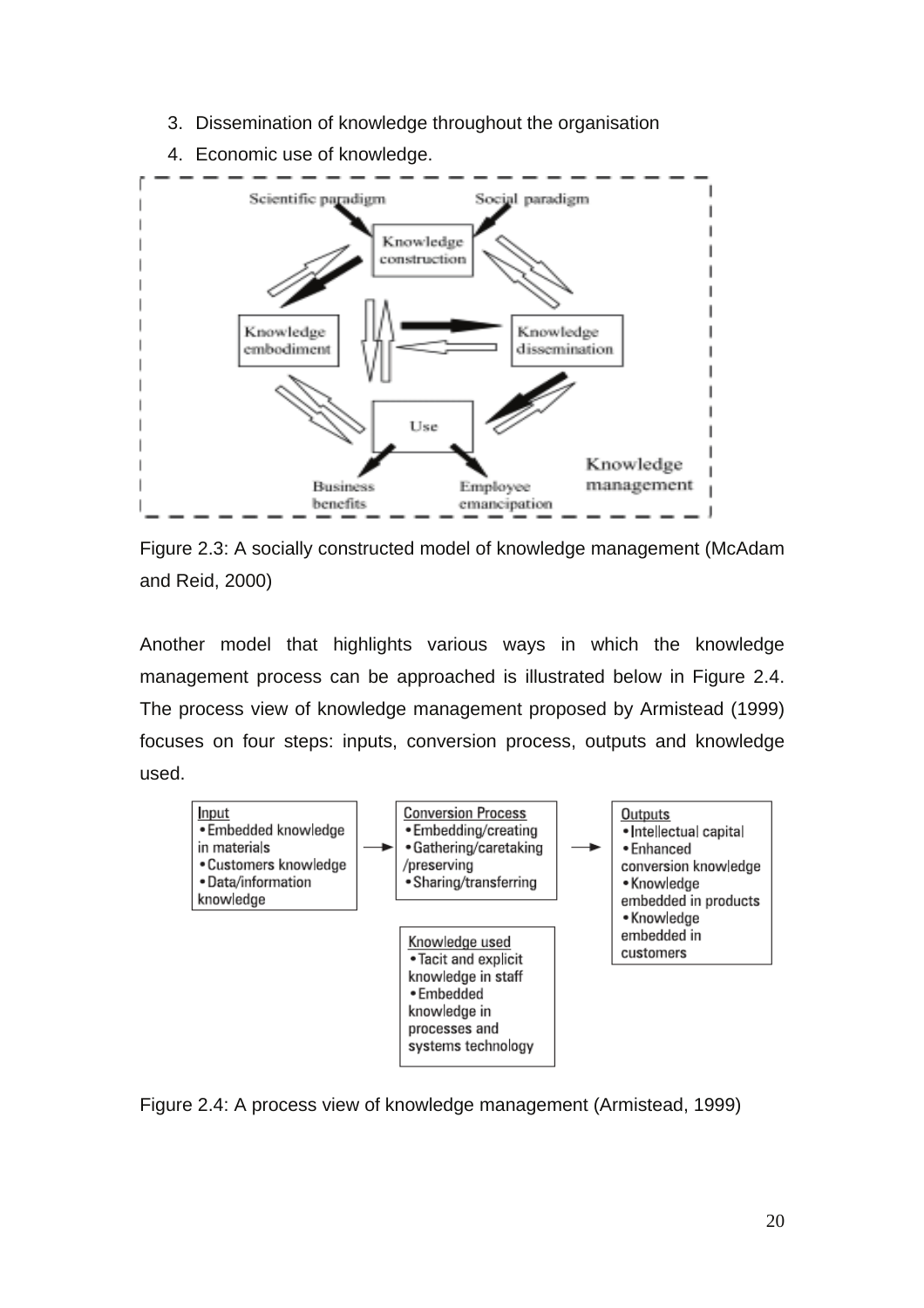3. Dissemination of knowledge throughout the organisation
4. Economic use of knowledge.

Figure 2.3: A socially constructed model of knowledge management (McAdam and Reid, 2000)

Another model that highlights various ways in which the knowledge management process can be approached is illustrated below in Figure 2.4. The process view of knowledge management proposed by Armistead (1999) focuses on four steps: inputs, conversion process, outputs and knowledge used.

Figure 2.4: A process view of knowledge management (Armistead, 1999)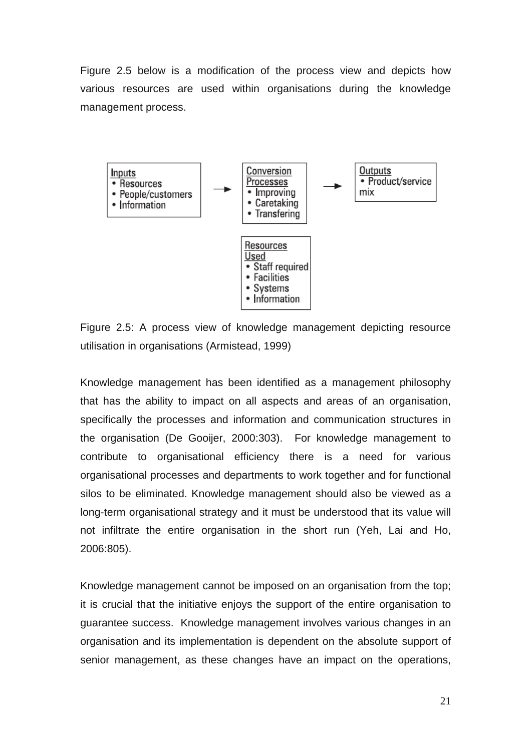Figure 2.5 below is a modification of the process view and depicts how various resources are used within organisations during the knowledge management process.

| Inputs | | Conversion Processes | | Outputs |
|---|---|---|---|---|
| • Resources<br>• People/customers<br>• Information | → | • Improving<br>• Caretaking<br>• Transfering | → | • Product/service mix |

| Resources Used |
|---|
| • Staff required<br>• Facilities<br>• Systems<br>• Information |

Figure 2.5: A process view of knowledge management depicting resource utilisation in organisations (Armistead, 1999)

Knowledge management has been identified as a management philosophy that has the ability to impact on all aspects and areas of an organisation, specifically the processes and information and communication structures in the organisation (De Gooijer, 2000:303). For knowledge management to contribute to organisational efficiency there is a need for various organisational processes and departments to work together and for functional silos to be eliminated. Knowledge management should also be viewed as a long-term organisational strategy and it must be understood that its value will not infiltrate the entire organisation in the short run (Yeh, Lai and Ho, 2006:805).

Knowledge management cannot be imposed on an organisation from the top; it is crucial that the initiative enjoys the support of the entire organisation to guarantee success. Knowledge management involves various changes in an organisation and its implementation is dependent on the absolute support of senior management, as these changes have an impact on the operations,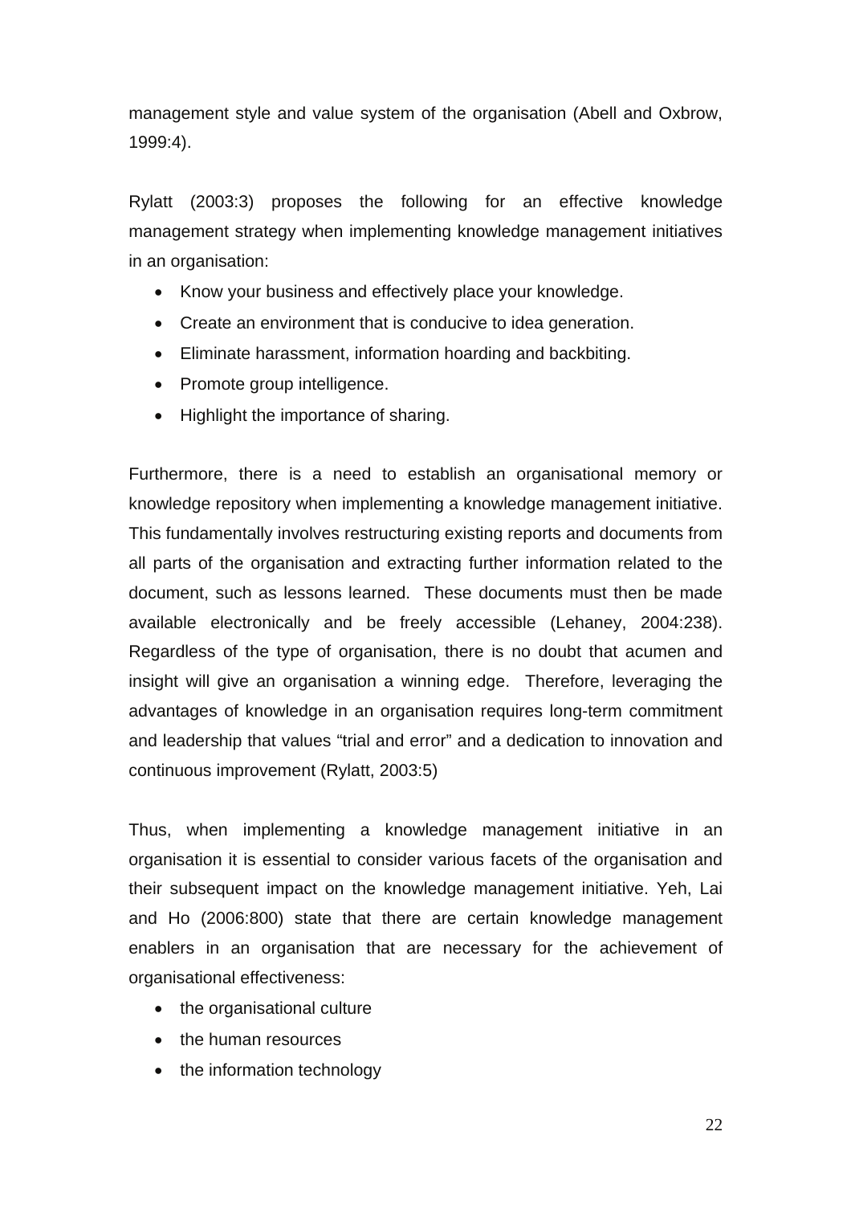management style and value system of the organisation (Abell and Oxbrow, 1999:4).

Rylatt (2003:3) proposes the following for an effective knowledge management strategy when implementing knowledge management initiatives in an organisation:

- Know your business and effectively place your knowledge.
- Create an environment that is conducive to idea generation.
- Eliminate harassment, information hoarding and backbiting.
- Promote group intelligence.
- Highlight the importance of sharing.

Furthermore, there is a need to establish an organisational memory or knowledge repository when implementing a knowledge management initiative. This fundamentally involves restructuring existing reports and documents from all parts of the organisation and extracting further information related to the document, such as lessons learned. These documents must then be made available electronically and be freely accessible (Lehaney, 2004:238). Regardless of the type of organisation, there is no doubt that acumen and insight will give an organisation a winning edge. Therefore, leveraging the advantages of knowledge in an organisation requires long-term commitment and leadership that values "trial and error" and a dedication to innovation and continuous improvement (Rylatt, 2003:5)

Thus, when implementing a knowledge management initiative in an organisation it is essential to consider various facets of the organisation and their subsequent impact on the knowledge management initiative. Yeh, Lai and Ho (2006:800) state that there are certain knowledge management enablers in an organisation that are necessary for the achievement of organisational effectiveness:

- the organisational culture
- the human resources
- the information technology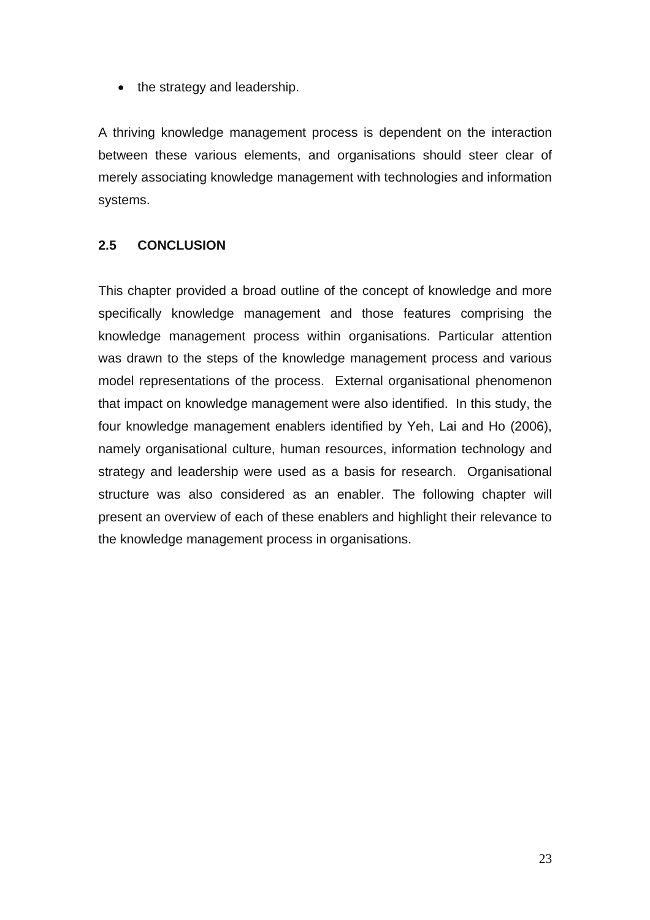- the strategy and leadership.

A thriving knowledge management process is dependent on the interaction between these various elements, and organisations should steer clear of merely associating knowledge management with technologies and information systems.

## 2.5 CONCLUSION

This chapter provided a broad outline of the concept of knowledge and more specifically knowledge management and those features comprising the knowledge management process within organisations. Particular attention was drawn to the steps of the knowledge management process and various model representations of the process. External organisational phenomenon that impact on knowledge management were also identified. In this study, the four knowledge management enablers identified by Yeh, Lai and Ho (2006), namely organisational culture, human resources, information technology and strategy and leadership were used as a basis for research. Organisational structure was also considered as an enabler. The following chapter will present an overview of each of these enablers and highlight their relevance to the knowledge management process in organisations.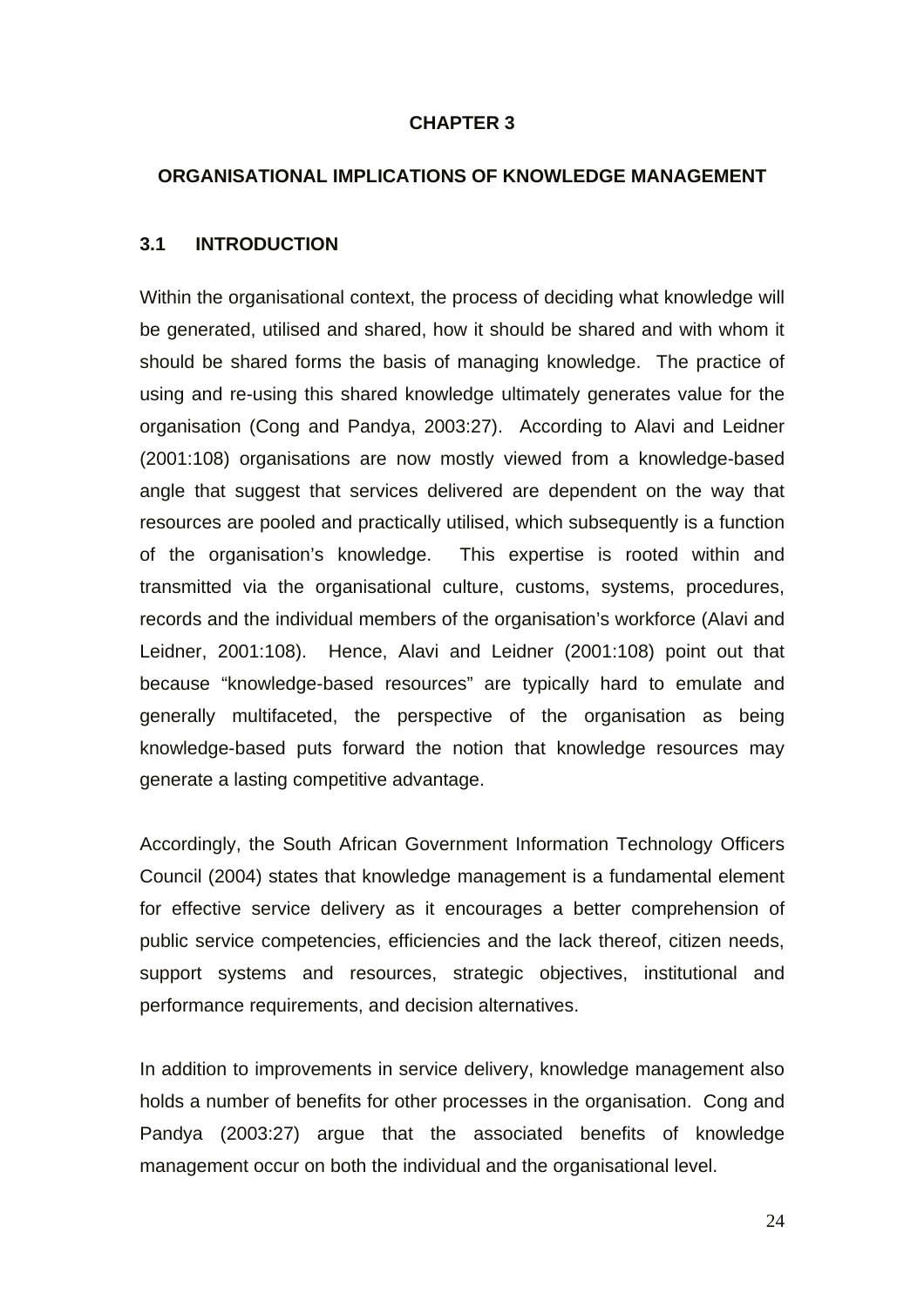# CHAPTER 3

## ORGANISATIONAL IMPLICATIONS OF KNOWLEDGE MANAGEMENT

### 3.1 INTRODUCTION

Within the organisational context, the process of deciding what knowledge will be generated, utilised and shared, how it should be shared and with whom it should be shared forms the basis of managing knowledge. The practice of using and re-using this shared knowledge ultimately generates value for the organisation (Cong and Pandya, 2003:27). According to Alavi and Leidner (2001:108) organisations are now mostly viewed from a knowledge-based angle that suggest that services delivered are dependent on the way that resources are pooled and practically utilised, which subsequently is a function of the organisation's knowledge. This expertise is rooted within and transmitted via the organisational culture, customs, systems, procedures, records and the individual members of the organisation's workforce (Alavi and Leidner, 2001:108). Hence, Alavi and Leidner (2001:108) point out that because "knowledge-based resources" are typically hard to emulate and generally multifaceted, the perspective of the organisation as being knowledge-based puts forward the notion that knowledge resources may generate a lasting competitive advantage.

Accordingly, the South African Government Information Technology Officers Council (2004) states that knowledge management is a fundamental element for effective service delivery as it encourages a better comprehension of public service competencies, efficiencies and the lack thereof, citizen needs, support systems and resources, strategic objectives, institutional and performance requirements, and decision alternatives.

In addition to improvements in service delivery, knowledge management also holds a number of benefits for other processes in the organisation. Cong and Pandya (2003:27) argue that the associated benefits of knowledge management occur on both the individual and the organisational level.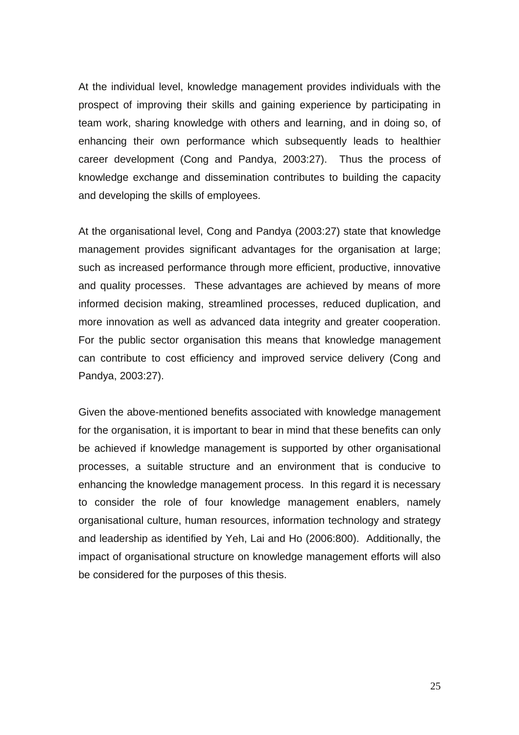At the individual level, knowledge management provides individuals with the prospect of improving their skills and gaining experience by participating in team work, sharing knowledge with others and learning, and in doing so, of enhancing their own performance which subsequently leads to healthier career development (Cong and Pandya, 2003:27). Thus the process of knowledge exchange and dissemination contributes to building the capacity and developing the skills of employees.

At the organisational level, Cong and Pandya (2003:27) state that knowledge management provides significant advantages for the organisation at large; such as increased performance through more efficient, productive, innovative and quality processes. These advantages are achieved by means of more informed decision making, streamlined processes, reduced duplication, and more innovation as well as advanced data integrity and greater cooperation. For the public sector organisation this means that knowledge management can contribute to cost efficiency and improved service delivery (Cong and Pandya, 2003:27).

Given the above-mentioned benefits associated with knowledge management for the organisation, it is important to bear in mind that these benefits can only be achieved if knowledge management is supported by other organisational processes, a suitable structure and an environment that is conducive to enhancing the knowledge management process. In this regard it is necessary to consider the role of four knowledge management enablers, namely organisational culture, human resources, information technology and strategy and leadership as identified by Yeh, Lai and Ho (2006:800). Additionally, the impact of organisational structure on knowledge management efforts will also be considered for the purposes of this thesis.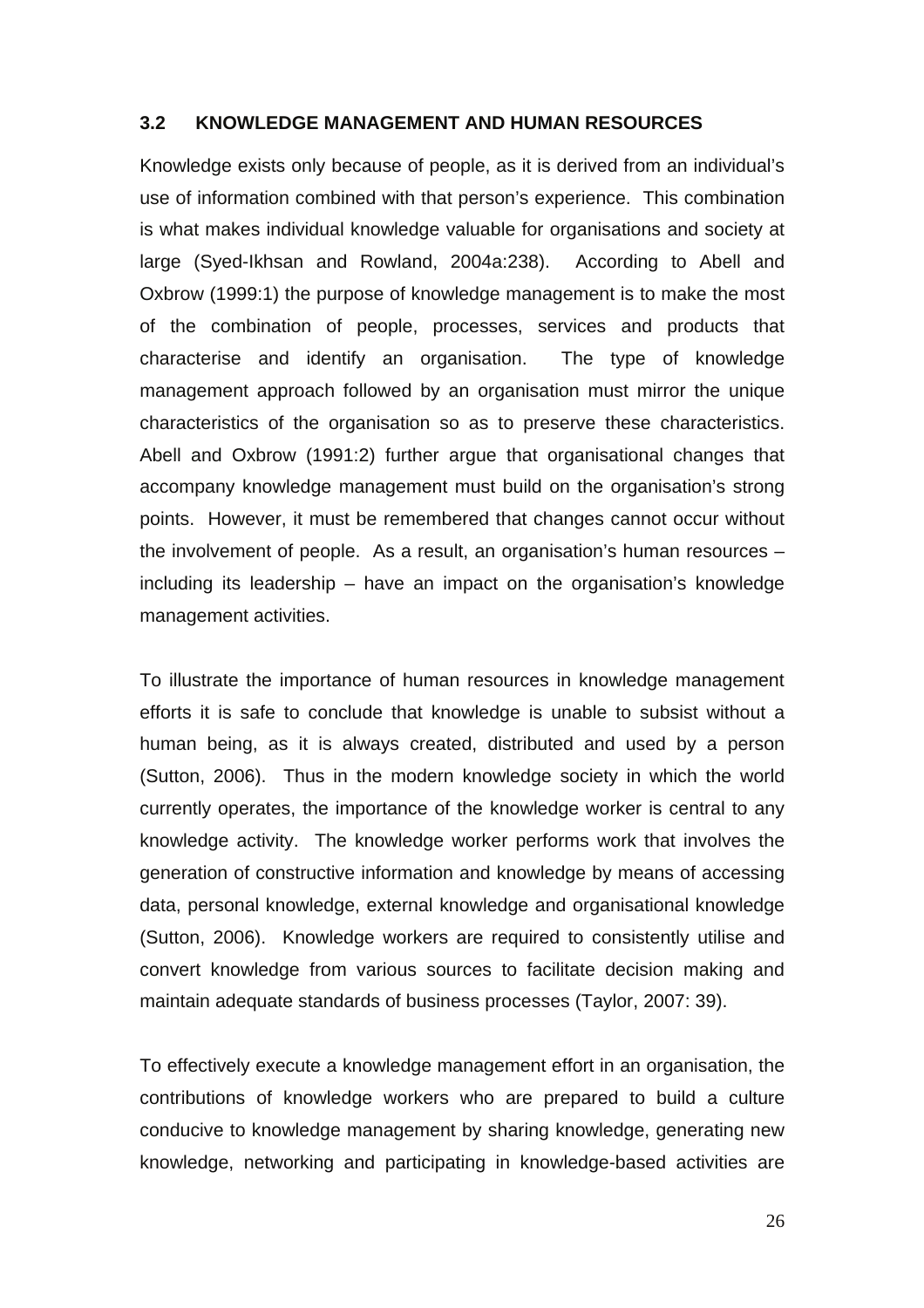## 3.2 KNOWLEDGE MANAGEMENT AND HUMAN RESOURCES

Knowledge exists only because of people, as it is derived from an individual's use of information combined with that person's experience. This combination is what makes individual knowledge valuable for organisations and society at large (Syed-Ikhsan and Rowland, 2004a:238). According to Abell and Oxbrow (1999:1) the purpose of knowledge management is to make the most of the combination of people, processes, services and products that characterise and identify an organisation. The type of knowledge management approach followed by an organisation must mirror the unique characteristics of the organisation so as to preserve these characteristics. Abell and Oxbrow (1991:2) further argue that organisational changes that accompany knowledge management must build on the organisation's strong points. However, it must be remembered that changes cannot occur without the involvement of people. As a result, an organisation's human resources – including its leadership – have an impact on the organisation's knowledge management activities.

To illustrate the importance of human resources in knowledge management efforts it is safe to conclude that knowledge is unable to subsist without a human being, as it is always created, distributed and used by a person (Sutton, 2006). Thus in the modern knowledge society in which the world currently operates, the importance of the knowledge worker is central to any knowledge activity. The knowledge worker performs work that involves the generation of constructive information and knowledge by means of accessing data, personal knowledge, external knowledge and organisational knowledge (Sutton, 2006). Knowledge workers are required to consistently utilise and convert knowledge from various sources to facilitate decision making and maintain adequate standards of business processes (Taylor, 2007: 39).

To effectively execute a knowledge management effort in an organisation, the contributions of knowledge workers who are prepared to build a culture conducive to knowledge management by sharing knowledge, generating new knowledge, networking and participating in knowledge-based activities are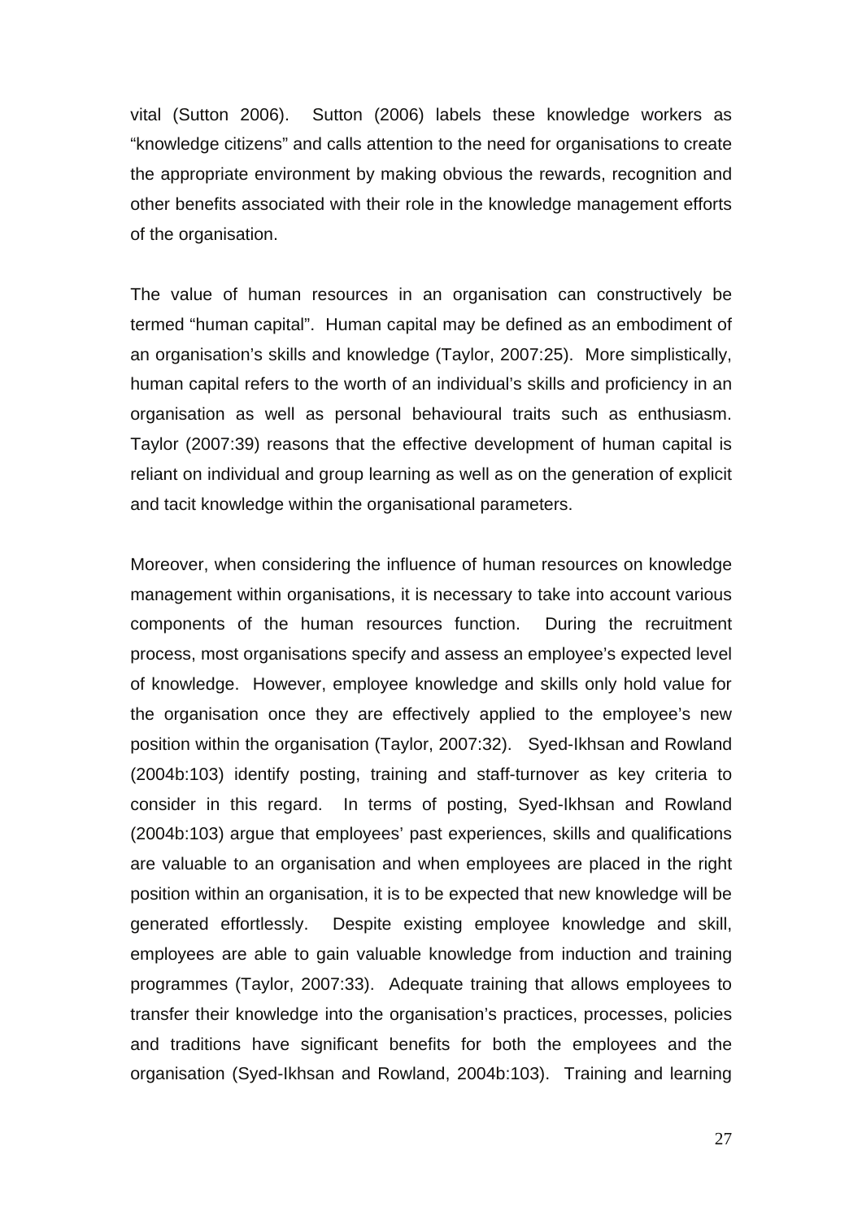vital (Sutton 2006). Sutton (2006) labels these knowledge workers as "knowledge citizens" and calls attention to the need for organisations to create the appropriate environment by making obvious the rewards, recognition and other benefits associated with their role in the knowledge management efforts of the organisation.

The value of human resources in an organisation can constructively be termed "human capital". Human capital may be defined as an embodiment of an organisation's skills and knowledge (Taylor, 2007:25). More simplistically, human capital refers to the worth of an individual's skills and proficiency in an organisation as well as personal behavioural traits such as enthusiasm. Taylor (2007:39) reasons that the effective development of human capital is reliant on individual and group learning as well as on the generation of explicit and tacit knowledge within the organisational parameters.

Moreover, when considering the influence of human resources on knowledge management within organisations, it is necessary to take into account various components of the human resources function. During the recruitment process, most organisations specify and assess an employee's expected level of knowledge. However, employee knowledge and skills only hold value for the organisation once they are effectively applied to the employee's new position within the organisation (Taylor, 2007:32). Syed-Ikhsan and Rowland (2004b:103) identify posting, training and staff-turnover as key criteria to consider in this regard. In terms of posting, Syed-Ikhsan and Rowland (2004b:103) argue that employees' past experiences, skills and qualifications are valuable to an organisation and when employees are placed in the right position within an organisation, it is to be expected that new knowledge will be generated effortlessly. Despite existing employee knowledge and skill, employees are able to gain valuable knowledge from induction and training programmes (Taylor, 2007:33). Adequate training that allows employees to transfer their knowledge into the organisation's practices, processes, policies and traditions have significant benefits for both the employees and the organisation (Syed-Ikhsan and Rowland, 2004b:103). Training and learning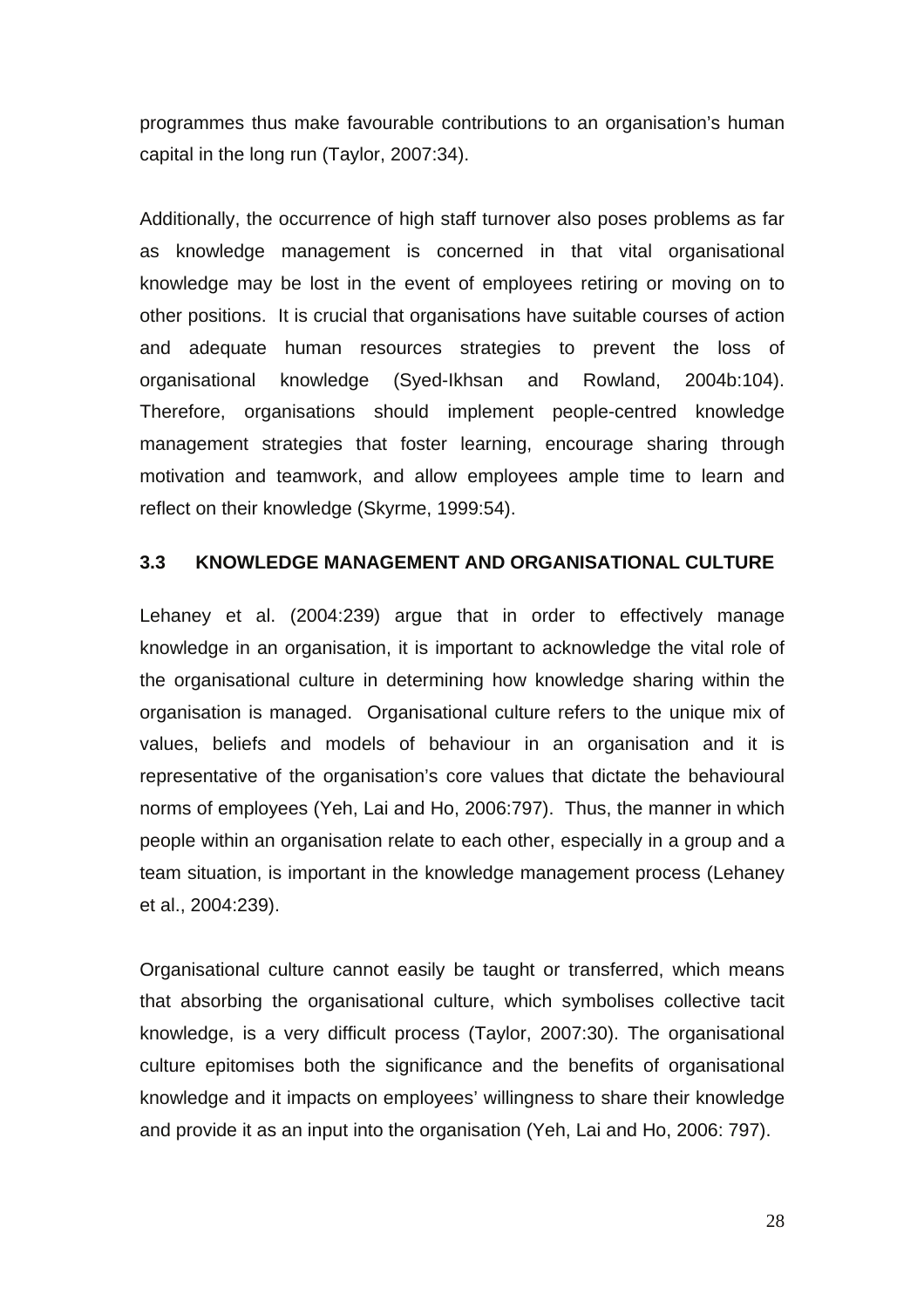programmes thus make favourable contributions to an organisation's human capital in the long run (Taylor, 2007:34).

Additionally, the occurrence of high staff turnover also poses problems as far as knowledge management is concerned in that vital organisational knowledge may be lost in the event of employees retiring or moving on to other positions. It is crucial that organisations have suitable courses of action and adequate human resources strategies to prevent the loss of organisational knowledge (Syed-Ikhsan and Rowland, 2004b:104). Therefore, organisations should implement people-centred knowledge management strategies that foster learning, encourage sharing through motivation and teamwork, and allow employees ample time to learn and reflect on their knowledge (Skyrme, 1999:54).

### 3.3 KNOWLEDGE MANAGEMENT AND ORGANISATIONAL CULTURE

Lehaney et al. (2004:239) argue that in order to effectively manage knowledge in an organisation, it is important to acknowledge the vital role of the organisational culture in determining how knowledge sharing within the organisation is managed. Organisational culture refers to the unique mix of values, beliefs and models of behaviour in an organisation and it is representative of the organisation's core values that dictate the behavioural norms of employees (Yeh, Lai and Ho, 2006:797). Thus, the manner in which people within an organisation relate to each other, especially in a group and a team situation, is important in the knowledge management process (Lehaney et al., 2004:239).

Organisational culture cannot easily be taught or transferred, which means that absorbing the organisational culture, which symbolises collective tacit knowledge, is a very difficult process (Taylor, 2007:30). The organisational culture epitomises both the significance and the benefits of organisational knowledge and it impacts on employees' willingness to share their knowledge and provide it as an input into the organisation (Yeh, Lai and Ho, 2006: 797).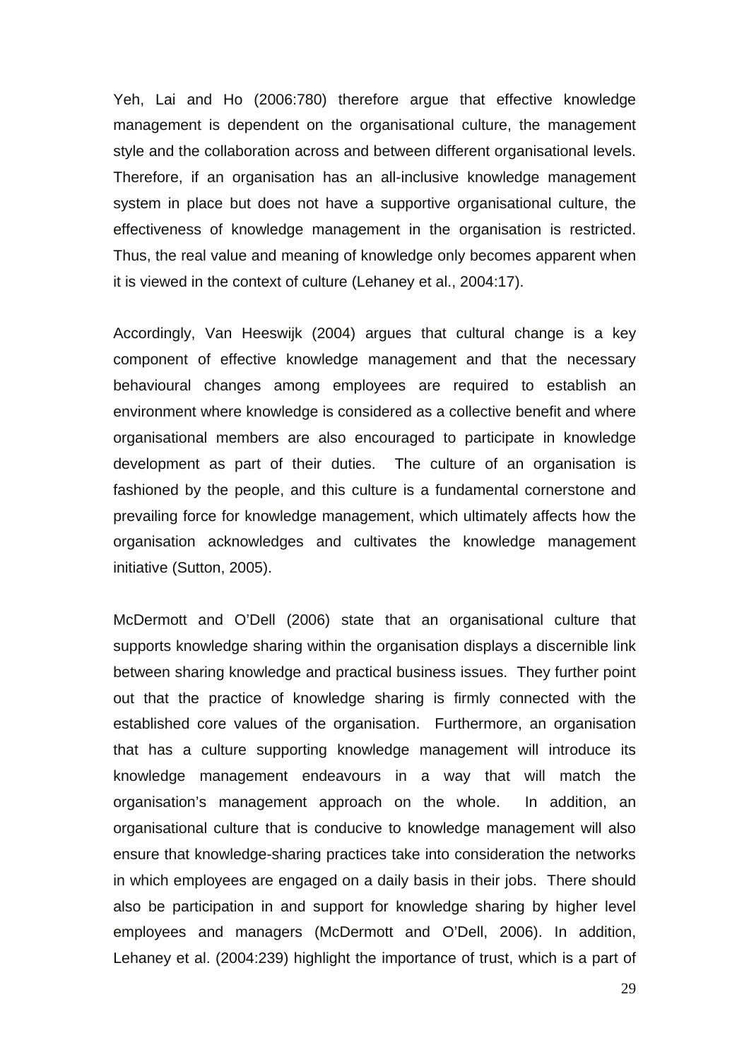Yeh, Lai and Ho (2006:780) therefore argue that effective knowledge management is dependent on the organisational culture, the management style and the collaboration across and between different organisational levels. Therefore, if an organisation has an all-inclusive knowledge management system in place but does not have a supportive organisational culture, the effectiveness of knowledge management in the organisation is restricted. Thus, the real value and meaning of knowledge only becomes apparent when it is viewed in the context of culture (Lehaney et al., 2004:17).

Accordingly, Van Heeswijk (2004) argues that cultural change is a key component of effective knowledge management and that the necessary behavioural changes among employees are required to establish an environment where knowledge is considered as a collective benefit and where organisational members are also encouraged to participate in knowledge development as part of their duties. The culture of an organisation is fashioned by the people, and this culture is a fundamental cornerstone and prevailing force for knowledge management, which ultimately affects how the organisation acknowledges and cultivates the knowledge management initiative (Sutton, 2005).

McDermott and O'Dell (2006) state that an organisational culture that supports knowledge sharing within the organisation displays a discernible link between sharing knowledge and practical business issues. They further point out that the practice of knowledge sharing is firmly connected with the established core values of the organisation. Furthermore, an organisation that has a culture supporting knowledge management will introduce its knowledge management endeavours in a way that will match the organisation's management approach on the whole. In addition, an organisational culture that is conducive to knowledge management will also ensure that knowledge-sharing practices take into consideration the networks in which employees are engaged on a daily basis in their jobs. There should also be participation in and support for knowledge sharing by higher level employees and managers (McDermott and O'Dell, 2006). In addition, Lehaney et al. (2004:239) highlight the importance of trust, which is a part of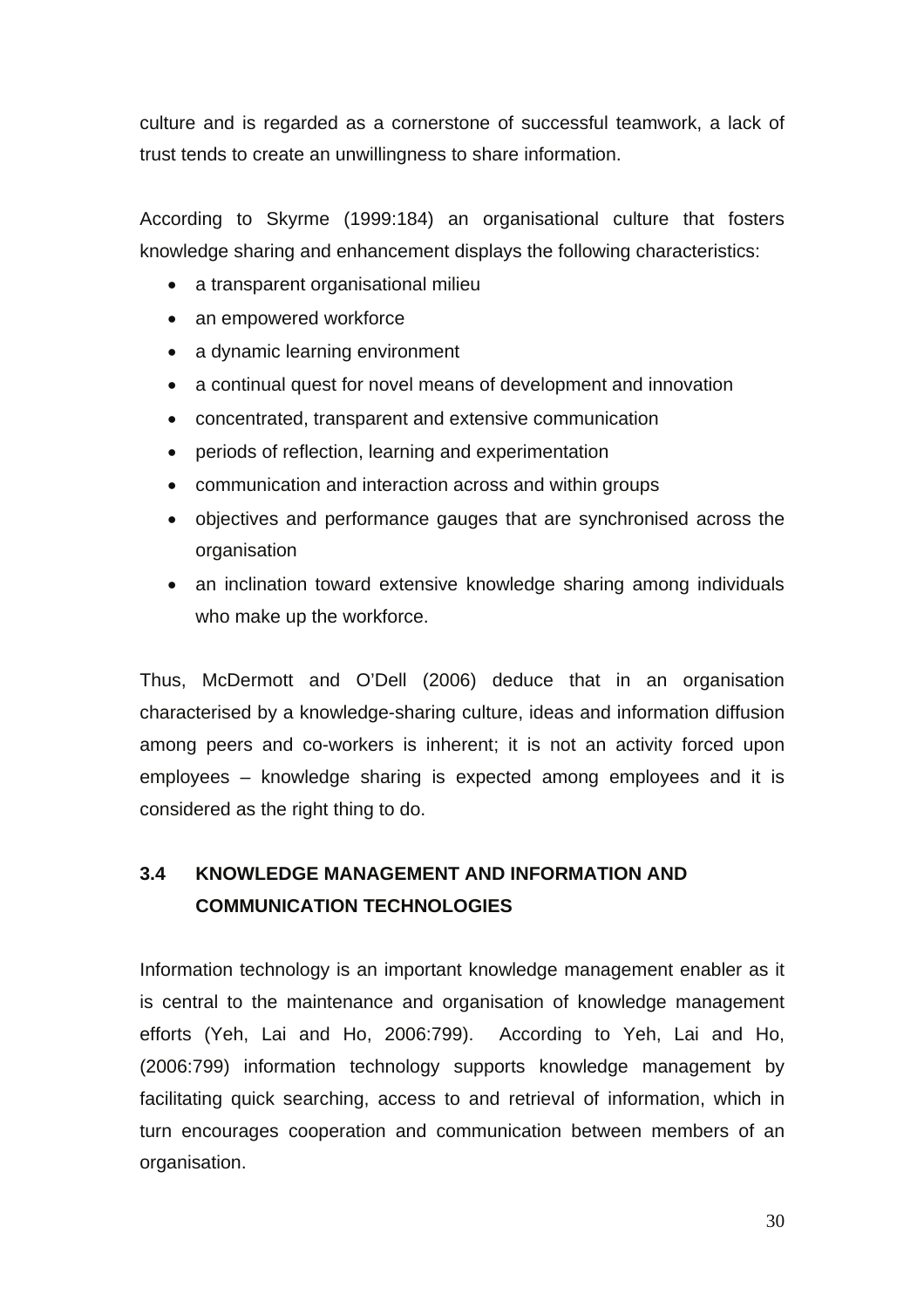culture and is regarded as a cornerstone of successful teamwork, a lack of trust tends to create an unwillingness to share information.

According to Skyrme (1999:184) an organisational culture that fosters knowledge sharing and enhancement displays the following characteristics:

- a transparent organisational milieu
- an empowered workforce
- a dynamic learning environment
- a continual quest for novel means of development and innovation
- concentrated, transparent and extensive communication
- periods of reflection, learning and experimentation
- communication and interaction across and within groups
- objectives and performance gauges that are synchronised across the organisation
- an inclination toward extensive knowledge sharing among individuals who make up the workforce.

Thus, McDermott and O'Dell (2006) deduce that in an organisation characterised by a knowledge-sharing culture, ideas and information diffusion among peers and co-workers is inherent; it is not an activity forced upon employees – knowledge sharing is expected among employees and it is considered as the right thing to do.

## 3.4 KNOWLEDGE MANAGEMENT AND INFORMATION AND COMMUNICATION TECHNOLOGIES

Information technology is an important knowledge management enabler as it is central to the maintenance and organisation of knowledge management efforts (Yeh, Lai and Ho, 2006:799). According to Yeh, Lai and Ho, (2006:799) information technology supports knowledge management by facilitating quick searching, access to and retrieval of information, which in turn encourages cooperation and communication between members of an organisation.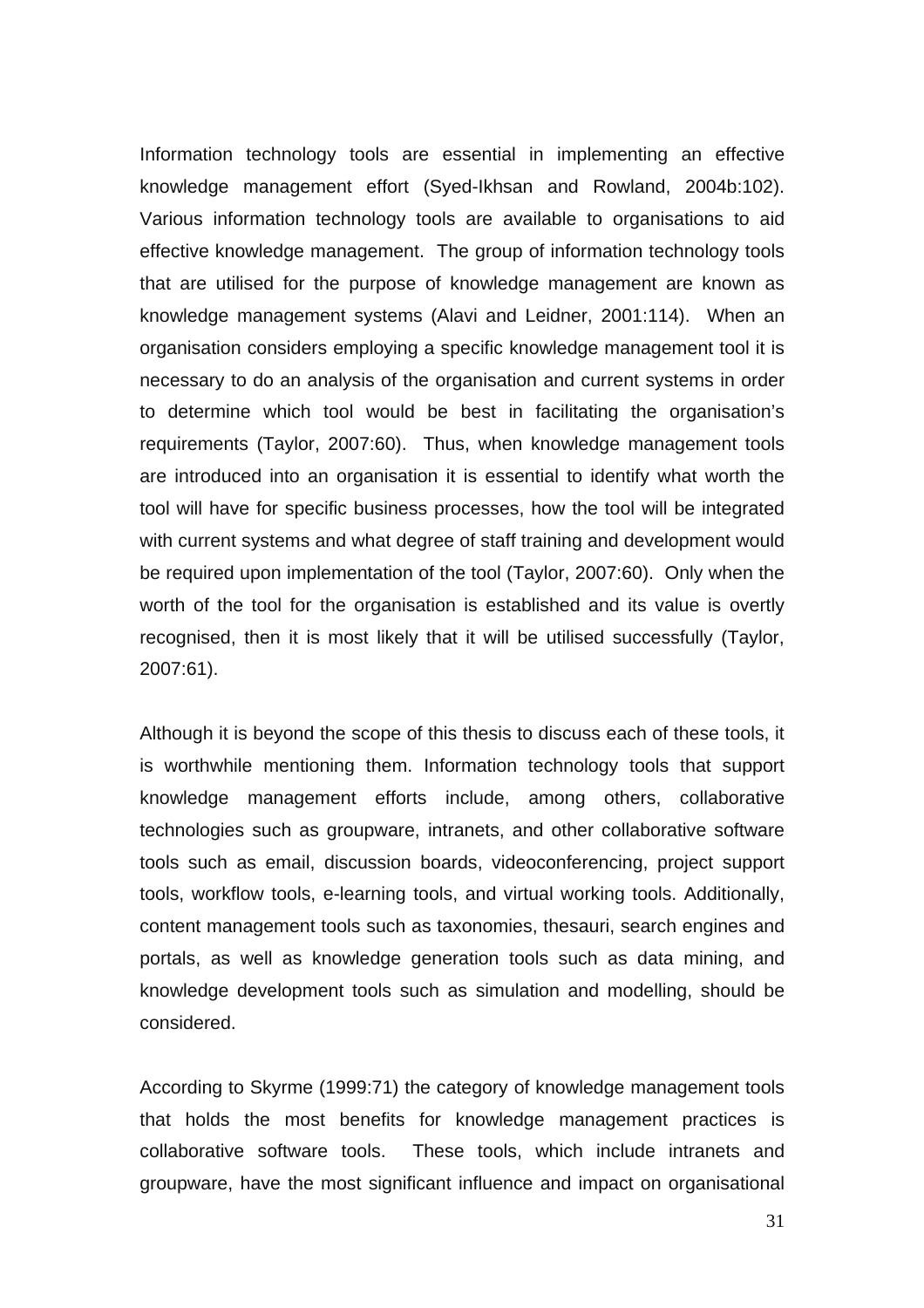Information technology tools are essential in implementing an effective knowledge management effort (Syed-Ikhsan and Rowland, 2004b:102). Various information technology tools are available to organisations to aid effective knowledge management. The group of information technology tools that are utilised for the purpose of knowledge management are known as knowledge management systems (Alavi and Leidner, 2001:114). When an organisation considers employing a specific knowledge management tool it is necessary to do an analysis of the organisation and current systems in order to determine which tool would be best in facilitating the organisation's requirements (Taylor, 2007:60). Thus, when knowledge management tools are introduced into an organisation it is essential to identify what worth the tool will have for specific business processes, how the tool will be integrated with current systems and what degree of staff training and development would be required upon implementation of the tool (Taylor, 2007:60). Only when the worth of the tool for the organisation is established and its value is overtly recognised, then it is most likely that it will be utilised successfully (Taylor, 2007:61).

Although it is beyond the scope of this thesis to discuss each of these tools, it is worthwhile mentioning them. Information technology tools that support knowledge management efforts include, among others, collaborative technologies such as groupware, intranets, and other collaborative software tools such as email, discussion boards, videoconferencing, project support tools, workflow tools, e-learning tools, and virtual working tools. Additionally, content management tools such as taxonomies, thesauri, search engines and portals, as well as knowledge generation tools such as data mining, and knowledge development tools such as simulation and modelling, should be considered.

According to Skyrme (1999:71) the category of knowledge management tools that holds the most benefits for knowledge management practices is collaborative software tools. These tools, which include intranets and groupware, have the most significant influence and impact on organisational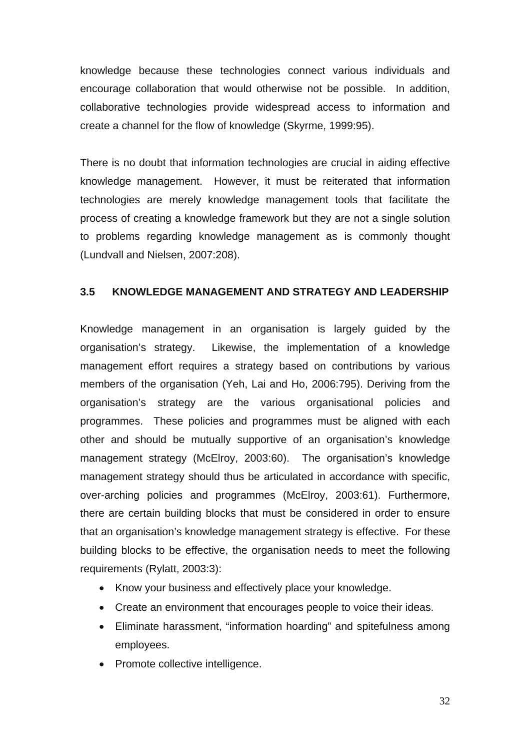knowledge because these technologies connect various individuals and encourage collaboration that would otherwise not be possible. In addition, collaborative technologies provide widespread access to information and create a channel for the flow of knowledge (Skyrme, 1999:95).

There is no doubt that information technologies are crucial in aiding effective knowledge management. However, it must be reiterated that information technologies are merely knowledge management tools that facilitate the process of creating a knowledge framework but they are not a single solution to problems regarding knowledge management as is commonly thought (Lundvall and Nielsen, 2007:208).

### 3.5 KNOWLEDGE MANAGEMENT AND STRATEGY AND LEADERSHIP

Knowledge management in an organisation is largely guided by the organisation's strategy. Likewise, the implementation of a knowledge management effort requires a strategy based on contributions by various members of the organisation (Yeh, Lai and Ho, 2006:795). Deriving from the organisation's strategy are the various organisational policies and programmes. These policies and programmes must be aligned with each other and should be mutually supportive of an organisation's knowledge management strategy (McElroy, 2003:60). The organisation's knowledge management strategy should thus be articulated in accordance with specific, over-arching policies and programmes (McElroy, 2003:61). Furthermore, there are certain building blocks that must be considered in order to ensure that an organisation's knowledge management strategy is effective. For these building blocks to be effective, the organisation needs to meet the following requirements (Rylatt, 2003:3):

- Know your business and effectively place your knowledge.
- Create an environment that encourages people to voice their ideas.
- Eliminate harassment, "information hoarding" and spitefulness among employees.
- Promote collective intelligence.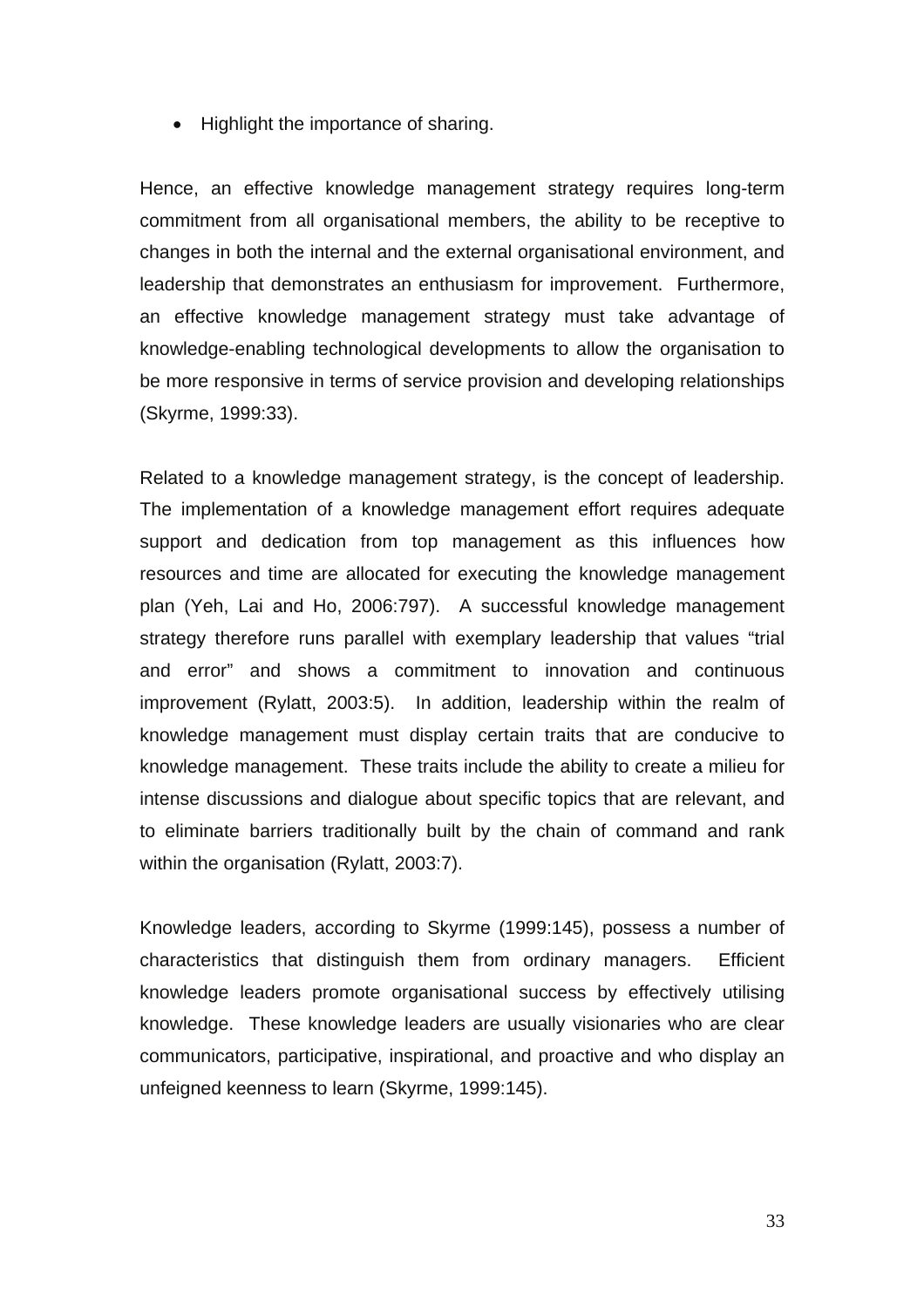- Highlight the importance of sharing.

Hence, an effective knowledge management strategy requires long-term commitment from all organisational members, the ability to be receptive to changes in both the internal and the external organisational environment, and leadership that demonstrates an enthusiasm for improvement. Furthermore, an effective knowledge management strategy must take advantage of knowledge-enabling technological developments to allow the organisation to be more responsive in terms of service provision and developing relationships (Skyrme, 1999:33).

Related to a knowledge management strategy, is the concept of leadership. The implementation of a knowledge management effort requires adequate support and dedication from top management as this influences how resources and time are allocated for executing the knowledge management plan (Yeh, Lai and Ho, 2006:797). A successful knowledge management strategy therefore runs parallel with exemplary leadership that values "trial and error" and shows a commitment to innovation and continuous improvement (Rylatt, 2003:5). In addition, leadership within the realm of knowledge management must display certain traits that are conducive to knowledge management. These traits include the ability to create a milieu for intense discussions and dialogue about specific topics that are relevant, and to eliminate barriers traditionally built by the chain of command and rank within the organisation (Rylatt, 2003:7).

Knowledge leaders, according to Skyrme (1999:145), possess a number of characteristics that distinguish them from ordinary managers. Efficient knowledge leaders promote organisational success by effectively utilising knowledge. These knowledge leaders are usually visionaries who are clear communicators, participative, inspirational, and proactive and who display an unfeigned keenness to learn (Skyrme, 1999:145).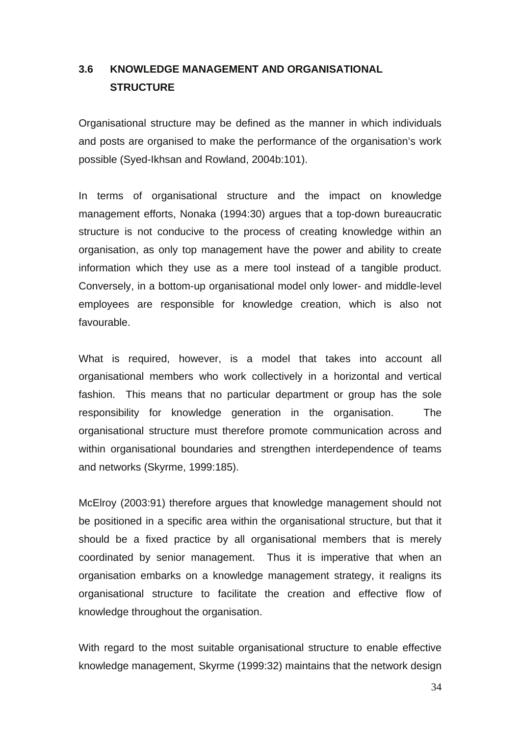### 3.6 KNOWLEDGE MANAGEMENT AND ORGANISATIONAL STRUCTURE

Organisational structure may be defined as the manner in which individuals and posts are organised to make the performance of the organisation's work possible (Syed-Ikhsan and Rowland, 2004b:101).

In terms of organisational structure and the impact on knowledge management efforts, Nonaka (1994:30) argues that a top-down bureaucratic structure is not conducive to the process of creating knowledge within an organisation, as only top management have the power and ability to create information which they use as a mere tool instead of a tangible product. Conversely, in a bottom-up organisational model only lower- and middle-level employees are responsible for knowledge creation, which is also not favourable.

What is required, however, is a model that takes into account all organisational members who work collectively in a horizontal and vertical fashion. This means that no particular department or group has the sole responsibility for knowledge generation in the organisation. The organisational structure must therefore promote communication across and within organisational boundaries and strengthen interdependence of teams and networks (Skyrme, 1999:185).

McElroy (2003:91) therefore argues that knowledge management should not be positioned in a specific area within the organisational structure, but that it should be a fixed practice by all organisational members that is merely coordinated by senior management. Thus it is imperative that when an organisation embarks on a knowledge management strategy, it realigns its organisational structure to facilitate the creation and effective flow of knowledge throughout the organisation.

With regard to the most suitable organisational structure to enable effective knowledge management, Skyrme (1999:32) maintains that the network design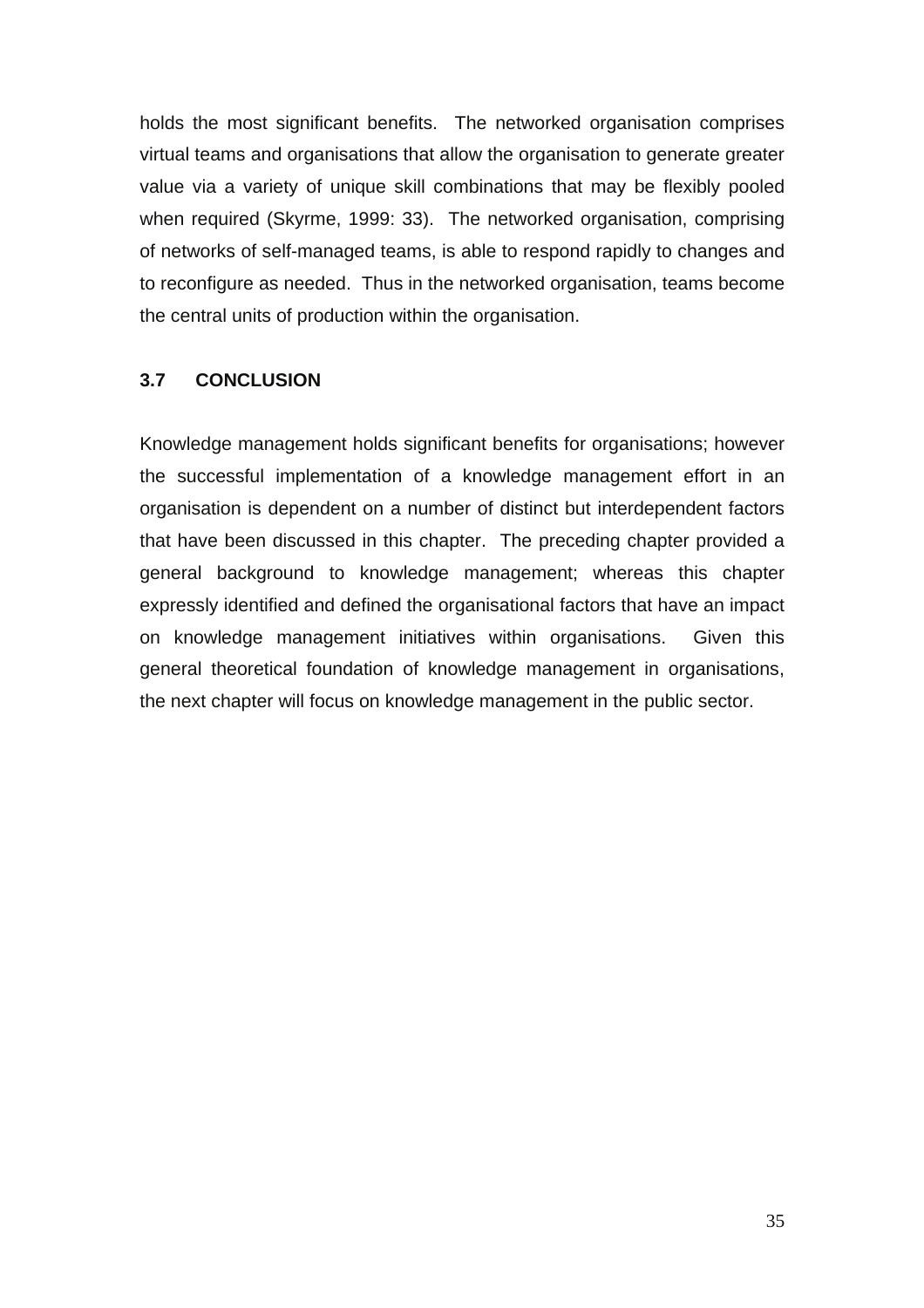holds the most significant benefits.  The networked organisation comprises virtual teams and organisations that allow the organisation to generate greater value via a variety of unique skill combinations that may be flexibly pooled when required (Skyrme, 1999: 33).  The networked organisation, comprising of networks of self-managed teams, is able to respond rapidly to changes and to reconfigure as needed.  Thus in the networked organisation, teams become the central units of production within the organisation.

### 3.7 CONCLUSION

Knowledge management holds significant benefits for organisations; however the successful implementation of a knowledge management effort in an organisation is dependent on a number of distinct but interdependent factors that have been discussed in this chapter.  The preceding chapter provided a general background to knowledge management; whereas this chapter expressly identified and defined the organisational factors that have an impact on knowledge management initiatives within organisations.  Given this general theoretical foundation of knowledge management in organisations, the next chapter will focus on knowledge management in the public sector.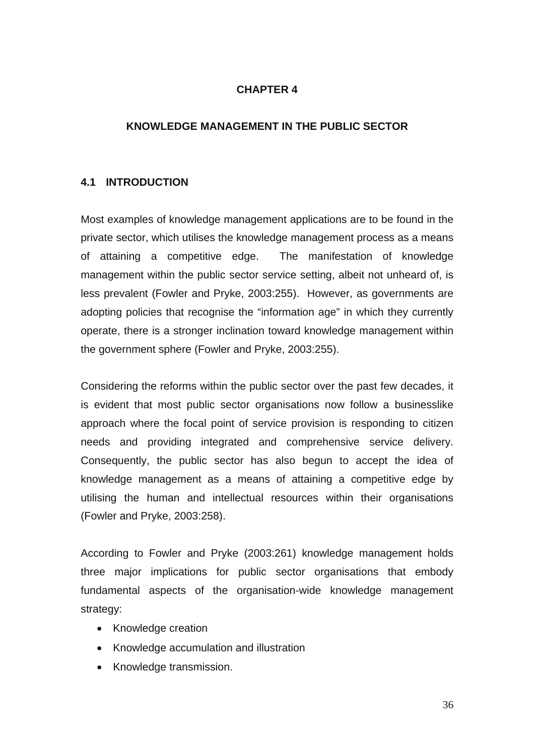# CHAPTER 4

## KNOWLEDGE MANAGEMENT IN THE PUBLIC SECTOR

### 4.1 INTRODUCTION

Most examples of knowledge management applications are to be found in the private sector, which utilises the knowledge management process as a means of attaining a competitive edge. The manifestation of knowledge management within the public sector service setting, albeit not unheard of, is less prevalent (Fowler and Pryke, 2003:255). However, as governments are adopting policies that recognise the "information age" in which they currently operate, there is a stronger inclination toward knowledge management within the government sphere (Fowler and Pryke, 2003:255).

Considering the reforms within the public sector over the past few decades, it is evident that most public sector organisations now follow a businesslike approach where the focal point of service provision is responding to citizen needs and providing integrated and comprehensive service delivery. Consequently, the public sector has also begun to accept the idea of knowledge management as a means of attaining a competitive edge by utilising the human and intellectual resources within their organisations (Fowler and Pryke, 2003:258).

According to Fowler and Pryke (2003:261) knowledge management holds three major implications for public sector organisations that embody fundamental aspects of the organisation-wide knowledge management strategy:

- Knowledge creation
- Knowledge accumulation and illustration
- Knowledge transmission.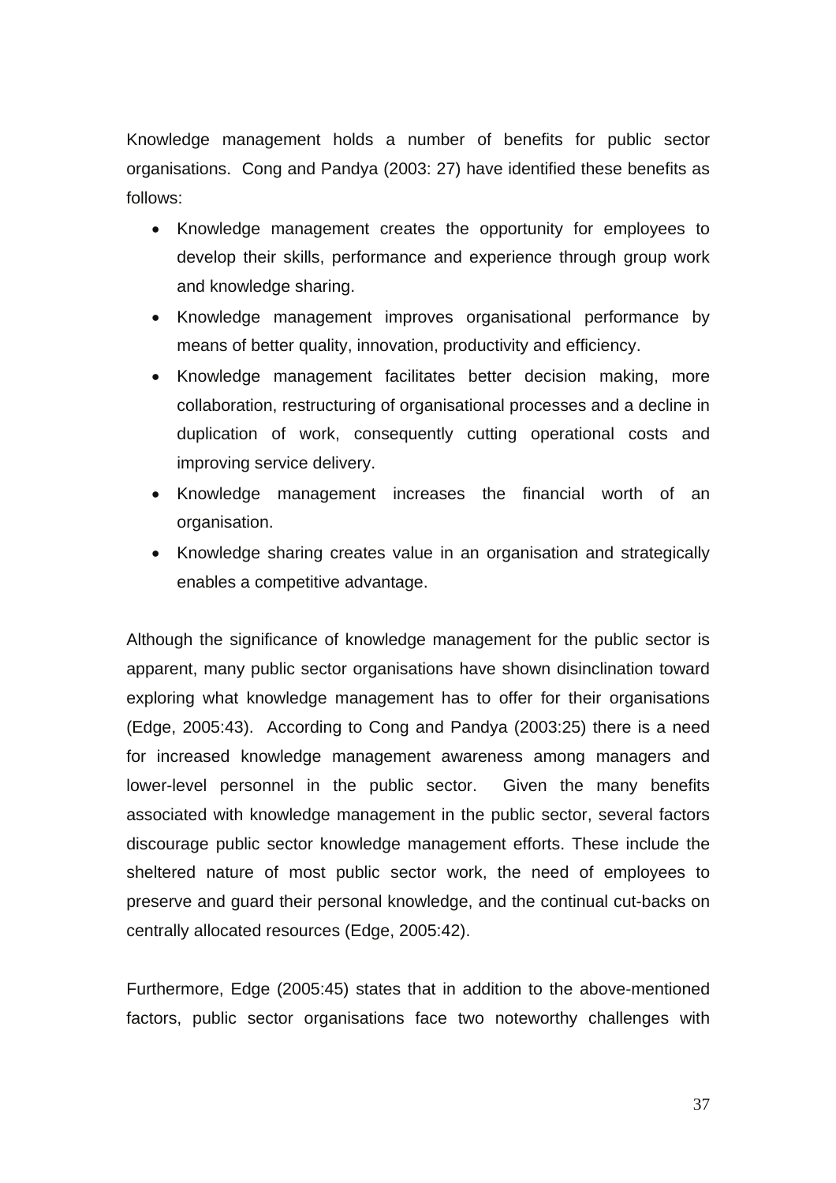Knowledge management holds a number of benefits for public sector organisations. Cong and Pandya (2003: 27) have identified these benefits as follows:

- Knowledge management creates the opportunity for employees to develop their skills, performance and experience through group work and knowledge sharing.
- Knowledge management improves organisational performance by means of better quality, innovation, productivity and efficiency.
- Knowledge management facilitates better decision making, more collaboration, restructuring of organisational processes and a decline in duplication of work, consequently cutting operational costs and improving service delivery.
- Knowledge management increases the financial worth of an organisation.
- Knowledge sharing creates value in an organisation and strategically enables a competitive advantage.

Although the significance of knowledge management for the public sector is apparent, many public sector organisations have shown disinclination toward exploring what knowledge management has to offer for their organisations (Edge, 2005:43). According to Cong and Pandya (2003:25) there is a need for increased knowledge management awareness among managers and lower-level personnel in the public sector. Given the many benefits associated with knowledge management in the public sector, several factors discourage public sector knowledge management efforts. These include the sheltered nature of most public sector work, the need of employees to preserve and guard their personal knowledge, and the continual cut-backs on centrally allocated resources (Edge, 2005:42).

Furthermore, Edge (2005:45) states that in addition to the above-mentioned factors, public sector organisations face two noteworthy challenges with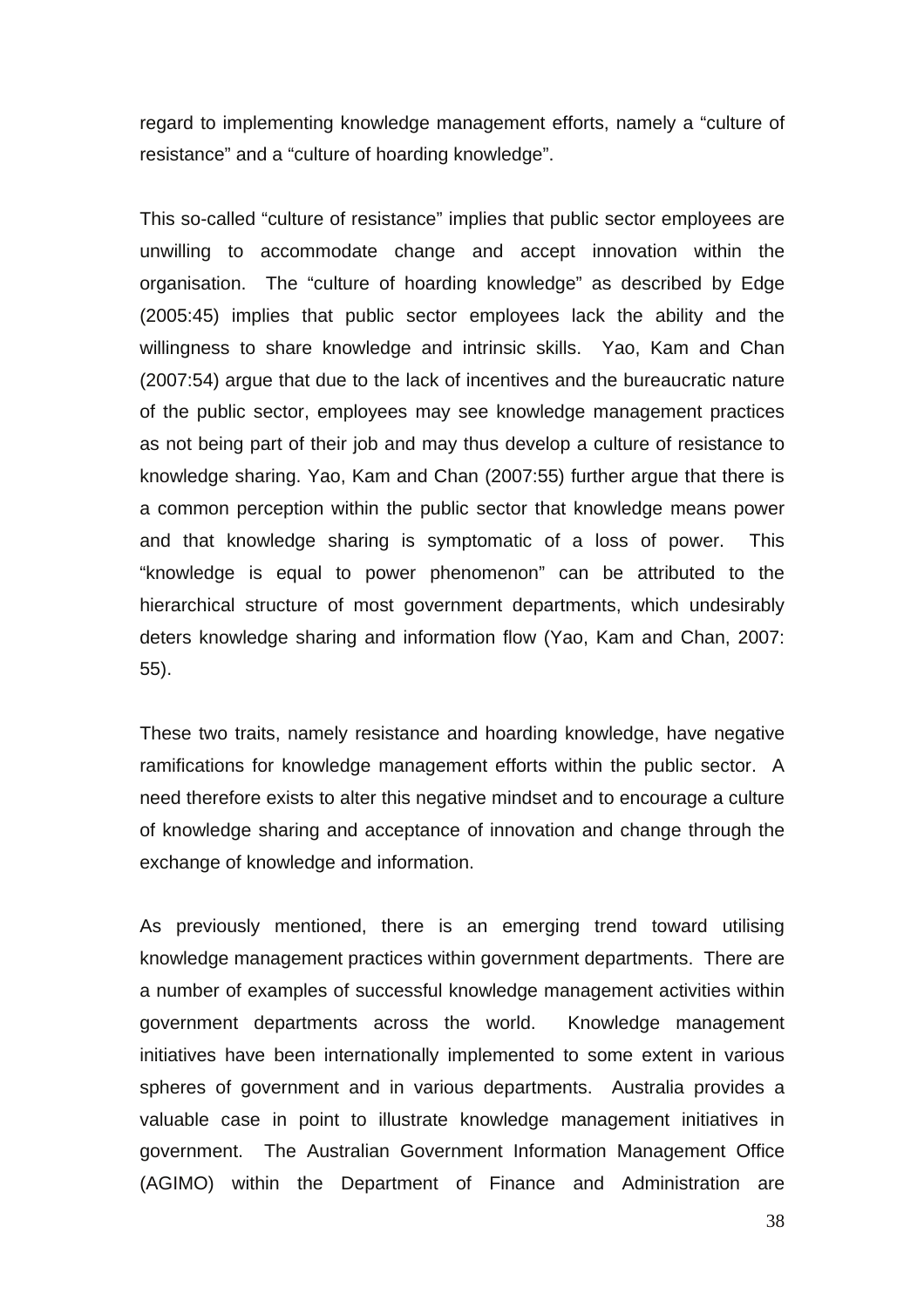regard to implementing knowledge management efforts, namely a "culture of resistance" and a "culture of hoarding knowledge".

This so-called "culture of resistance" implies that public sector employees are unwilling to accommodate change and accept innovation within the organisation. The "culture of hoarding knowledge" as described by Edge (2005:45) implies that public sector employees lack the ability and the willingness to share knowledge and intrinsic skills. Yao, Kam and Chan (2007:54) argue that due to the lack of incentives and the bureaucratic nature of the public sector, employees may see knowledge management practices as not being part of their job and may thus develop a culture of resistance to knowledge sharing. Yao, Kam and Chan (2007:55) further argue that there is a common perception within the public sector that knowledge means power and that knowledge sharing is symptomatic of a loss of power. This "knowledge is equal to power phenomenon" can be attributed to the hierarchical structure of most government departments, which undesirably deters knowledge sharing and information flow (Yao, Kam and Chan, 2007: 55).

These two traits, namely resistance and hoarding knowledge, have negative ramifications for knowledge management efforts within the public sector. A need therefore exists to alter this negative mindset and to encourage a culture of knowledge sharing and acceptance of innovation and change through the exchange of knowledge and information.

As previously mentioned, there is an emerging trend toward utilising knowledge management practices within government departments. There are a number of examples of successful knowledge management activities within government departments across the world. Knowledge management initiatives have been internationally implemented to some extent in various spheres of government and in various departments. Australia provides a valuable case in point to illustrate knowledge management initiatives in government. The Australian Government Information Management Office (AGIMO) within the Department of Finance and Administration are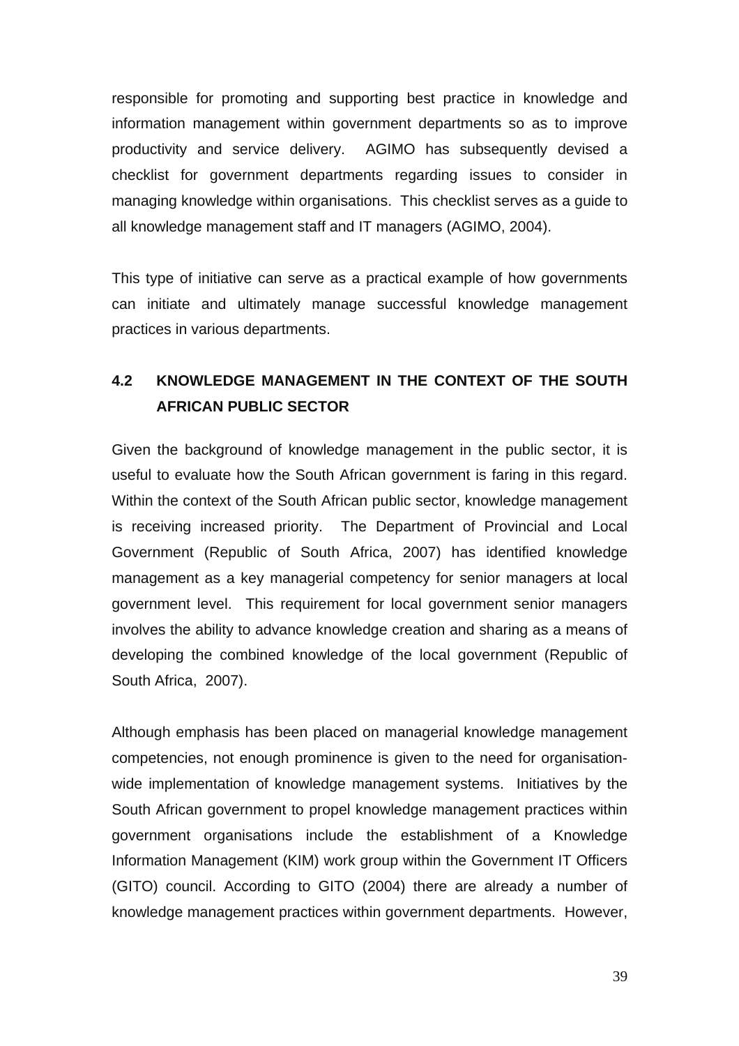responsible for promoting and supporting best practice in knowledge and information management within government departments so as to improve productivity and service delivery. AGIMO has subsequently devised a checklist for government departments regarding issues to consider in managing knowledge within organisations. This checklist serves as a guide to all knowledge management staff and IT managers (AGIMO, 2004).

This type of initiative can serve as a practical example of how governments can initiate and ultimately manage successful knowledge management practices in various departments.

## 4.2 KNOWLEDGE MANAGEMENT IN THE CONTEXT OF THE SOUTH AFRICAN PUBLIC SECTOR

Given the background of knowledge management in the public sector, it is useful to evaluate how the South African government is faring in this regard. Within the context of the South African public sector, knowledge management is receiving increased priority. The Department of Provincial and Local Government (Republic of South Africa, 2007) has identified knowledge management as a key managerial competency for senior managers at local government level. This requirement for local government senior managers involves the ability to advance knowledge creation and sharing as a means of developing the combined knowledge of the local government (Republic of South Africa, 2007).

Although emphasis has been placed on managerial knowledge management competencies, not enough prominence is given to the need for organisation-wide implementation of knowledge management systems. Initiatives by the South African government to propel knowledge management practices within government organisations include the establishment of a Knowledge Information Management (KIM) work group within the Government IT Officers (GITO) council. According to GITO (2004) there are already a number of knowledge management practices within government departments. However,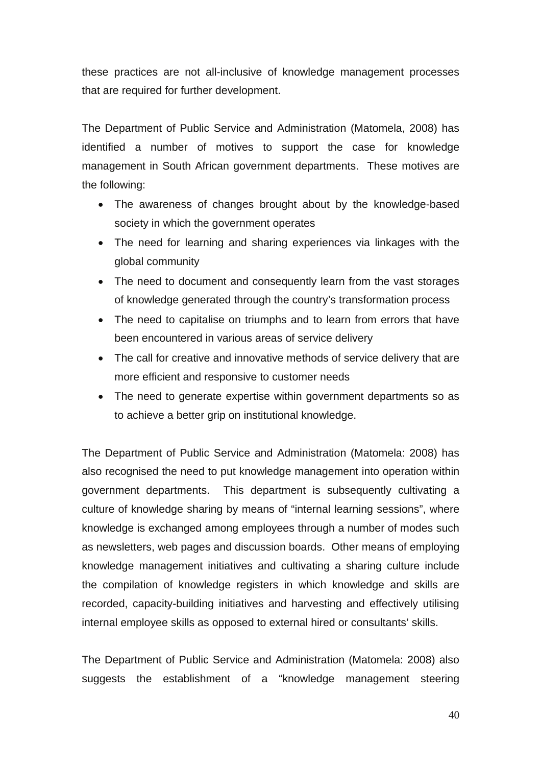these practices are not all-inclusive of knowledge management processes that are required for further development.

The Department of Public Service and Administration (Matomela, 2008) has identified a number of motives to support the case for knowledge management in South African government departments. These motives are the following:

- The awareness of changes brought about by the knowledge-based society in which the government operates
- The need for learning and sharing experiences via linkages with the global community
- The need to document and consequently learn from the vast storages of knowledge generated through the country's transformation process
- The need to capitalise on triumphs and to learn from errors that have been encountered in various areas of service delivery
- The call for creative and innovative methods of service delivery that are more efficient and responsive to customer needs
- The need to generate expertise within government departments so as to achieve a better grip on institutional knowledge.

The Department of Public Service and Administration (Matomela: 2008) has also recognised the need to put knowledge management into operation within government departments. This department is subsequently cultivating a culture of knowledge sharing by means of "internal learning sessions", where knowledge is exchanged among employees through a number of modes such as newsletters, web pages and discussion boards. Other means of employing knowledge management initiatives and cultivating a sharing culture include the compilation of knowledge registers in which knowledge and skills are recorded, capacity-building initiatives and harvesting and effectively utilising internal employee skills as opposed to external hired or consultants' skills.

The Department of Public Service and Administration (Matomela: 2008) also suggests the establishment of a "knowledge management steering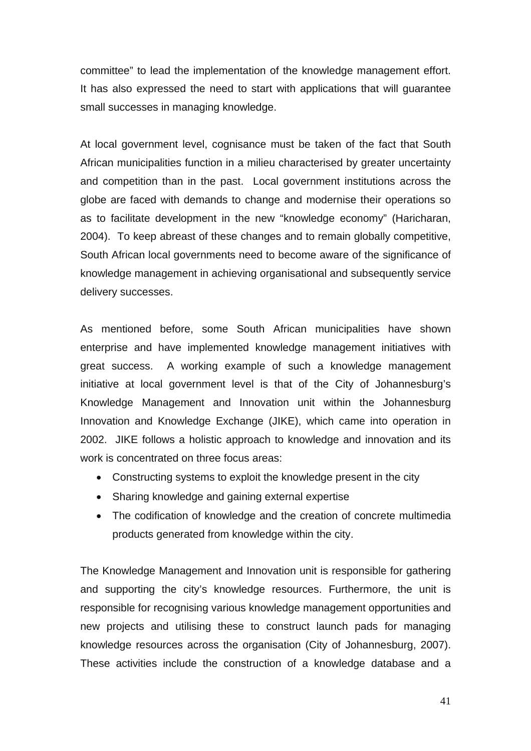committee” to lead the implementation of the knowledge management effort. It has also expressed the need to start with applications that will guarantee small successes in managing knowledge.

At local government level, cognisance must be taken of the fact that South African municipalities function in a milieu characterised by greater uncertainty and competition than in the past. Local government institutions across the globe are faced with demands to change and modernise their operations so as to facilitate development in the new “knowledge economy” (Haricharan, 2004). To keep abreast of these changes and to remain globally competitive, South African local governments need to become aware of the significance of knowledge management in achieving organisational and subsequently service delivery successes.

As mentioned before, some South African municipalities have shown enterprise and have implemented knowledge management initiatives with great success. A working example of such a knowledge management initiative at local government level is that of the City of Johannesburg’s Knowledge Management and Innovation unit within the Johannesburg Innovation and Knowledge Exchange (JIKE), which came into operation in 2002. JIKE follows a holistic approach to knowledge and innovation and its work is concentrated on three focus areas:

- Constructing systems to exploit the knowledge present in the city
- Sharing knowledge and gaining external expertise
- The codification of knowledge and the creation of concrete multimedia products generated from knowledge within the city.

The Knowledge Management and Innovation unit is responsible for gathering and supporting the city’s knowledge resources. Furthermore, the unit is responsible for recognising various knowledge management opportunities and new projects and utilising these to construct launch pads for managing knowledge resources across the organisation (City of Johannesburg, 2007). These activities include the construction of a knowledge database and a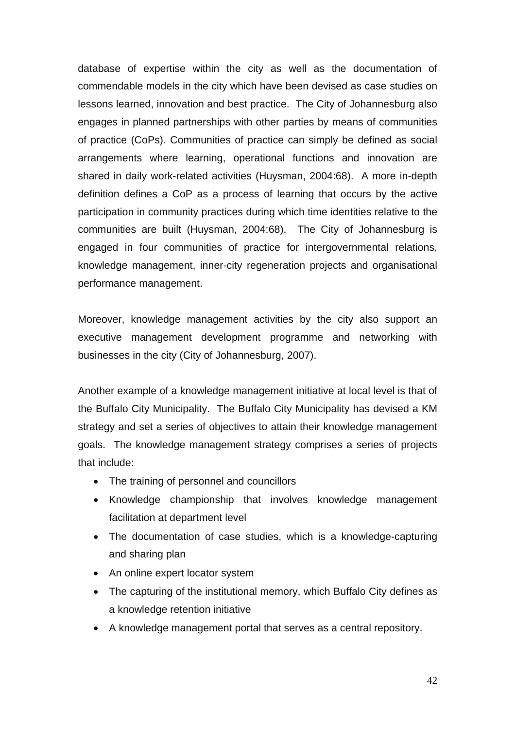database of expertise within the city as well as the documentation of commendable models in the city which have been devised as case studies on lessons learned, innovation and best practice. The City of Johannesburg also engages in planned partnerships with other parties by means of communities of practice (CoPs). Communities of practice can simply be defined as social arrangements where learning, operational functions and innovation are shared in daily work-related activities (Huysman, 2004:68). A more in-depth definition defines a CoP as a process of learning that occurs by the active participation in community practices during which time identities relative to the communities are built (Huysman, 2004:68). The City of Johannesburg is engaged in four communities of practice for intergovernmental relations, knowledge management, inner-city regeneration projects and organisational performance management.

Moreover, knowledge management activities by the city also support an executive management development programme and networking with businesses in the city (City of Johannesburg, 2007).

Another example of a knowledge management initiative at local level is that of the Buffalo City Municipality. The Buffalo City Municipality has devised a KM strategy and set a series of objectives to attain their knowledge management goals. The knowledge management strategy comprises a series of projects that include:

- The training of personnel and councillors
- Knowledge championship that involves knowledge management facilitation at department level
- The documentation of case studies, which is a knowledge-capturing and sharing plan
- An online expert locator system
- The capturing of the institutional memory, which Buffalo City defines as a knowledge retention initiative
- A knowledge management portal that serves as a central repository.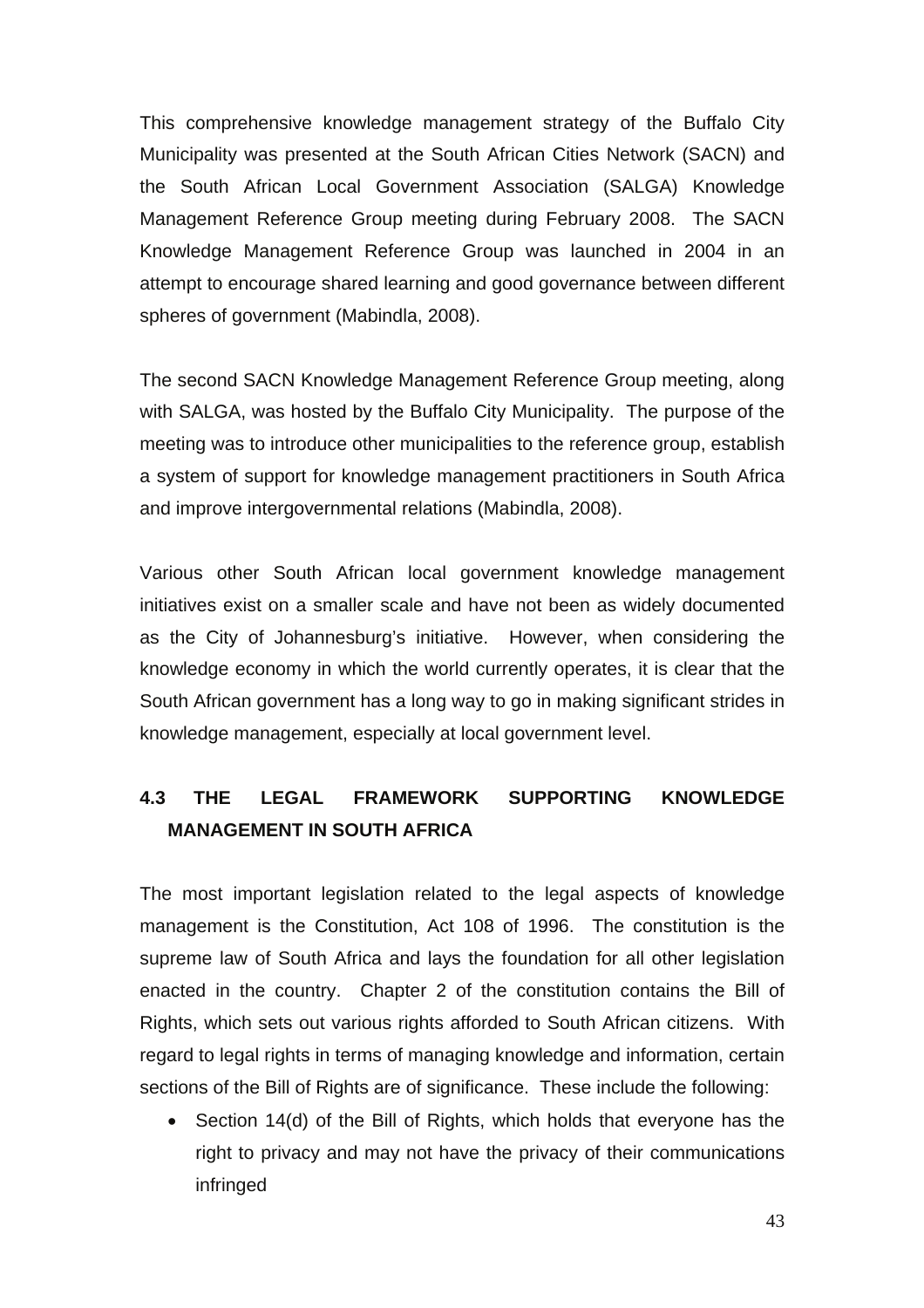This comprehensive knowledge management strategy of the Buffalo City Municipality was presented at the South African Cities Network (SACN) and the South African Local Government Association (SALGA) Knowledge Management Reference Group meeting during February 2008. The SACN Knowledge Management Reference Group was launched in 2004 in an attempt to encourage shared learning and good governance between different spheres of government (Mabindla, 2008).

The second SACN Knowledge Management Reference Group meeting, along with SALGA, was hosted by the Buffalo City Municipality. The purpose of the meeting was to introduce other municipalities to the reference group, establish a system of support for knowledge management practitioners in South Africa and improve intergovernmental relations (Mabindla, 2008).

Various other South African local government knowledge management initiatives exist on a smaller scale and have not been as widely documented as the City of Johannesburg's initiative. However, when considering the knowledge economy in which the world currently operates, it is clear that the South African government has a long way to go in making significant strides in knowledge management, especially at local government level.

## 4.3 THE LEGAL FRAMEWORK SUPPORTING KNOWLEDGE MANAGEMENT IN SOUTH AFRICA

The most important legislation related to the legal aspects of knowledge management is the Constitution, Act 108 of 1996. The constitution is the supreme law of South Africa and lays the foundation for all other legislation enacted in the country. Chapter 2 of the constitution contains the Bill of Rights, which sets out various rights afforded to South African citizens. With regard to legal rights in terms of managing knowledge and information, certain sections of the Bill of Rights are of significance. These include the following:

- Section 14(d) of the Bill of Rights, which holds that everyone has the right to privacy and may not have the privacy of their communications infringed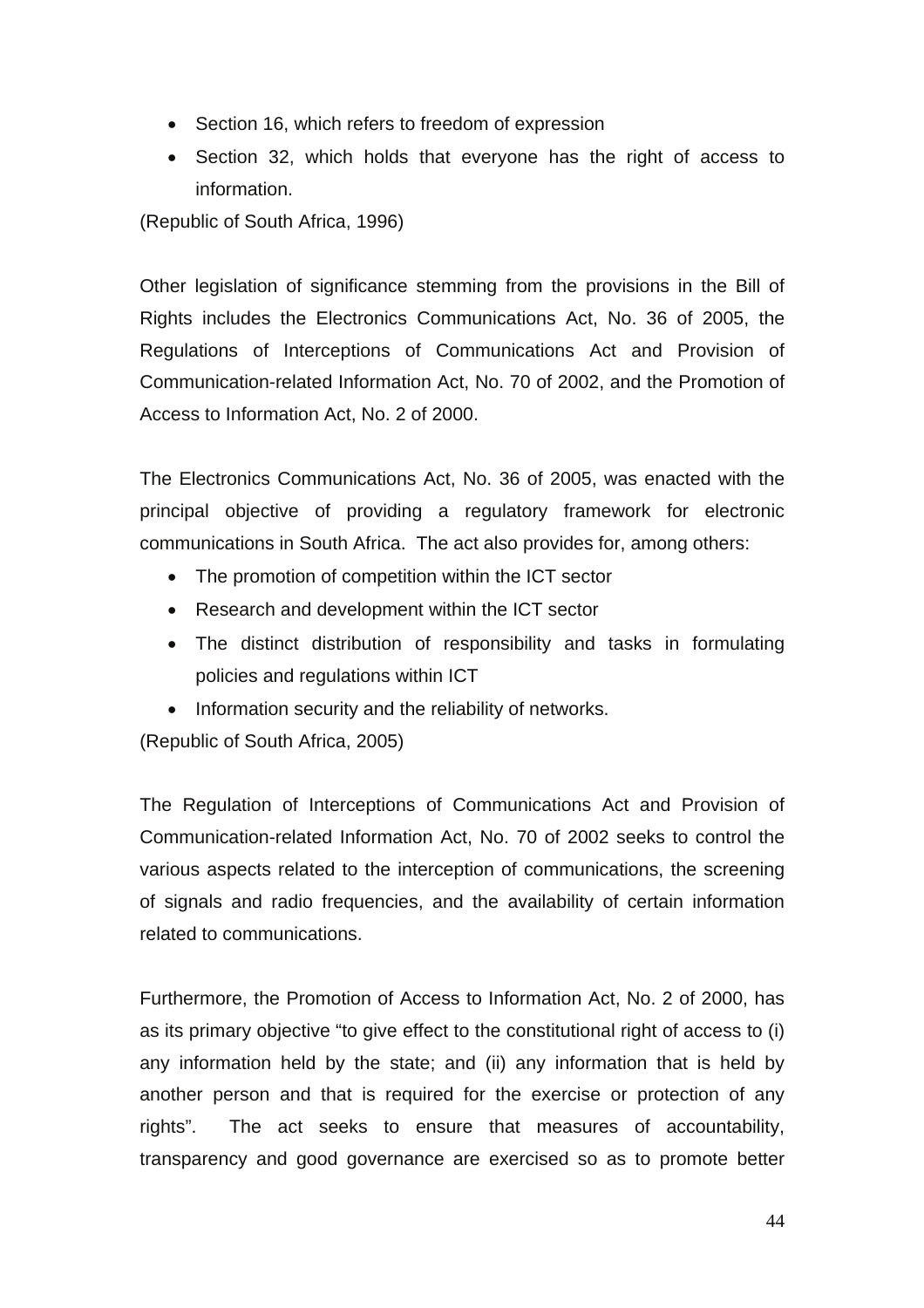- Section 16, which refers to freedom of expression
- Section 32, which holds that everyone has the right of access to information.

(Republic of South Africa, 1996)

Other legislation of significance stemming from the provisions in the Bill of Rights includes the Electronics Communications Act, No. 36 of 2005, the Regulations of Interceptions of Communications Act and Provision of Communication-related Information Act, No. 70 of 2002, and the Promotion of Access to Information Act, No. 2 of 2000.

The Electronics Communications Act, No. 36 of 2005, was enacted with the principal objective of providing a regulatory framework for electronic communications in South Africa. The act also provides for, among others:

- The promotion of competition within the ICT sector
- Research and development within the ICT sector
- The distinct distribution of responsibility and tasks in formulating policies and regulations within ICT
- Information security and the reliability of networks.

(Republic of South Africa, 2005)

The Regulation of Interceptions of Communications Act and Provision of Communication-related Information Act, No. 70 of 2002 seeks to control the various aspects related to the interception of communications, the screening of signals and radio frequencies, and the availability of certain information related to communications.

Furthermore, the Promotion of Access to Information Act, No. 2 of 2000, has as its primary objective "to give effect to the constitutional right of access to (i) any information held by the state; and (ii) any information that is held by another person and that is required for the exercise or protection of any rights". The act seeks to ensure that measures of accountability, transparency and good governance are exercised so as to promote better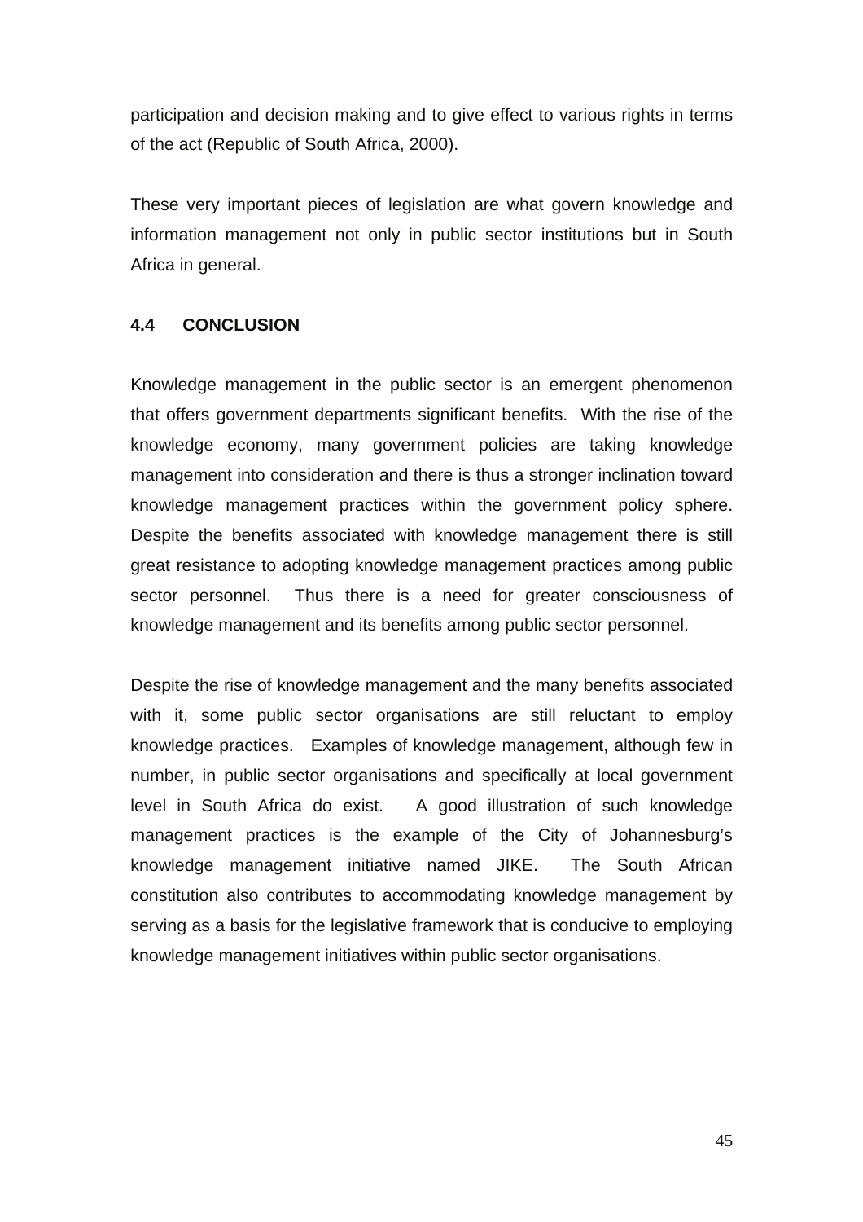participation and decision making and to give effect to various rights in terms of the act (Republic of South Africa, 2000).

These very important pieces of legislation are what govern knowledge and information management not only in public sector institutions but in South Africa in general.

### 4.4 CONCLUSION

Knowledge management in the public sector is an emergent phenomenon that offers government departments significant benefits. With the rise of the knowledge economy, many government policies are taking knowledge management into consideration and there is thus a stronger inclination toward knowledge management practices within the government policy sphere. Despite the benefits associated with knowledge management there is still great resistance to adopting knowledge management practices among public sector personnel. Thus there is a need for greater consciousness of knowledge management and its benefits among public sector personnel.

Despite the rise of knowledge management and the many benefits associated with it, some public sector organisations are still reluctant to employ knowledge practices. Examples of knowledge management, although few in number, in public sector organisations and specifically at local government level in South Africa do exist. A good illustration of such knowledge management practices is the example of the City of Johannesburg's knowledge management initiative named JIKE. The South African constitution also contributes to accommodating knowledge management by serving as a basis for the legislative framework that is conducive to employing knowledge management initiatives within public sector organisations.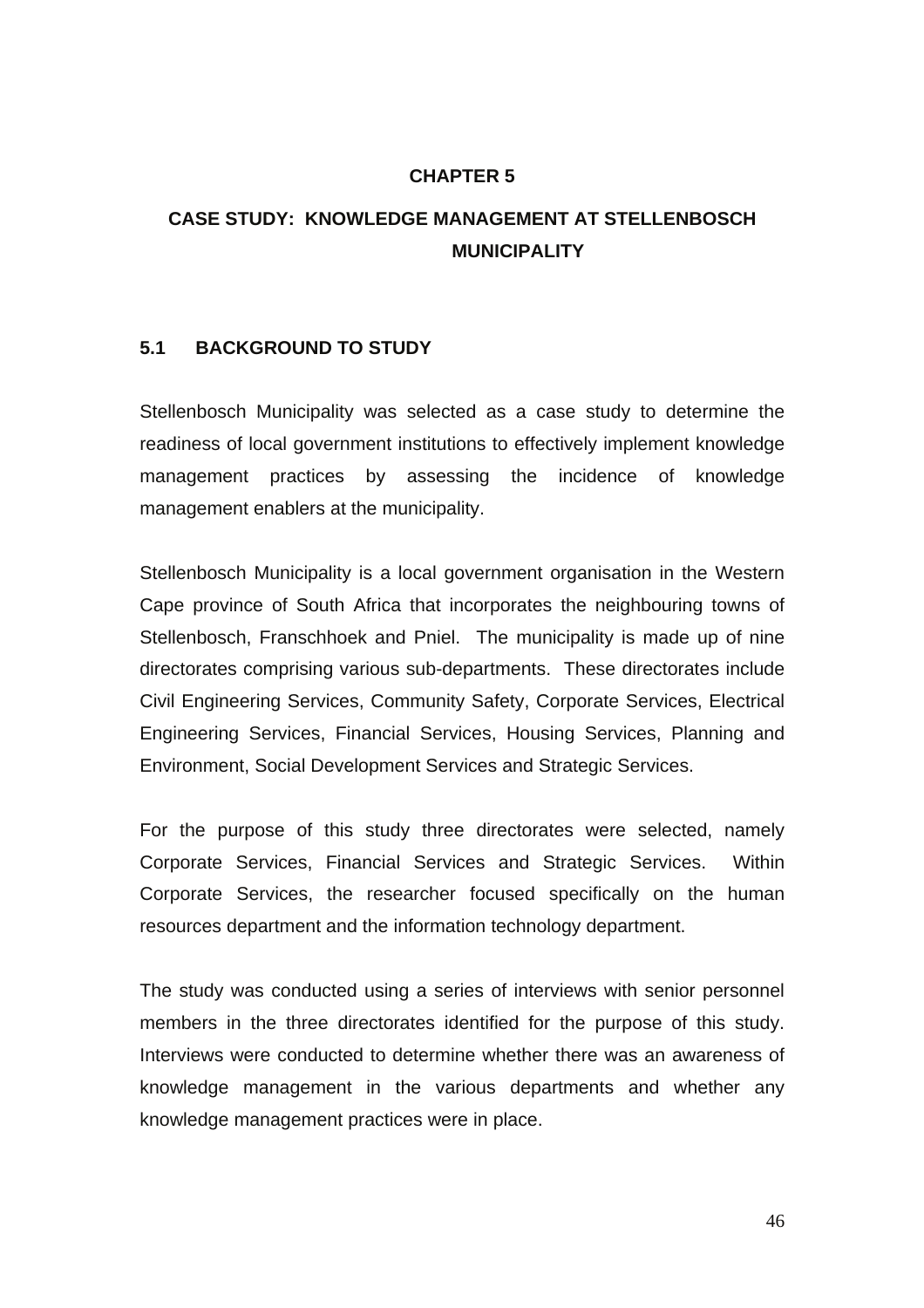# CHAPTER 5

# CASE STUDY: KNOWLEDGE MANAGEMENT AT STELLENBOSCH MUNICIPALITY

## 5.1 BACKGROUND TO STUDY

Stellenbosch Municipality was selected as a case study to determine the readiness of local government institutions to effectively implement knowledge management practices by assessing the incidence of knowledge management enablers at the municipality.

Stellenbosch Municipality is a local government organisation in the Western Cape province of South Africa that incorporates the neighbouring towns of Stellenbosch, Franschhoek and Pniel. The municipality is made up of nine directorates comprising various sub-departments. These directorates include Civil Engineering Services, Community Safety, Corporate Services, Electrical Engineering Services, Financial Services, Housing Services, Planning and Environment, Social Development Services and Strategic Services.

For the purpose of this study three directorates were selected, namely Corporate Services, Financial Services and Strategic Services. Within Corporate Services, the researcher focused specifically on the human resources department and the information technology department.

The study was conducted using a series of interviews with senior personnel members in the three directorates identified for the purpose of this study. Interviews were conducted to determine whether there was an awareness of knowledge management in the various departments and whether any knowledge management practices were in place.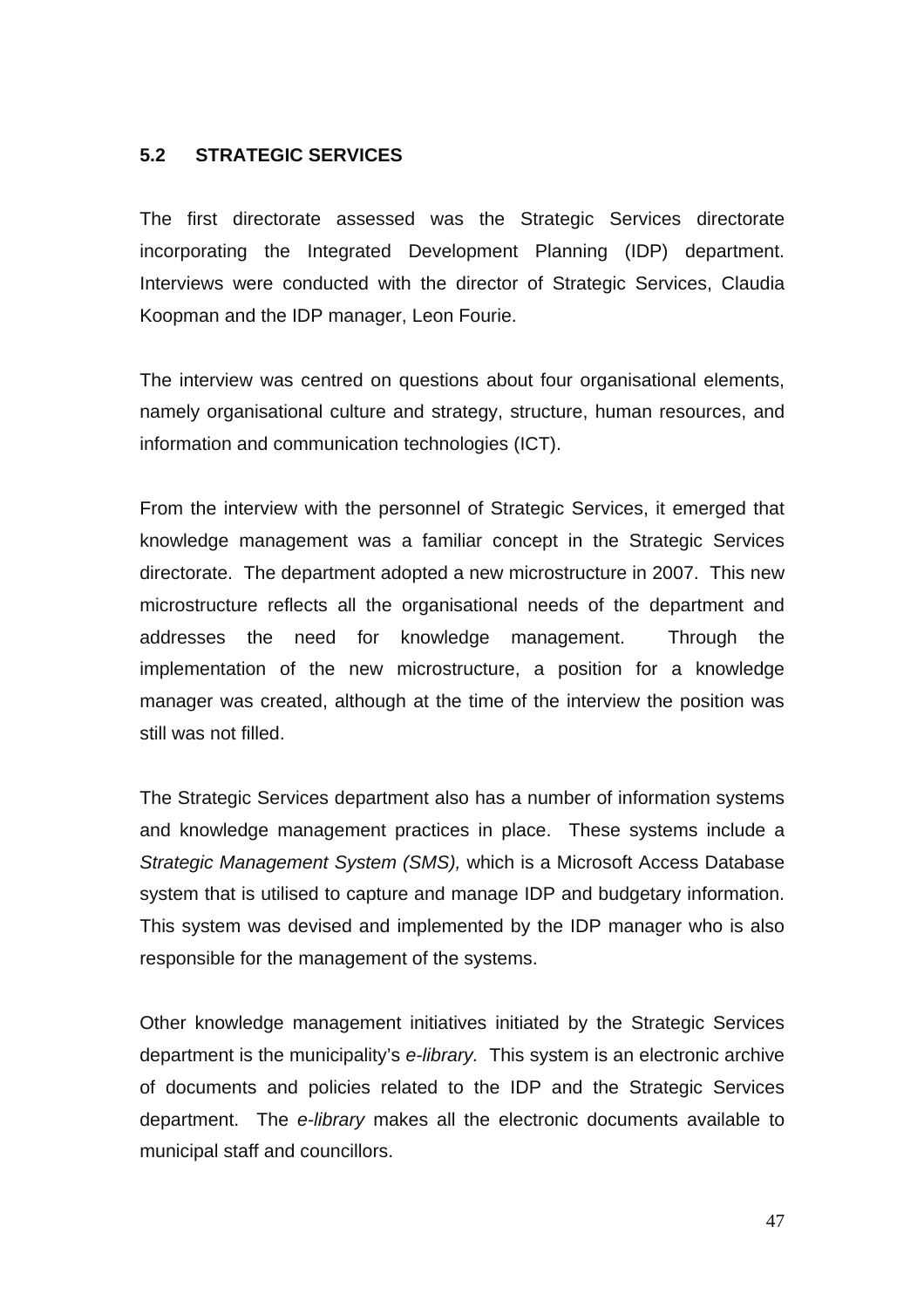## 5.2 STRATEGIC SERVICES

The first directorate assessed was the Strategic Services directorate incorporating the Integrated Development Planning (IDP) department. Interviews were conducted with the director of Strategic Services, Claudia Koopman and the IDP manager, Leon Fourie.

The interview was centred on questions about four organisational elements, namely organisational culture and strategy, structure, human resources, and information and communication technologies (ICT).

From the interview with the personnel of Strategic Services, it emerged that knowledge management was a familiar concept in the Strategic Services directorate. The department adopted a new microstructure in 2007. This new microstructure reflects all the organisational needs of the department and addresses the need for knowledge management. Through the implementation of the new microstructure, a position for a knowledge manager was created, although at the time of the interview the position was still was not filled.

The Strategic Services department also has a number of information systems and knowledge management practices in place. These systems include a *Strategic Management System (SMS),* which is a Microsoft Access Database system that is utilised to capture and manage IDP and budgetary information. This system was devised and implemented by the IDP manager who is also responsible for the management of the systems.

Other knowledge management initiatives initiated by the Strategic Services department is the municipality's *e-library.* This system is an electronic archive of documents and policies related to the IDP and the Strategic Services department. The *e-library* makes all the electronic documents available to municipal staff and councillors.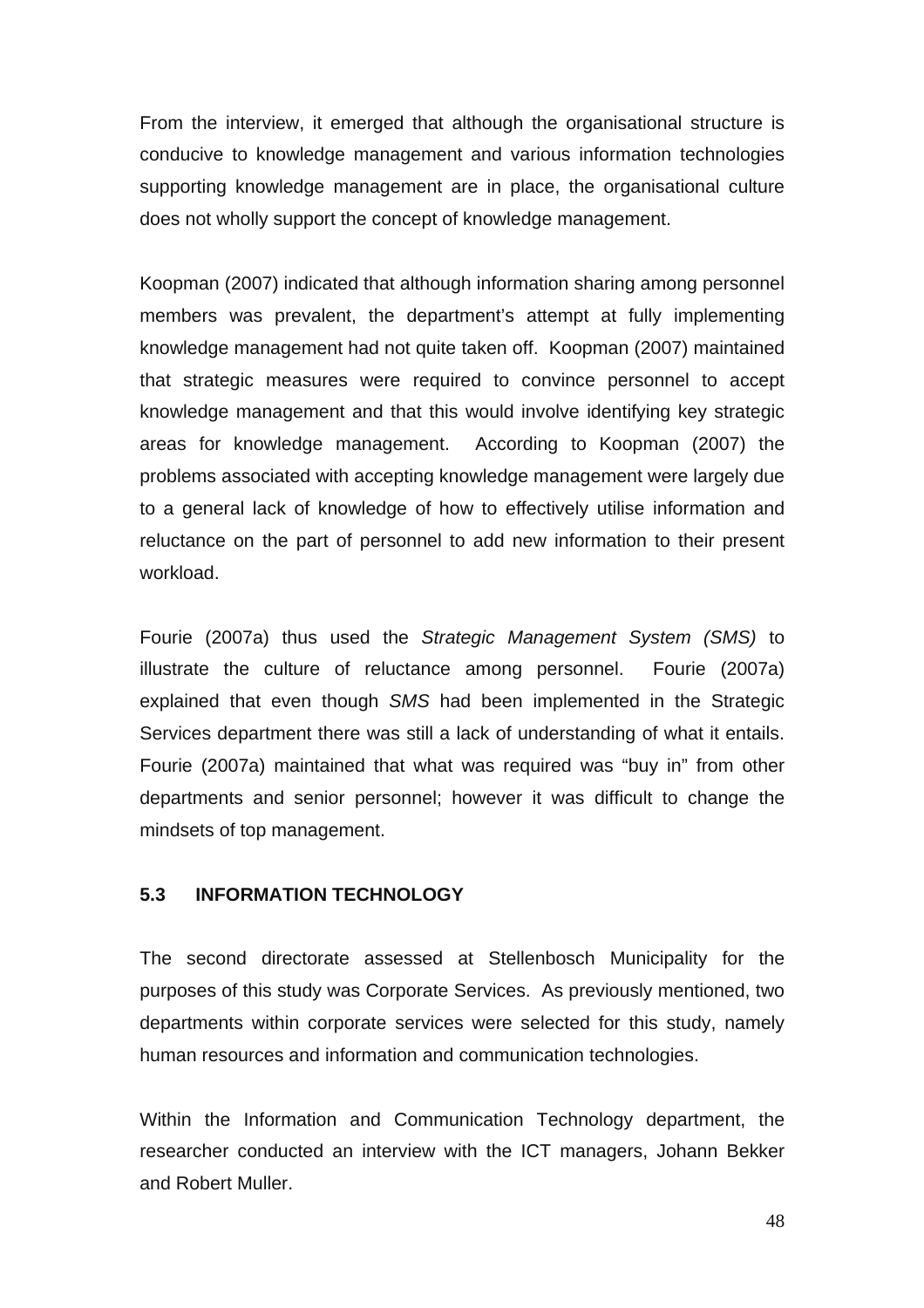From the interview, it emerged that although the organisational structure is conducive to knowledge management and various information technologies supporting knowledge management are in place, the organisational culture does not wholly support the concept of knowledge management.

Koopman (2007) indicated that although information sharing among personnel members was prevalent, the department's attempt at fully implementing knowledge management had not quite taken off. Koopman (2007) maintained that strategic measures were required to convince personnel to accept knowledge management and that this would involve identifying key strategic areas for knowledge management. According to Koopman (2007) the problems associated with accepting knowledge management were largely due to a general lack of knowledge of how to effectively utilise information and reluctance on the part of personnel to add new information to their present workload.

Fourie (2007a) thus used the *Strategic Management System (SMS)* to illustrate the culture of reluctance among personnel. Fourie (2007a) explained that even though *SMS* had been implemented in the Strategic Services department there was still a lack of understanding of what it entails. Fourie (2007a) maintained that what was required was "buy in" from other departments and senior personnel; however it was difficult to change the mindsets of top management.

## 5.3 INFORMATION TECHNOLOGY

The second directorate assessed at Stellenbosch Municipality for the purposes of this study was Corporate Services. As previously mentioned, two departments within corporate services were selected for this study, namely human resources and information and communication technologies.

Within the Information and Communication Technology department, the researcher conducted an interview with the ICT managers, Johann Bekker and Robert Muller.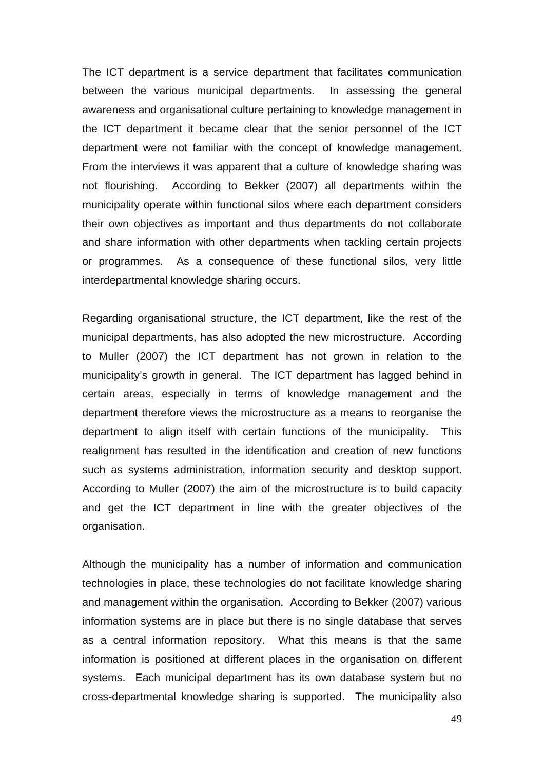The ICT department is a service department that facilitates communication between the various municipal departments. In assessing the general awareness and organisational culture pertaining to knowledge management in the ICT department it became clear that the senior personnel of the ICT department were not familiar with the concept of knowledge management. From the interviews it was apparent that a culture of knowledge sharing was not flourishing. According to Bekker (2007) all departments within the municipality operate within functional silos where each department considers their own objectives as important and thus departments do not collaborate and share information with other departments when tackling certain projects or programmes. As a consequence of these functional silos, very little interdepartmental knowledge sharing occurs.

Regarding organisational structure, the ICT department, like the rest of the municipal departments, has also adopted the new microstructure. According to Muller (2007) the ICT department has not grown in relation to the municipality's growth in general. The ICT department has lagged behind in certain areas, especially in terms of knowledge management and the department therefore views the microstructure as a means to reorganise the department to align itself with certain functions of the municipality. This realignment has resulted in the identification and creation of new functions such as systems administration, information security and desktop support. According to Muller (2007) the aim of the microstructure is to build capacity and get the ICT department in line with the greater objectives of the organisation.

Although the municipality has a number of information and communication technologies in place, these technologies do not facilitate knowledge sharing and management within the organisation. According to Bekker (2007) various information systems are in place but there is no single database that serves as a central information repository. What this means is that the same information is positioned at different places in the organisation on different systems. Each municipal department has its own database system but no cross-departmental knowledge sharing is supported. The municipality also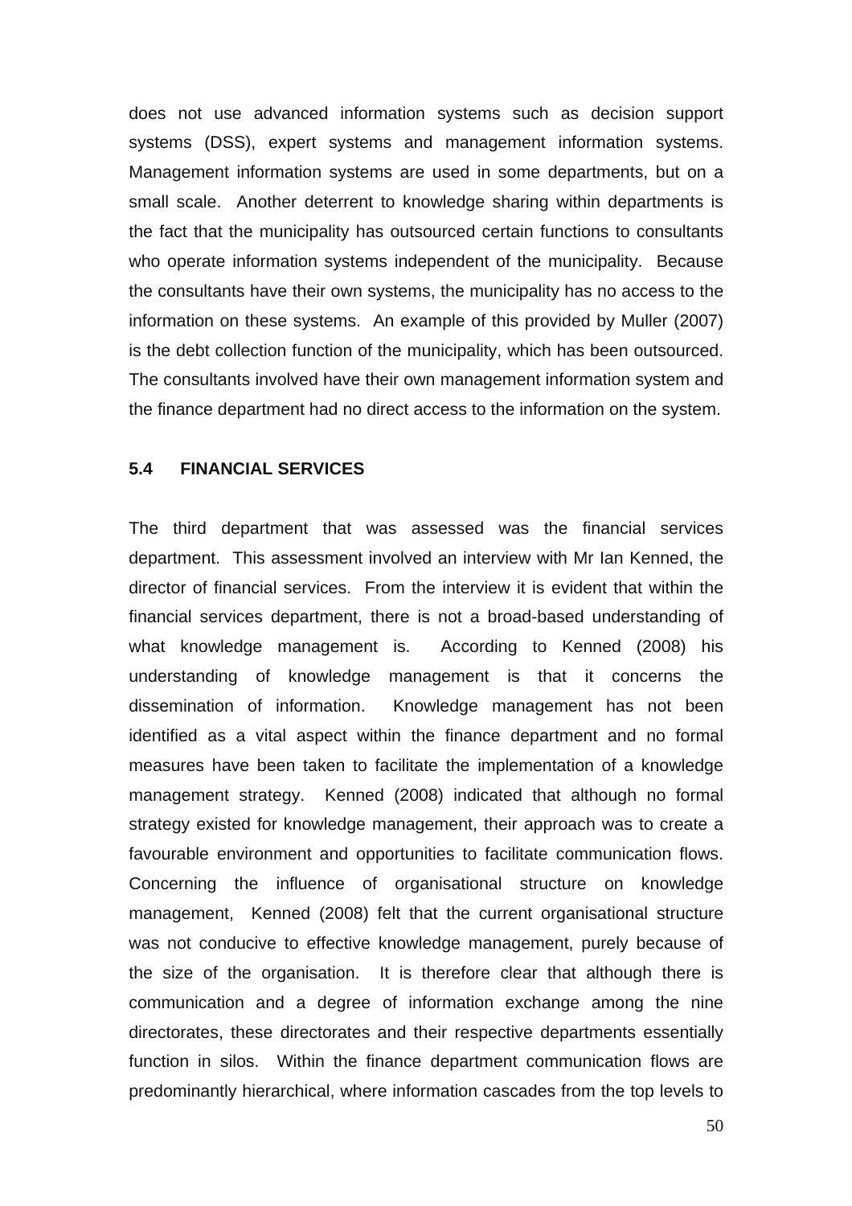does not use advanced information systems such as decision support systems (DSS), expert systems and management information systems. Management information systems are used in some departments, but on a small scale. Another deterrent to knowledge sharing within departments is the fact that the municipality has outsourced certain functions to consultants who operate information systems independent of the municipality. Because the consultants have their own systems, the municipality has no access to the information on these systems. An example of this provided by Muller (2007) is the debt collection function of the municipality, which has been outsourced. The consultants involved have their own management information system and the finance department had no direct access to the information on the system.

### 5.4 FINANCIAL SERVICES

The third department that was assessed was the financial services department. This assessment involved an interview with Mr Ian Kenned, the director of financial services. From the interview it is evident that within the financial services department, there is not a broad-based understanding of what knowledge management is. According to Kenned (2008) his understanding of knowledge management is that it concerns the dissemination of information. Knowledge management has not been identified as a vital aspect within the finance department and no formal measures have been taken to facilitate the implementation of a knowledge management strategy. Kenned (2008) indicated that although no formal strategy existed for knowledge management, their approach was to create a favourable environment and opportunities to facilitate communication flows. Concerning the influence of organisational structure on knowledge management, Kenned (2008) felt that the current organisational structure was not conducive to effective knowledge management, purely because of the size of the organisation. It is therefore clear that although there is communication and a degree of information exchange among the nine directorates, these directorates and their respective departments essentially function in silos. Within the finance department communication flows are predominantly hierarchical, where information cascades from the top levels to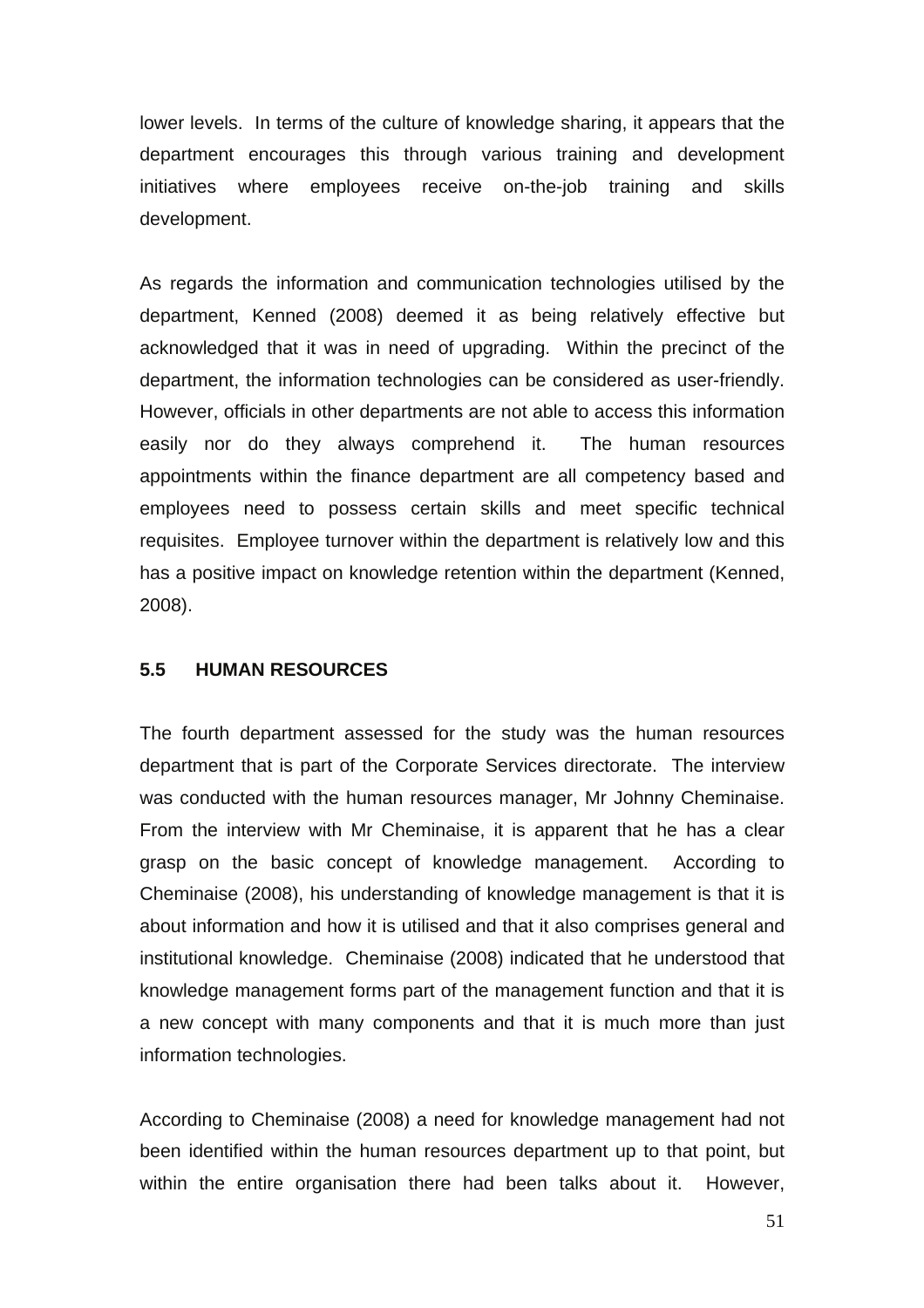lower levels. In terms of the culture of knowledge sharing, it appears that the department encourages this through various training and development initiatives where employees receive on-the-job training and skills development.

As regards the information and communication technologies utilised by the department, Kenned (2008) deemed it as being relatively effective but acknowledged that it was in need of upgrading. Within the precinct of the department, the information technologies can be considered as user-friendly. However, officials in other departments are not able to access this information easily nor do they always comprehend it. The human resources appointments within the finance department are all competency based and employees need to possess certain skills and meet specific technical requisites. Employee turnover within the department is relatively low and this has a positive impact on knowledge retention within the department (Kenned, 2008).

## 5.5 HUMAN RESOURCES

The fourth department assessed for the study was the human resources department that is part of the Corporate Services directorate. The interview was conducted with the human resources manager, Mr Johnny Cheminaise. From the interview with Mr Cheminaise, it is apparent that he has a clear grasp on the basic concept of knowledge management. According to Cheminaise (2008), his understanding of knowledge management is that it is about information and how it is utilised and that it also comprises general and institutional knowledge. Cheminaise (2008) indicated that he understood that knowledge management forms part of the management function and that it is a new concept with many components and that it is much more than just information technologies.

According to Cheminaise (2008) a need for knowledge management had not been identified within the human resources department up to that point, but within the entire organisation there had been talks about it. However,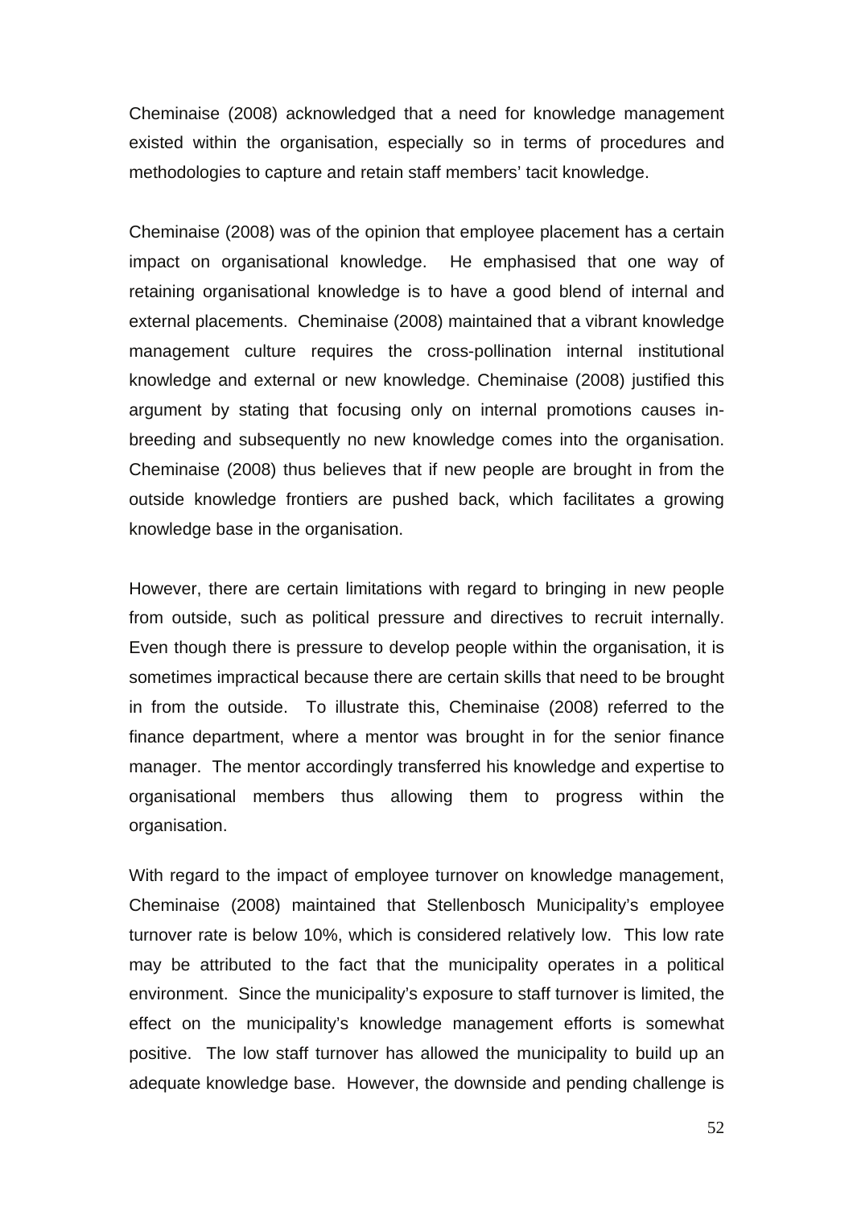Cheminaise (2008) acknowledged that a need for knowledge management existed within the organisation, especially so in terms of procedures and methodologies to capture and retain staff members' tacit knowledge.

Cheminaise (2008) was of the opinion that employee placement has a certain impact on organisational knowledge. He emphasised that one way of retaining organisational knowledge is to have a good blend of internal and external placements. Cheminaise (2008) maintained that a vibrant knowledge management culture requires the cross-pollination internal institutional knowledge and external or new knowledge. Cheminaise (2008) justified this argument by stating that focusing only on internal promotions causes in-breeding and subsequently no new knowledge comes into the organisation. Cheminaise (2008) thus believes that if new people are brought in from the outside knowledge frontiers are pushed back, which facilitates a growing knowledge base in the organisation.

However, there are certain limitations with regard to bringing in new people from outside, such as political pressure and directives to recruit internally. Even though there is pressure to develop people within the organisation, it is sometimes impractical because there are certain skills that need to be brought in from the outside. To illustrate this, Cheminaise (2008) referred to the finance department, where a mentor was brought in for the senior finance manager. The mentor accordingly transferred his knowledge and expertise to organisational members thus allowing them to progress within the organisation.

With regard to the impact of employee turnover on knowledge management, Cheminaise (2008) maintained that Stellenbosch Municipality's employee turnover rate is below 10%, which is considered relatively low. This low rate may be attributed to the fact that the municipality operates in a political environment. Since the municipality's exposure to staff turnover is limited, the effect on the municipality's knowledge management efforts is somewhat positive. The low staff turnover has allowed the municipality to build up an adequate knowledge base. However, the downside and pending challenge is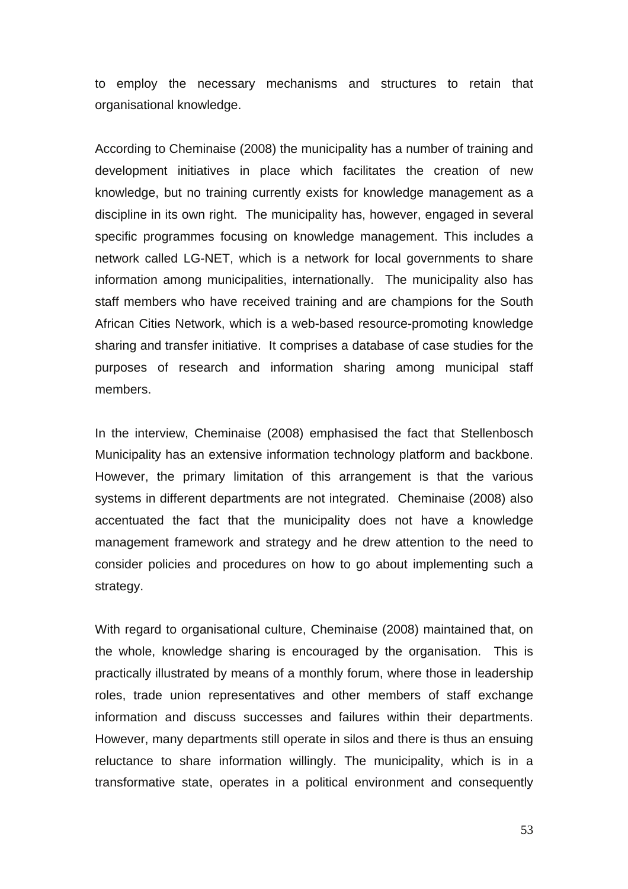to employ the necessary mechanisms and structures to retain that organisational knowledge.

According to Cheminaise (2008) the municipality has a number of training and development initiatives in place which facilitates the creation of new knowledge, but no training currently exists for knowledge management as a discipline in its own right. The municipality has, however, engaged in several specific programmes focusing on knowledge management. This includes a network called LG-NET, which is a network for local governments to share information among municipalities, internationally. The municipality also has staff members who have received training and are champions for the South African Cities Network, which is a web-based resource-promoting knowledge sharing and transfer initiative. It comprises a database of case studies for the purposes of research and information sharing among municipal staff members.

In the interview, Cheminaise (2008) emphasised the fact that Stellenbosch Municipality has an extensive information technology platform and backbone. However, the primary limitation of this arrangement is that the various systems in different departments are not integrated. Cheminaise (2008) also accentuated the fact that the municipality does not have a knowledge management framework and strategy and he drew attention to the need to consider policies and procedures on how to go about implementing such a strategy.

With regard to organisational culture, Cheminaise (2008) maintained that, on the whole, knowledge sharing is encouraged by the organisation. This is practically illustrated by means of a monthly forum, where those in leadership roles, trade union representatives and other members of staff exchange information and discuss successes and failures within their departments. However, many departments still operate in silos and there is thus an ensuing reluctance to share information willingly. The municipality, which is in a transformative state, operates in a political environment and consequently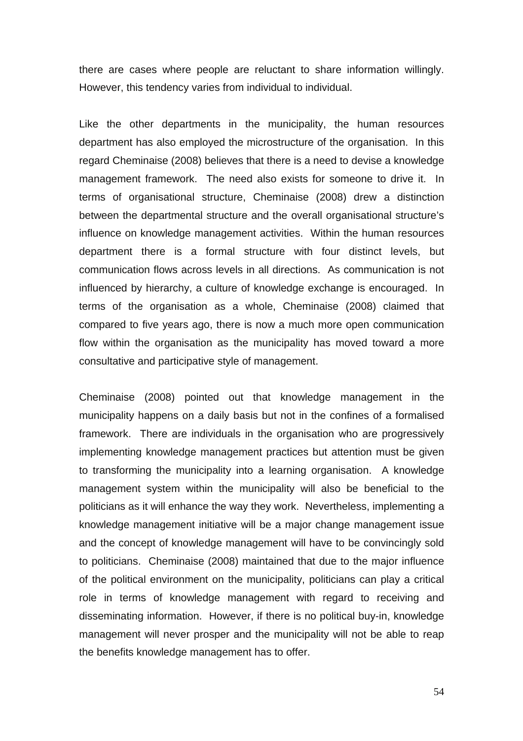there are cases where people are reluctant to share information willingly. However, this tendency varies from individual to individual.

Like the other departments in the municipality, the human resources department has also employed the microstructure of the organisation. In this regard Cheminaise (2008) believes that there is a need to devise a knowledge management framework. The need also exists for someone to drive it. In terms of organisational structure, Cheminaise (2008) drew a distinction between the departmental structure and the overall organisational structure's influence on knowledge management activities. Within the human resources department there is a formal structure with four distinct levels, but communication flows across levels in all directions. As communication is not influenced by hierarchy, a culture of knowledge exchange is encouraged. In terms of the organisation as a whole, Cheminaise (2008) claimed that compared to five years ago, there is now a much more open communication flow within the organisation as the municipality has moved toward a more consultative and participative style of management.

Cheminaise (2008) pointed out that knowledge management in the municipality happens on a daily basis but not in the confines of a formalised framework. There are individuals in the organisation who are progressively implementing knowledge management practices but attention must be given to transforming the municipality into a learning organisation. A knowledge management system within the municipality will also be beneficial to the politicians as it will enhance the way they work. Nevertheless, implementing a knowledge management initiative will be a major change management issue and the concept of knowledge management will have to be convincingly sold to politicians. Cheminaise (2008) maintained that due to the major influence of the political environment on the municipality, politicians can play a critical role in terms of knowledge management with regard to receiving and disseminating information. However, if there is no political buy-in, knowledge management will never prosper and the municipality will not be able to reap the benefits knowledge management has to offer.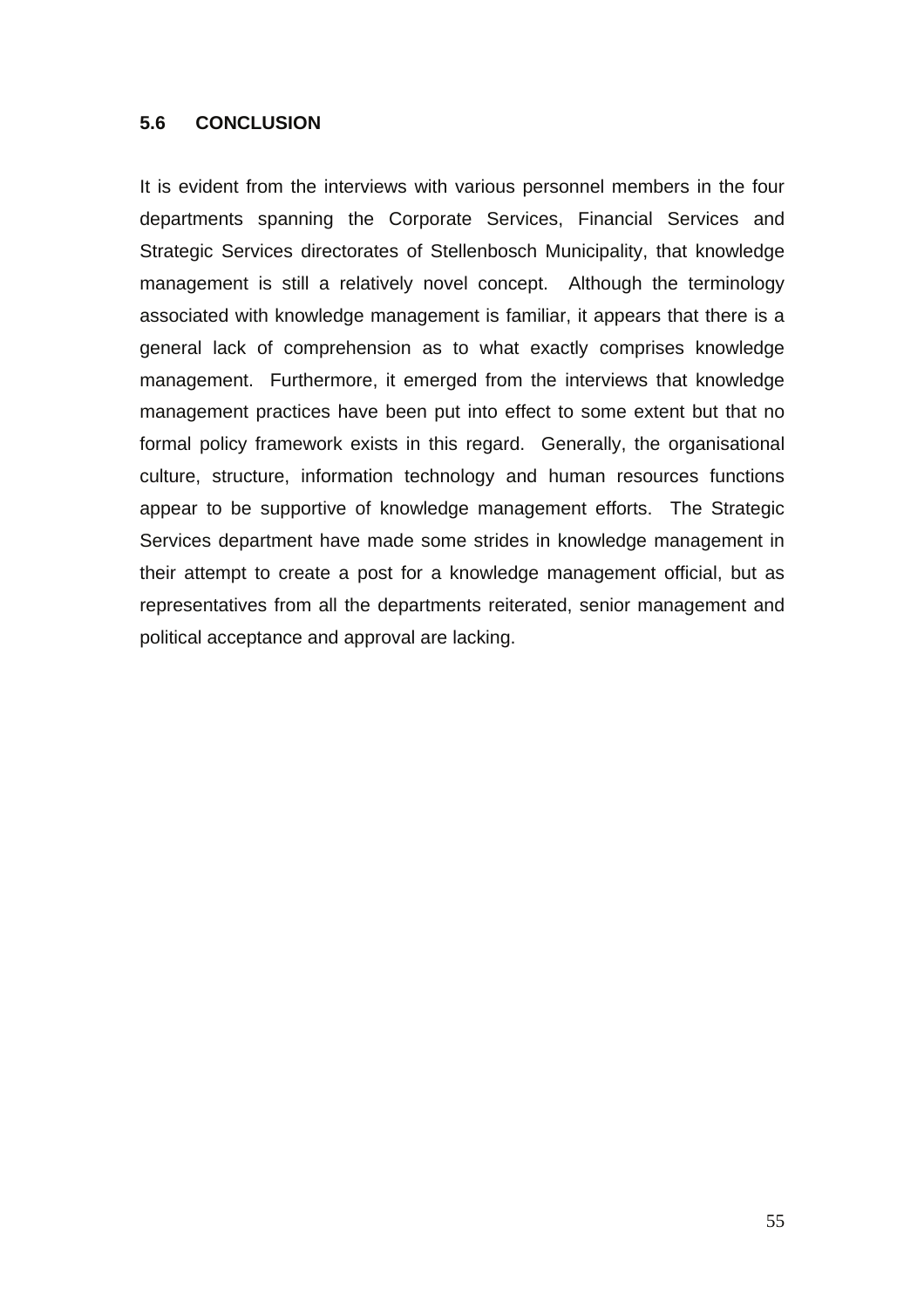## 5.6 CONCLUSION

It is evident from the interviews with various personnel members in the four departments spanning the Corporate Services, Financial Services and Strategic Services directorates of Stellenbosch Municipality, that knowledge management is still a relatively novel concept. Although the terminology associated with knowledge management is familiar, it appears that there is a general lack of comprehension as to what exactly comprises knowledge management. Furthermore, it emerged from the interviews that knowledge management practices have been put into effect to some extent but that no formal policy framework exists in this regard. Generally, the organisational culture, structure, information technology and human resources functions appear to be supportive of knowledge management efforts. The Strategic Services department have made some strides in knowledge management in their attempt to create a post for a knowledge management official, but as representatives from all the departments reiterated, senior management and political acceptance and approval are lacking.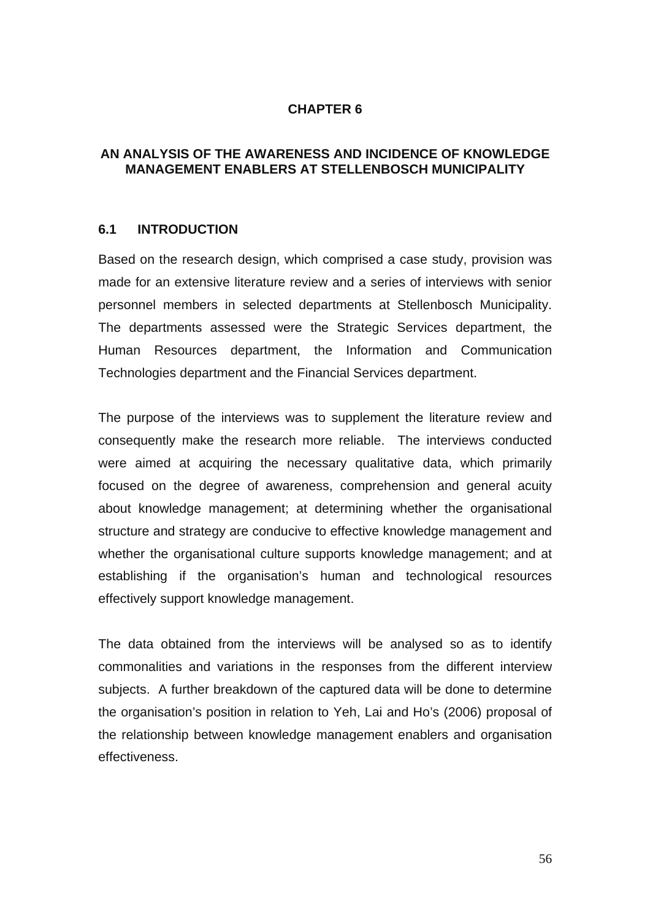# CHAPTER 6

## AN ANALYSIS OF THE AWARENESS AND INCIDENCE OF KNOWLEDGE MANAGEMENT ENABLERS AT STELLENBOSCH MUNICIPALITY

### 6.1 INTRODUCTION

Based on the research design, which comprised a case study, provision was made for an extensive literature review and a series of interviews with senior personnel members in selected departments at Stellenbosch Municipality. The departments assessed were the Strategic Services department, the Human Resources department, the Information and Communication Technologies department and the Financial Services department.

The purpose of the interviews was to supplement the literature review and consequently make the research more reliable. The interviews conducted were aimed at acquiring the necessary qualitative data, which primarily focused on the degree of awareness, comprehension and general acuity about knowledge management; at determining whether the organisational structure and strategy are conducive to effective knowledge management and whether the organisational culture supports knowledge management; and at establishing if the organisation's human and technological resources effectively support knowledge management.

The data obtained from the interviews will be analysed so as to identify commonalities and variations in the responses from the different interview subjects. A further breakdown of the captured data will be done to determine the organisation's position in relation to Yeh, Lai and Ho's (2006) proposal of the relationship between knowledge management enablers and organisation effectiveness.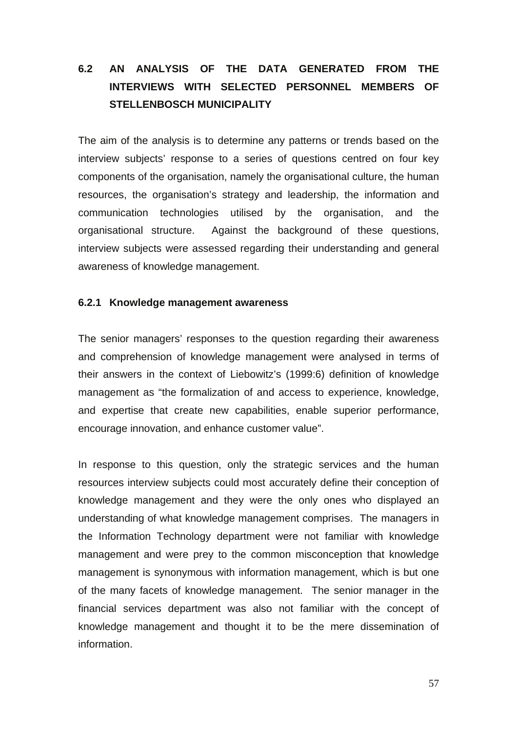## 6.2 AN ANALYSIS OF THE DATA GENERATED FROM THE INTERVIEWS WITH SELECTED PERSONNEL MEMBERS OF STELLENBOSCH MUNICIPALITY

The aim of the analysis is to determine any patterns or trends based on the interview subjects' response to a series of questions centred on four key components of the organisation, namely the organisational culture, the human resources, the organisation's strategy and leadership, the information and communication technologies utilised by the organisation, and the organisational structure. Against the background of these questions, interview subjects were assessed regarding their understanding and general awareness of knowledge management.

### 6.2.1 Knowledge management awareness

The senior managers' responses to the question regarding their awareness and comprehension of knowledge management were analysed in terms of their answers in the context of Liebowitz's (1999:6) definition of knowledge management as "the formalization of and access to experience, knowledge, and expertise that create new capabilities, enable superior performance, encourage innovation, and enhance customer value".

In response to this question, only the strategic services and the human resources interview subjects could most accurately define their conception of knowledge management and they were the only ones who displayed an understanding of what knowledge management comprises. The managers in the Information Technology department were not familiar with knowledge management and were prey to the common misconception that knowledge management is synonymous with information management, which is but one of the many facets of knowledge management. The senior manager in the financial services department was also not familiar with the concept of knowledge management and thought it to be the mere dissemination of information.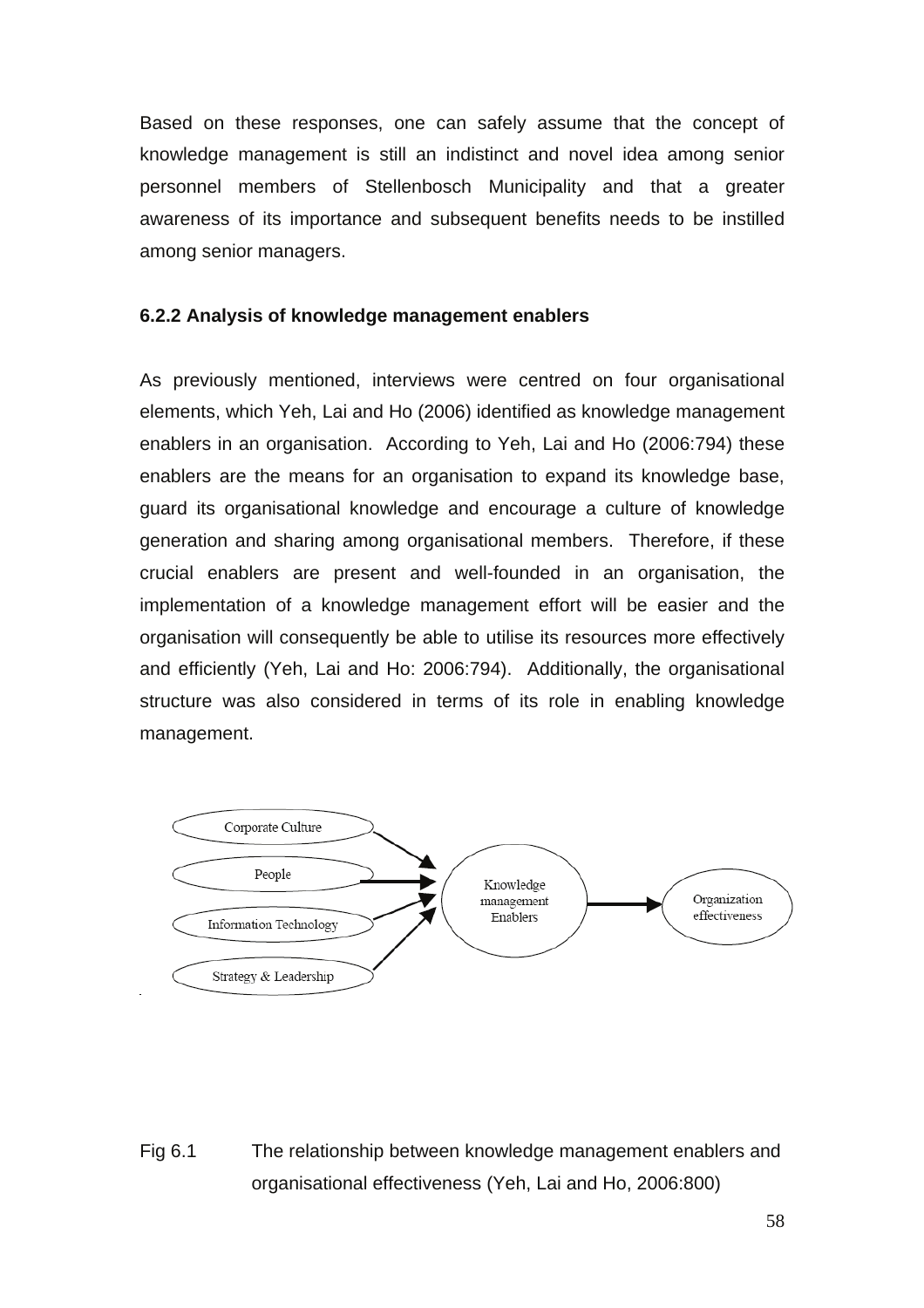Based on these responses, one can safely assume that the concept of knowledge management is still an indistinct and novel idea among senior personnel members of Stellenbosch Municipality and that a greater awareness of its importance and subsequent benefits needs to be instilled among senior managers.

### 6.2.2 Analysis of knowledge management enablers

As previously mentioned, interviews were centred on four organisational elements, which Yeh, Lai and Ho (2006) identified as knowledge management enablers in an organisation. According to Yeh, Lai and Ho (2006:794) these enablers are the means for an organisation to expand its knowledge base, guard its organisational knowledge and encourage a culture of knowledge generation and sharing among organisational members. Therefore, if these crucial enablers are present and well-founded in an organisation, the implementation of a knowledge management effort will be easier and the organisation will consequently be able to utilise its resources more effectively and efficiently (Yeh, Lai and Ho: 2006:794). Additionally, the organisational structure was also considered in terms of its role in enabling knowledge management.

Corporate Culture

People

Information Technology

Strategy & Leadership

Knowledge management Enablers

Organization effectiveness

Fig 6.1 The relationship between knowledge management enablers and organisational effectiveness (Yeh, Lai and Ho, 2006:800)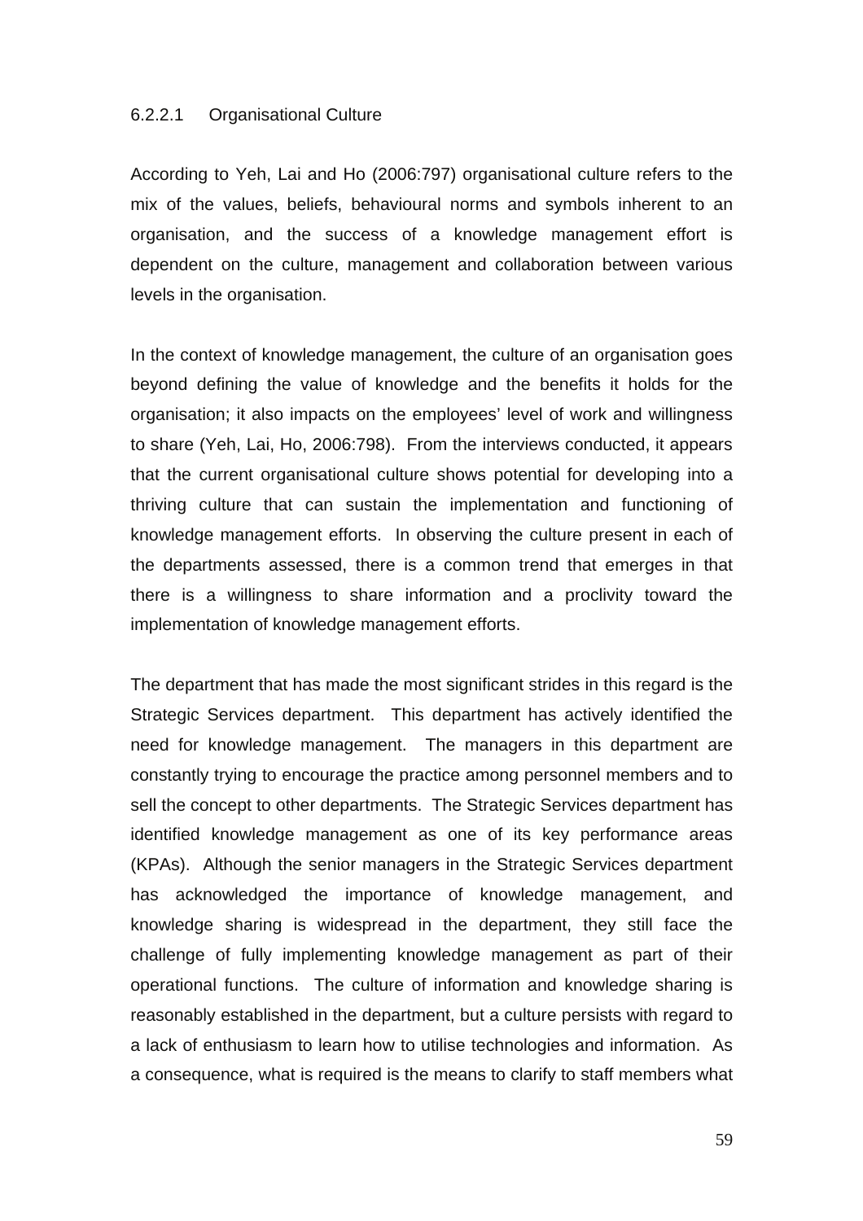#### 6.2.2.1 Organisational Culture

According to Yeh, Lai and Ho (2006:797) organisational culture refers to the mix of the values, beliefs, behavioural norms and symbols inherent to an organisation, and the success of a knowledge management effort is dependent on the culture, management and collaboration between various levels in the organisation.

In the context of knowledge management, the culture of an organisation goes beyond defining the value of knowledge and the benefits it holds for the organisation; it also impacts on the employees' level of work and willingness to share (Yeh, Lai, Ho, 2006:798). From the interviews conducted, it appears that the current organisational culture shows potential for developing into a thriving culture that can sustain the implementation and functioning of knowledge management efforts. In observing the culture present in each of the departments assessed, there is a common trend that emerges in that there is a willingness to share information and a proclivity toward the implementation of knowledge management efforts.

The department that has made the most significant strides in this regard is the Strategic Services department. This department has actively identified the need for knowledge management. The managers in this department are constantly trying to encourage the practice among personnel members and to sell the concept to other departments. The Strategic Services department has identified knowledge management as one of its key performance areas (KPAs). Although the senior managers in the Strategic Services department has acknowledged the importance of knowledge management, and knowledge sharing is widespread in the department, they still face the challenge of fully implementing knowledge management as part of their operational functions. The culture of information and knowledge sharing is reasonably established in the department, but a culture persists with regard to a lack of enthusiasm to learn how to utilise technologies and information. As a consequence, what is required is the means to clarify to staff members what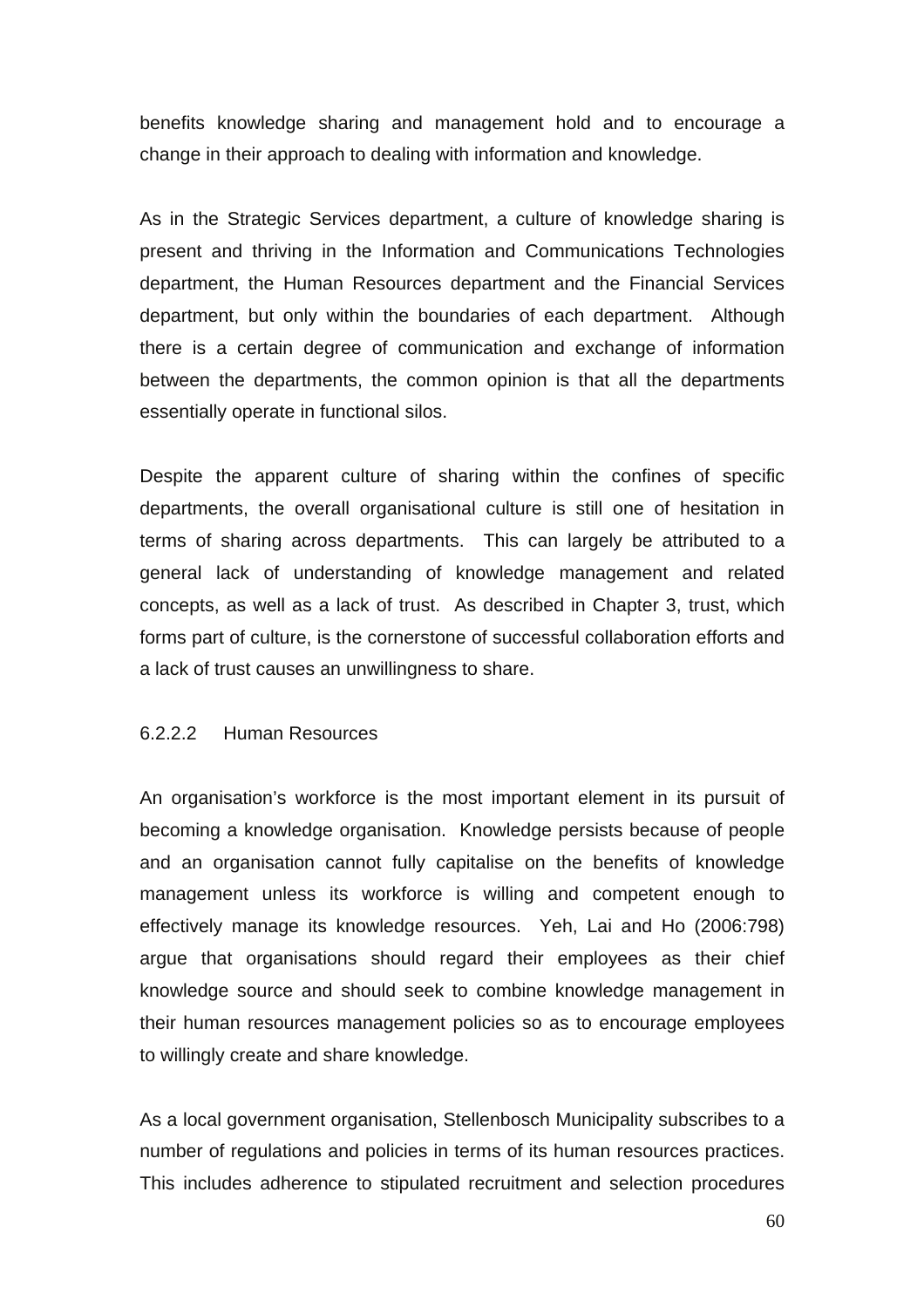benefits knowledge sharing and management hold and to encourage a change in their approach to dealing with information and knowledge.

As in the Strategic Services department, a culture of knowledge sharing is present and thriving in the Information and Communications Technologies department, the Human Resources department and the Financial Services department, but only within the boundaries of each department. Although there is a certain degree of communication and exchange of information between the departments, the common opinion is that all the departments essentially operate in functional silos.

Despite the apparent culture of sharing within the confines of specific departments, the overall organisational culture is still one of hesitation in terms of sharing across departments. This can largely be attributed to a general lack of understanding of knowledge management and related concepts, as well as a lack of trust. As described in Chapter 3, trust, which forms part of culture, is the cornerstone of successful collaboration efforts and a lack of trust causes an unwillingness to share.

#### 6.2.2.2 Human Resources

An organisation's workforce is the most important element in its pursuit of becoming a knowledge organisation. Knowledge persists because of people and an organisation cannot fully capitalise on the benefits of knowledge management unless its workforce is willing and competent enough to effectively manage its knowledge resources. Yeh, Lai and Ho (2006:798) argue that organisations should regard their employees as their chief knowledge source and should seek to combine knowledge management in their human resources management policies so as to encourage employees to willingly create and share knowledge.

As a local government organisation, Stellenbosch Municipality subscribes to a number of regulations and policies in terms of its human resources practices. This includes adherence to stipulated recruitment and selection procedures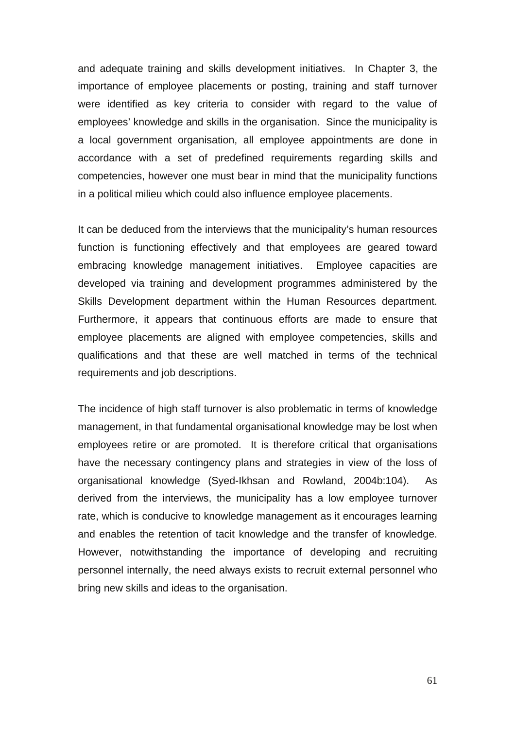and adequate training and skills development initiatives. In Chapter 3, the importance of employee placements or posting, training and staff turnover were identified as key criteria to consider with regard to the value of employees' knowledge and skills in the organisation. Since the municipality is a local government organisation, all employee appointments are done in accordance with a set of predefined requirements regarding skills and competencies, however one must bear in mind that the municipality functions in a political milieu which could also influence employee placements.

It can be deduced from the interviews that the municipality's human resources function is functioning effectively and that employees are geared toward embracing knowledge management initiatives. Employee capacities are developed via training and development programmes administered by the Skills Development department within the Human Resources department. Furthermore, it appears that continuous efforts are made to ensure that employee placements are aligned with employee competencies, skills and qualifications and that these are well matched in terms of the technical requirements and job descriptions.

The incidence of high staff turnover is also problematic in terms of knowledge management, in that fundamental organisational knowledge may be lost when employees retire or are promoted. It is therefore critical that organisations have the necessary contingency plans and strategies in view of the loss of organisational knowledge (Syed-Ikhsan and Rowland, 2004b:104). As derived from the interviews, the municipality has a low employee turnover rate, which is conducive to knowledge management as it encourages learning and enables the retention of tacit knowledge and the transfer of knowledge. However, notwithstanding the importance of developing and recruiting personnel internally, the need always exists to recruit external personnel who bring new skills and ideas to the organisation.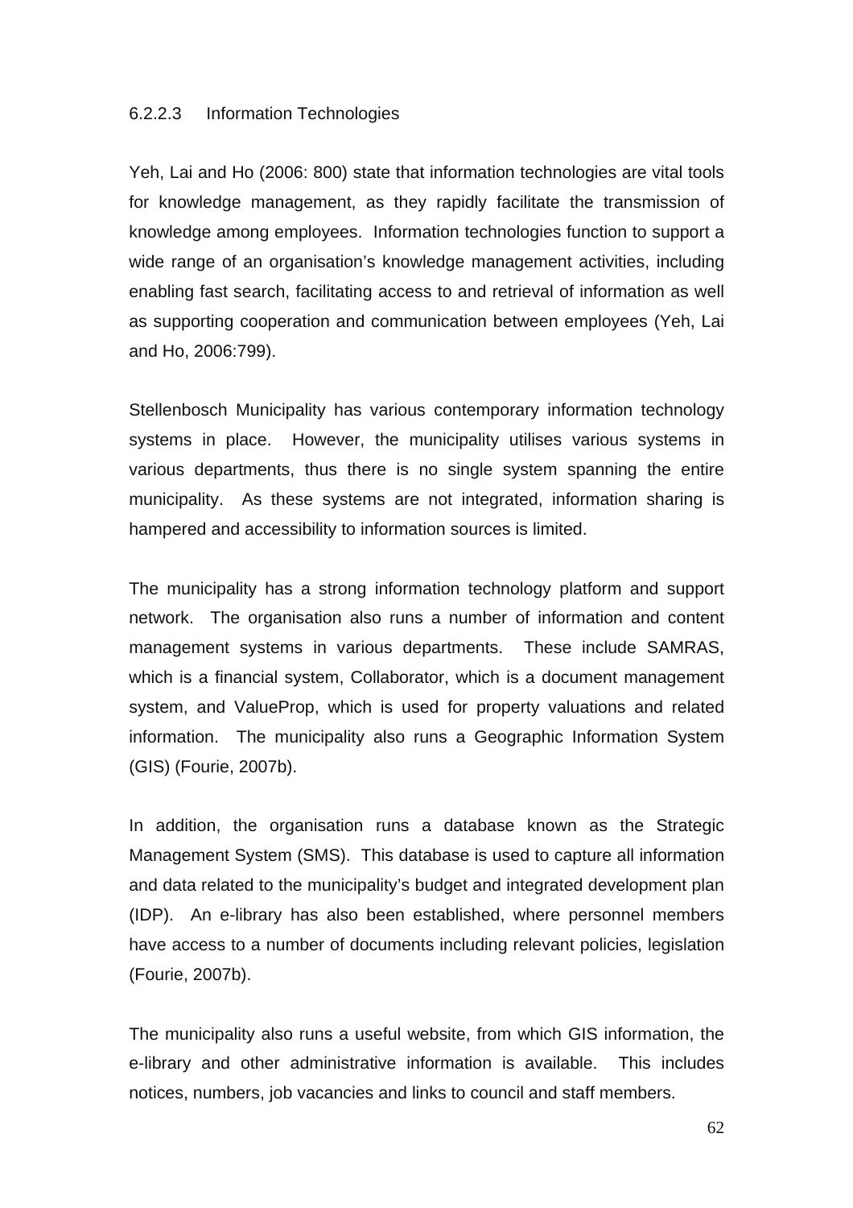#### 6.2.2.3 Information Technologies

Yeh, Lai and Ho (2006: 800) state that information technologies are vital tools for knowledge management, as they rapidly facilitate the transmission of knowledge among employees. Information technologies function to support a wide range of an organisation's knowledge management activities, including enabling fast search, facilitating access to and retrieval of information as well as supporting cooperation and communication between employees (Yeh, Lai and Ho, 2006:799).

Stellenbosch Municipality has various contemporary information technology systems in place. However, the municipality utilises various systems in various departments, thus there is no single system spanning the entire municipality. As these systems are not integrated, information sharing is hampered and accessibility to information sources is limited.

The municipality has a strong information technology platform and support network. The organisation also runs a number of information and content management systems in various departments. These include SAMRAS, which is a financial system, Collaborator, which is a document management system, and ValueProp, which is used for property valuations and related information. The municipality also runs a Geographic Information System (GIS) (Fourie, 2007b).

In addition, the organisation runs a database known as the Strategic Management System (SMS). This database is used to capture all information and data related to the municipality's budget and integrated development plan (IDP). An e-library has also been established, where personnel members have access to a number of documents including relevant policies, legislation (Fourie, 2007b).

The municipality also runs a useful website, from which GIS information, the e-library and other administrative information is available. This includes notices, numbers, job vacancies and links to council and staff members.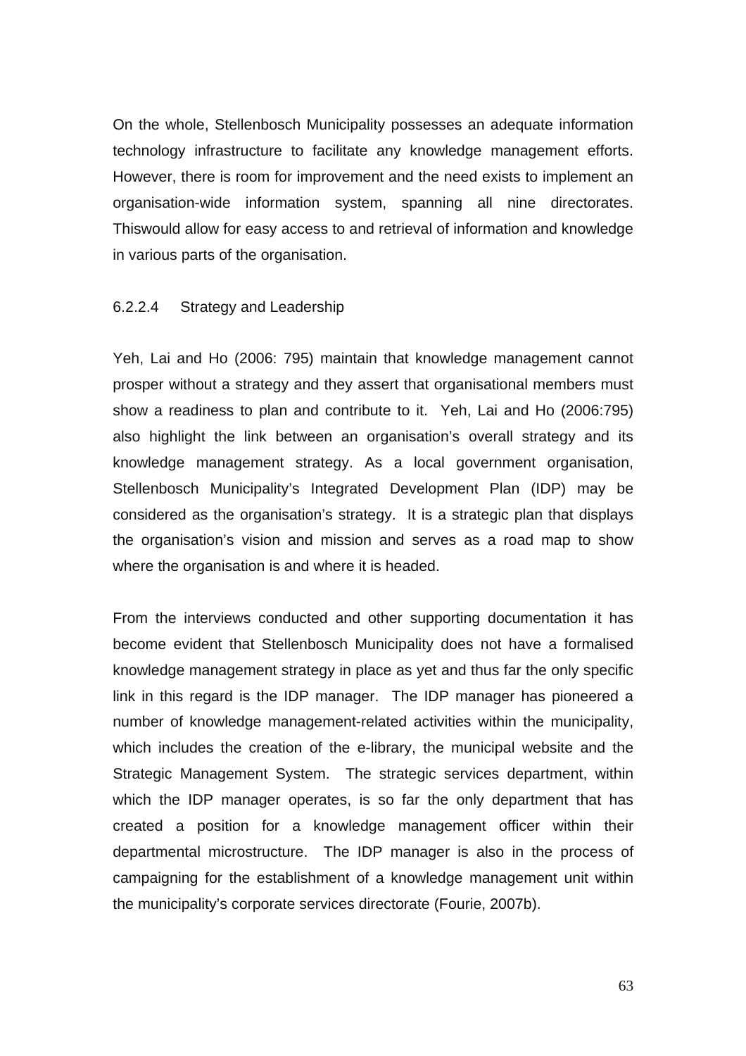On the whole, Stellenbosch Municipality possesses an adequate information technology infrastructure to facilitate any knowledge management efforts. However, there is room for improvement and the need exists to implement an organisation-wide information system, spanning all nine directorates. Thiswould allow for easy access to and retrieval of information and knowledge in various parts of the organisation.

#### 6.2.2.4 Strategy and Leadership

Yeh, Lai and Ho (2006: 795) maintain that knowledge management cannot prosper without a strategy and they assert that organisational members must show a readiness to plan and contribute to it. Yeh, Lai and Ho (2006:795) also highlight the link between an organisation's overall strategy and its knowledge management strategy. As a local government organisation, Stellenbosch Municipality's Integrated Development Plan (IDP) may be considered as the organisation's strategy. It is a strategic plan that displays the organisation's vision and mission and serves as a road map to show where the organisation is and where it is headed.

From the interviews conducted and other supporting documentation it has become evident that Stellenbosch Municipality does not have a formalised knowledge management strategy in place as yet and thus far the only specific link in this regard is the IDP manager. The IDP manager has pioneered a number of knowledge management-related activities within the municipality, which includes the creation of the e-library, the municipal website and the Strategic Management System. The strategic services department, within which the IDP manager operates, is so far the only department that has created a position for a knowledge management officer within their departmental microstructure. The IDP manager is also in the process of campaigning for the establishment of a knowledge management unit within the municipality's corporate services directorate (Fourie, 2007b).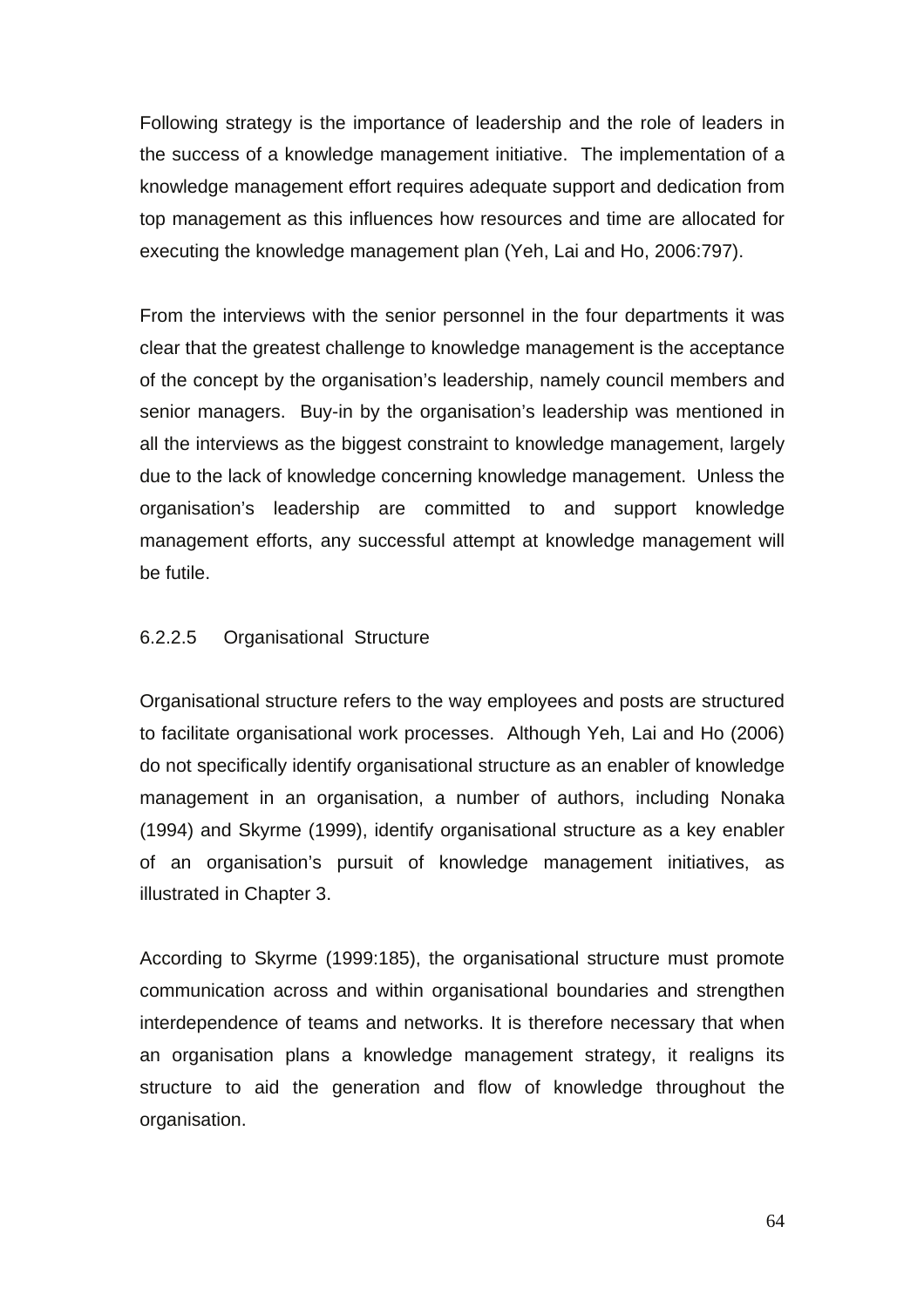Following strategy is the importance of leadership and the role of leaders in the success of a knowledge management initiative. The implementation of a knowledge management effort requires adequate support and dedication from top management as this influences how resources and time are allocated for executing the knowledge management plan (Yeh, Lai and Ho, 2006:797).

From the interviews with the senior personnel in the four departments it was clear that the greatest challenge to knowledge management is the acceptance of the concept by the organisation's leadership, namely council members and senior managers. Buy-in by the organisation's leadership was mentioned in all the interviews as the biggest constraint to knowledge management, largely due to the lack of knowledge concerning knowledge management. Unless the organisation's leadership are committed to and support knowledge management efforts, any successful attempt at knowledge management will be futile.

#### 6.2.2.5 Organisational Structure

Organisational structure refers to the way employees and posts are structured to facilitate organisational work processes. Although Yeh, Lai and Ho (2006) do not specifically identify organisational structure as an enabler of knowledge management in an organisation, a number of authors, including Nonaka (1994) and Skyrme (1999), identify organisational structure as a key enabler of an organisation's pursuit of knowledge management initiatives, as illustrated in Chapter 3.

According to Skyrme (1999:185), the organisational structure must promote communication across and within organisational boundaries and strengthen interdependence of teams and networks. It is therefore necessary that when an organisation plans a knowledge management strategy, it realigns its structure to aid the generation and flow of knowledge throughout the organisation.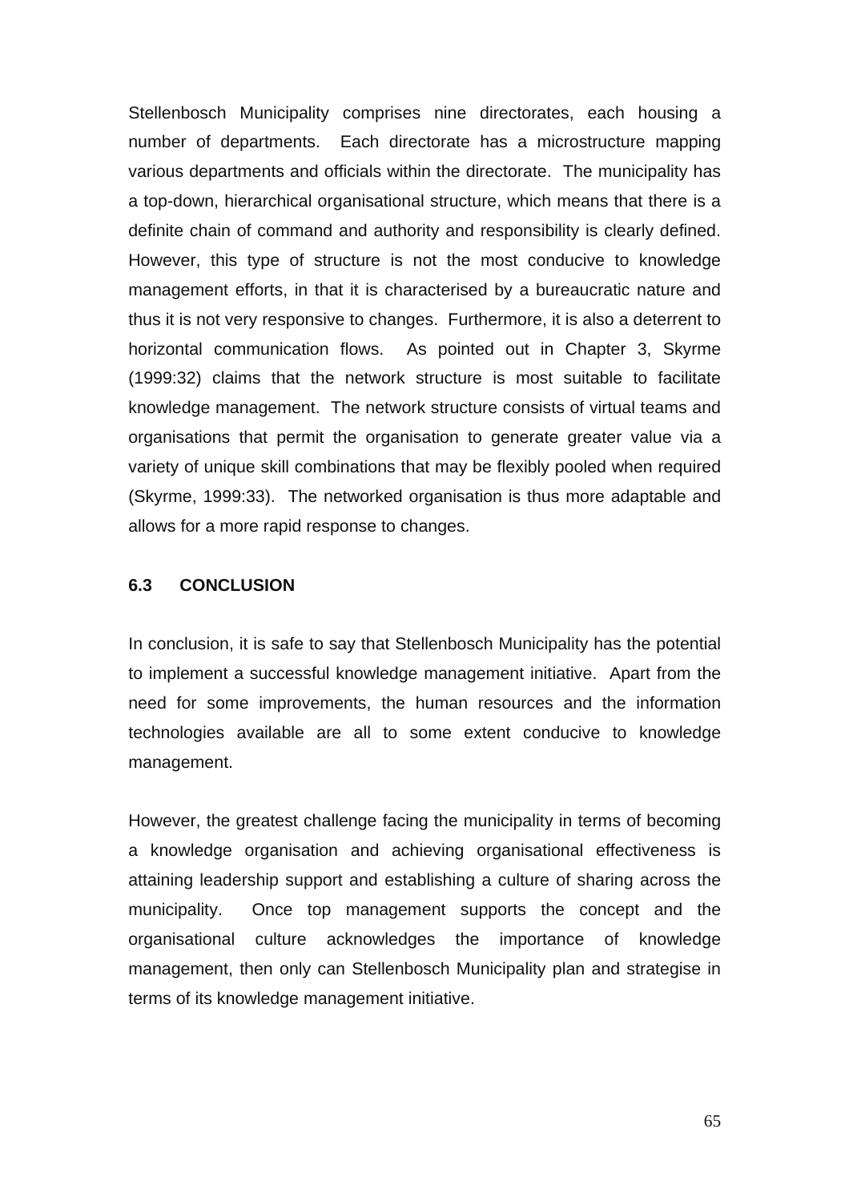Stellenbosch Municipality comprises nine directorates, each housing a number of departments. Each directorate has a microstructure mapping various departments and officials within the directorate. The municipality has a top-down, hierarchical organisational structure, which means that there is a definite chain of command and authority and responsibility is clearly defined. However, this type of structure is not the most conducive to knowledge management efforts, in that it is characterised by a bureaucratic nature and thus it is not very responsive to changes. Furthermore, it is also a deterrent to horizontal communication flows. As pointed out in Chapter 3, Skyrme (1999:32) claims that the network structure is most suitable to facilitate knowledge management. The network structure consists of virtual teams and organisations that permit the organisation to generate greater value via a variety of unique skill combinations that may be flexibly pooled when required (Skyrme, 1999:33). The networked organisation is thus more adaptable and allows for a more rapid response to changes.

## 6.3 CONCLUSION

In conclusion, it is safe to say that Stellenbosch Municipality has the potential to implement a successful knowledge management initiative. Apart from the need for some improvements, the human resources and the information technologies available are all to some extent conducive to knowledge management.

However, the greatest challenge facing the municipality in terms of becoming a knowledge organisation and achieving organisational effectiveness is attaining leadership support and establishing a culture of sharing across the municipality. Once top management supports the concept and the organisational culture acknowledges the importance of knowledge management, then only can Stellenbosch Municipality plan and strategise in terms of its knowledge management initiative.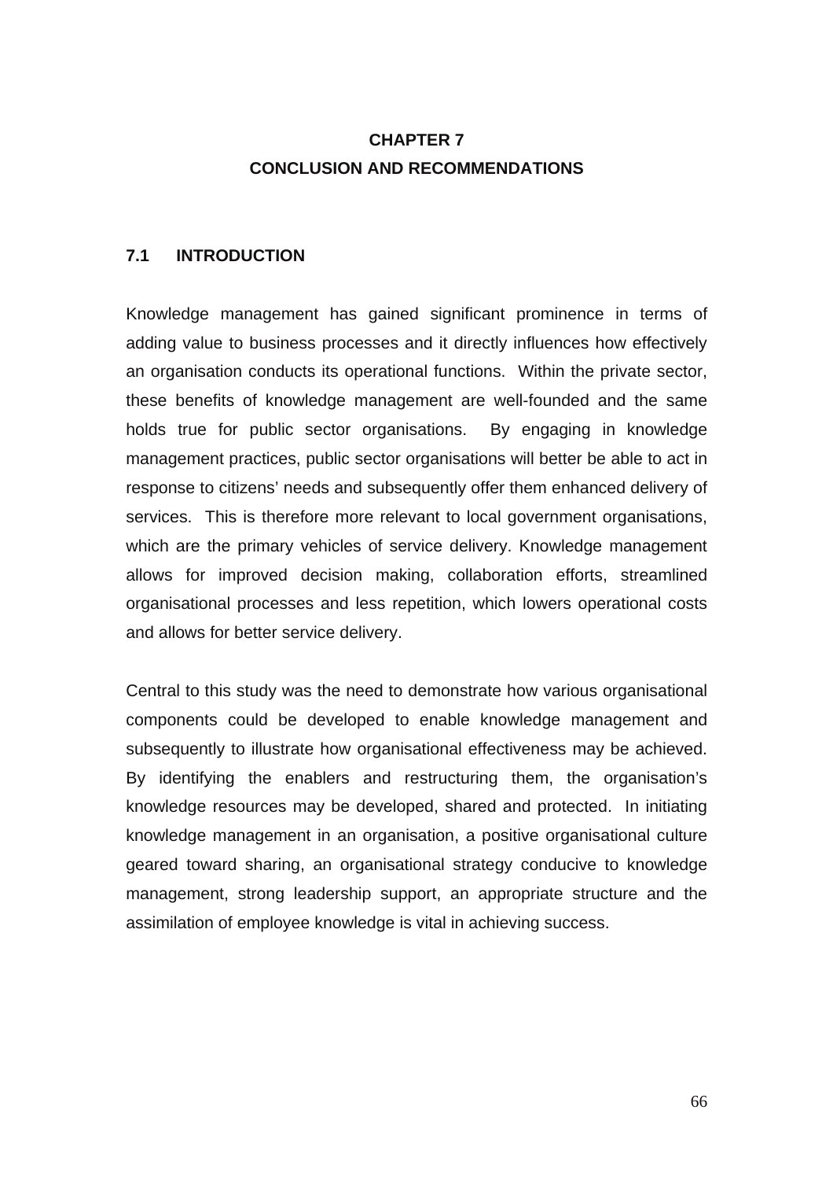# CHAPTER 7
# CONCLUSION AND RECOMMENDATIONS

## 7.1 INTRODUCTION

Knowledge management has gained significant prominence in terms of adding value to business processes and it directly influences how effectively an organisation conducts its operational functions. Within the private sector, these benefits of knowledge management are well-founded and the same holds true for public sector organisations. By engaging in knowledge management practices, public sector organisations will better be able to act in response to citizens' needs and subsequently offer them enhanced delivery of services. This is therefore more relevant to local government organisations, which are the primary vehicles of service delivery. Knowledge management allows for improved decision making, collaboration efforts, streamlined organisational processes and less repetition, which lowers operational costs and allows for better service delivery.

Central to this study was the need to demonstrate how various organisational components could be developed to enable knowledge management and subsequently to illustrate how organisational effectiveness may be achieved. By identifying the enablers and restructuring them, the organisation's knowledge resources may be developed, shared and protected. In initiating knowledge management in an organisation, a positive organisational culture geared toward sharing, an organisational strategy conducive to knowledge management, strong leadership support, an appropriate structure and the assimilation of employee knowledge is vital in achieving success.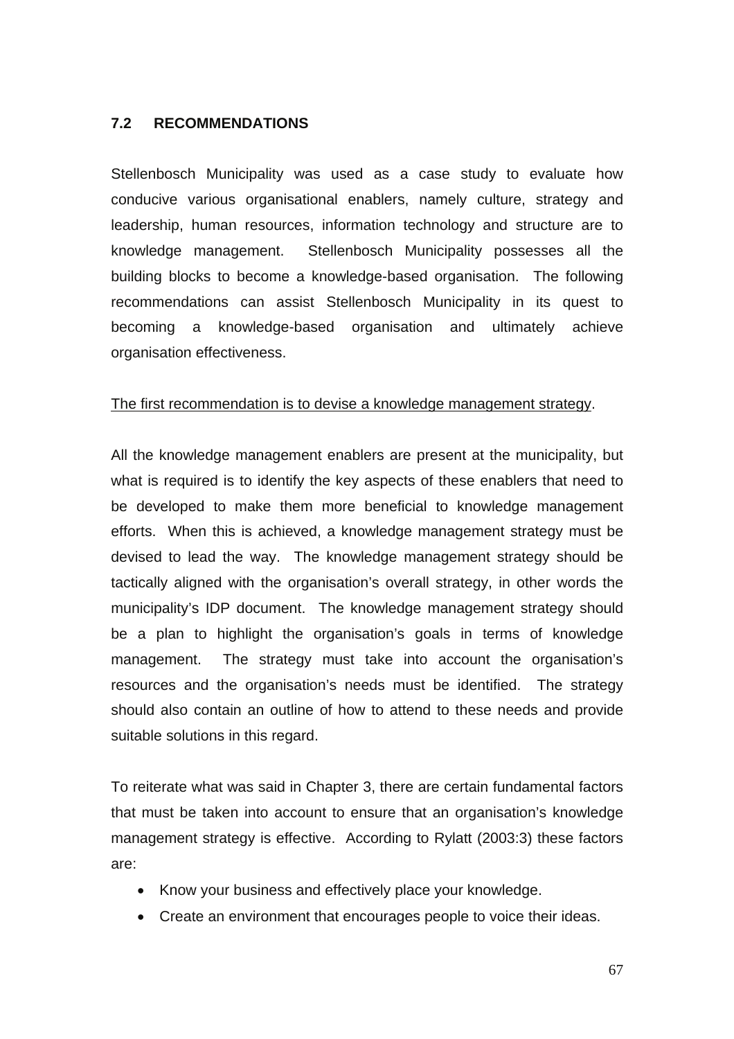## 7.2 RECOMMENDATIONS

Stellenbosch Municipality was used as a case study to evaluate how conducive various organisational enablers, namely culture, strategy and leadership, human resources, information technology and structure are to knowledge management. Stellenbosch Municipality possesses all the building blocks to become a knowledge-based organisation. The following recommendations can assist Stellenbosch Municipality in its quest to becoming a knowledge-based organisation and ultimately achieve organisation effectiveness.

<u>The first recommendation is to devise a knowledge management strategy</u>.

All the knowledge management enablers are present at the municipality, but what is required is to identify the key aspects of these enablers that need to be developed to make them more beneficial to knowledge management efforts. When this is achieved, a knowledge management strategy must be devised to lead the way. The knowledge management strategy should be tactically aligned with the organisation's overall strategy, in other words the municipality's IDP document. The knowledge management strategy should be a plan to highlight the organisation's goals in terms of knowledge management. The strategy must take into account the organisation's resources and the organisation's needs must be identified. The strategy should also contain an outline of how to attend to these needs and provide suitable solutions in this regard.

To reiterate what was said in Chapter 3, there are certain fundamental factors that must be taken into account to ensure that an organisation's knowledge management strategy is effective. According to Rylatt (2003:3) these factors are:

- Know your business and effectively place your knowledge.
- Create an environment that encourages people to voice their ideas.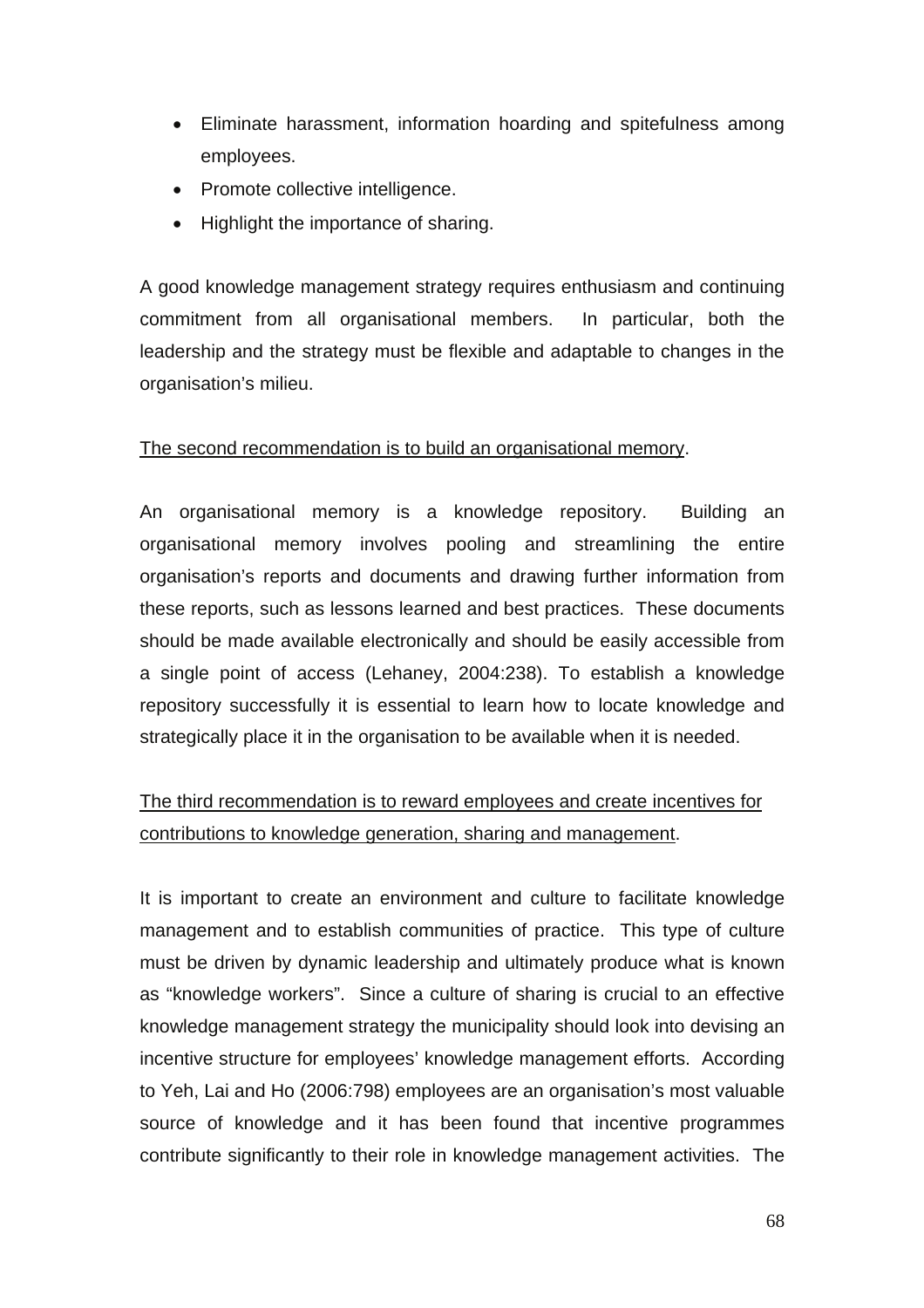- Eliminate harassment, information hoarding and spitefulness among employees.
- Promote collective intelligence.
- Highlight the importance of sharing.

A good knowledge management strategy requires enthusiasm and continuing commitment from all organisational members. In particular, both the leadership and the strategy must be flexible and adaptable to changes in the organisation's milieu.

<u>The second recommendation is to build an organisational memory</u>.

An organisational memory is a knowledge repository. Building an organisational memory involves pooling and streamlining the entire organisation's reports and documents and drawing further information from these reports, such as lessons learned and best practices. These documents should be made available electronically and should be easily accessible from a single point of access (Lehaney, 2004:238). To establish a knowledge repository successfully it is essential to learn how to locate knowledge and strategically place it in the organisation to be available when it is needed.

<u>The third recommendation is to reward employees and create incentives for contributions to knowledge generation, sharing and management</u>.

It is important to create an environment and culture to facilitate knowledge management and to establish communities of practice. This type of culture must be driven by dynamic leadership and ultimately produce what is known as "knowledge workers". Since a culture of sharing is crucial to an effective knowledge management strategy the municipality should look into devising an incentive structure for employees' knowledge management efforts. According to Yeh, Lai and Ho (2006:798) employees are an organisation's most valuable source of knowledge and it has been found that incentive programmes contribute significantly to their role in knowledge management activities. The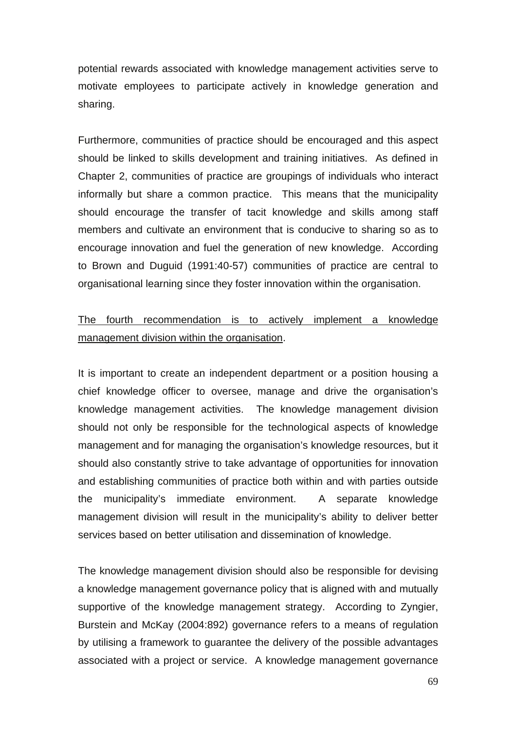potential rewards associated with knowledge management activities serve to motivate employees to participate actively in knowledge generation and sharing.

Furthermore, communities of practice should be encouraged and this aspect should be linked to skills development and training initiatives. As defined in Chapter 2, communities of practice are groupings of individuals who interact informally but share a common practice. This means that the municipality should encourage the transfer of tacit knowledge and skills among staff members and cultivate an environment that is conducive to sharing so as to encourage innovation and fuel the generation of new knowledge. According to Brown and Duguid (1991:40-57) communities of practice are central to organisational learning since they foster innovation within the organisation.

<u>The fourth recommendation is to actively implement a knowledge management division within the organisation</u>.

It is important to create an independent department or a position housing a chief knowledge officer to oversee, manage and drive the organisation's knowledge management activities. The knowledge management division should not only be responsible for the technological aspects of knowledge management and for managing the organisation's knowledge resources, but it should also constantly strive to take advantage of opportunities for innovation and establishing communities of practice both within and with parties outside the municipality's immediate environment. A separate knowledge management division will result in the municipality's ability to deliver better services based on better utilisation and dissemination of knowledge.

The knowledge management division should also be responsible for devising a knowledge management governance policy that is aligned with and mutually supportive of the knowledge management strategy. According to Zyngier, Burstein and McKay (2004:892) governance refers to a means of regulation by utilising a framework to guarantee the delivery of the possible advantages associated with a project or service. A knowledge management governance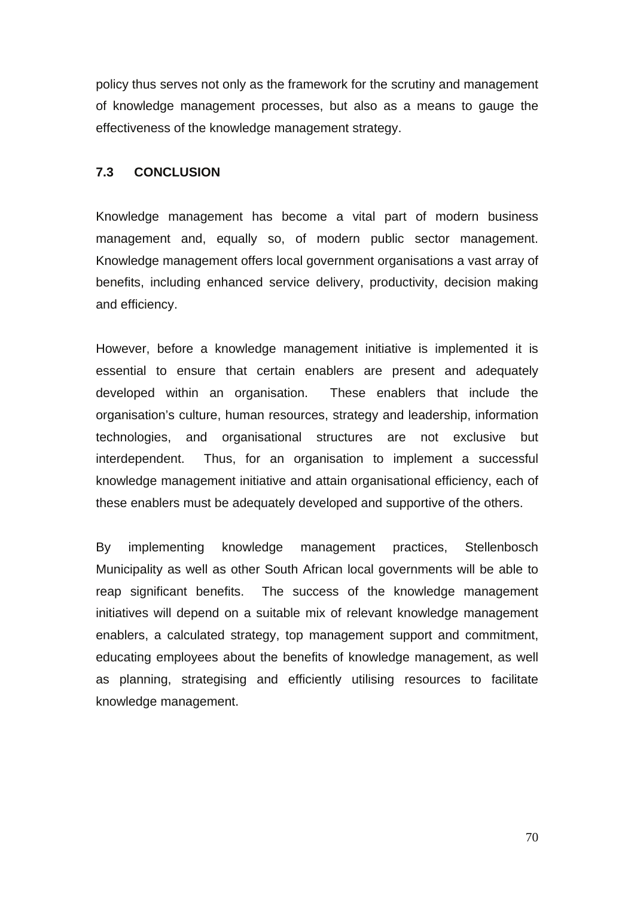policy thus serves not only as the framework for the scrutiny and management of knowledge management processes, but also as a means to gauge the effectiveness of the knowledge management strategy.

## 7.3 CONCLUSION

Knowledge management has become a vital part of modern business management and, equally so, of modern public sector management. Knowledge management offers local government organisations a vast array of benefits, including enhanced service delivery, productivity, decision making and efficiency.

However, before a knowledge management initiative is implemented it is essential to ensure that certain enablers are present and adequately developed within an organisation. These enablers that include the organisation's culture, human resources, strategy and leadership, information technologies, and organisational structures are not exclusive but interdependent. Thus, for an organisation to implement a successful knowledge management initiative and attain organisational efficiency, each of these enablers must be adequately developed and supportive of the others.

By implementing knowledge management practices, Stellenbosch Municipality as well as other South African local governments will be able to reap significant benefits. The success of the knowledge management initiatives will depend on a suitable mix of relevant knowledge management enablers, a calculated strategy, top management support and commitment, educating employees about the benefits of knowledge management, as well as planning, strategising and efficiently utilising resources to facilitate knowledge management.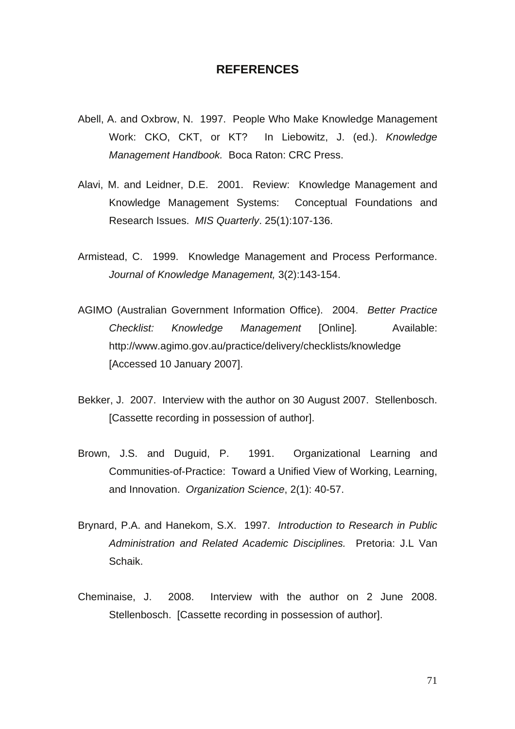# REFERENCES

Abell, A. and Oxbrow, N. 1997. People Who Make Knowledge Management Work: CKO, CKT, or KT? In Liebowitz, J. (ed.). *Knowledge Management Handbook.* Boca Raton: CRC Press.

Alavi, M. and Leidner, D.E. 2001. Review: Knowledge Management and Knowledge Management Systems: Conceptual Foundations and Research Issues. *MIS Quarterly*. 25(1):107-136.

Armistead, C. 1999. Knowledge Management and Process Performance. *Journal of Knowledge Management,* 3(2):143-154.

AGIMO (Australian Government Information Office). 2004. *Better Practice Checklist: Knowledge Management* [Online]. Available: http://www.agimo.gov.au/practice/delivery/checklists/knowledge [Accessed 10 January 2007].

Bekker, J. 2007. Interview with the author on 30 August 2007. Stellenbosch. [Cassette recording in possession of author].

Brown, J.S. and Duguid, P. 1991. Organizational Learning and Communities-of-Practice: Toward a Unified View of Working, Learning, and Innovation. *Organization Science*, 2(1): 40-57.

Brynard, P.A. and Hanekom, S.X. 1997. *Introduction to Research in Public Administration and Related Academic Disciplines.* Pretoria: J.L Van Schaik.

Cheminaise, J. 2008. Interview with the author on 2 June 2008. Stellenbosch. [Cassette recording in possession of author].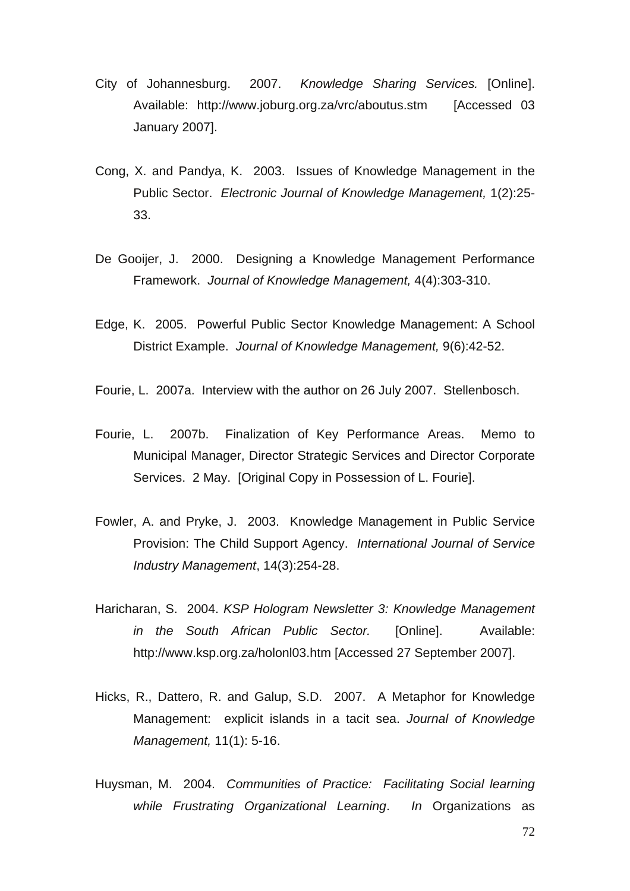City of Johannesburg. 2007. *Knowledge Sharing Services.* [Online]. Available: http://www.joburg.org.za/vrc/aboutus.stm [Accessed 03 January 2007].

Cong, X. and Pandya, K. 2003. Issues of Knowledge Management in the Public Sector. *Electronic Journal of Knowledge Management,* 1(2):25-33.

De Gooijer, J. 2000. Designing a Knowledge Management Performance Framework. *Journal of Knowledge Management,* 4(4):303-310.

Edge, K. 2005. Powerful Public Sector Knowledge Management: A School District Example. *Journal of Knowledge Management,* 9(6):42-52.

Fourie, L. 2007a. Interview with the author on 26 July 2007. Stellenbosch.

Fourie, L. 2007b. Finalization of Key Performance Areas. Memo to Municipal Manager, Director Strategic Services and Director Corporate Services. 2 May. [Original Copy in Possession of L. Fourie].

Fowler, A. and Pryke, J. 2003. Knowledge Management in Public Service Provision: The Child Support Agency. *International Journal of Service Industry Management*, 14(3):254-28.

Haricharan, S. 2004. *KSP Hologram Newsletter 3: Knowledge Management in the South African Public Sector.* [Online]. Available: http://www.ksp.org.za/holonl03.htm [Accessed 27 September 2007].

Hicks, R., Dattero, R. and Galup, S.D. 2007. A Metaphor for Knowledge Management: explicit islands in a tacit sea. *Journal of Knowledge Management,* 11(1): 5-16.

Huysman, M. 2004. *Communities of Practice: Facilitating Social learning while Frustrating Organizational Learning*. *In* Organizations as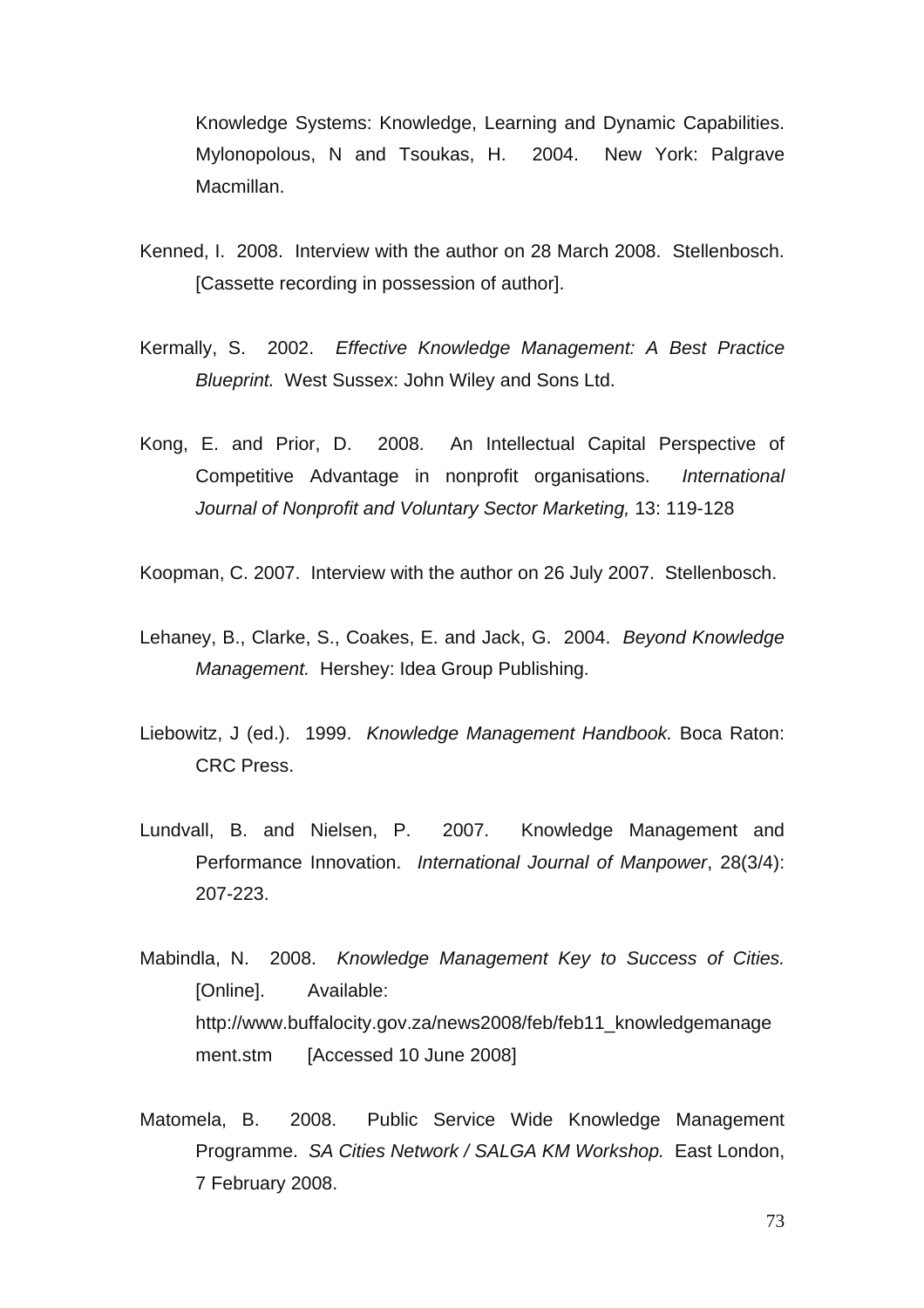Knowledge Systems: Knowledge, Learning and Dynamic Capabilities. Mylonopolous, N and Tsoukas, H. 2004. New York: Palgrave Macmillan.

Kenned, I. 2008. Interview with the author on 28 March 2008. Stellenbosch. [Cassette recording in possession of author].

Kermally, S. 2002. *Effective Knowledge Management: A Best Practice Blueprint.* West Sussex: John Wiley and Sons Ltd.

Kong, E. and Prior, D. 2008. An Intellectual Capital Perspective of Competitive Advantage in nonprofit organisations. *International Journal of Nonprofit and Voluntary Sector Marketing,* 13: 119-128

Koopman, C. 2007. Interview with the author on 26 July 2007. Stellenbosch.

Lehaney, B., Clarke, S., Coakes, E. and Jack, G. 2004. *Beyond Knowledge Management.* Hershey: Idea Group Publishing.

Liebowitz, J (ed.). 1999. *Knowledge Management Handbook.* Boca Raton: CRC Press.

Lundvall, B. and Nielsen, P. 2007. Knowledge Management and Performance Innovation. *International Journal of Manpower*, 28(3/4): 207-223.

Mabindla, N. 2008. *Knowledge Management Key to Success of Cities.* [Online]. Available: http://www.buffalocity.gov.za/news2008/feb/feb11_knowledgemanagement.stm [Accessed 10 June 2008]

Matomela, B. 2008. Public Service Wide Knowledge Management Programme. *SA Cities Network / SALGA KM Workshop.* East London, 7 February 2008.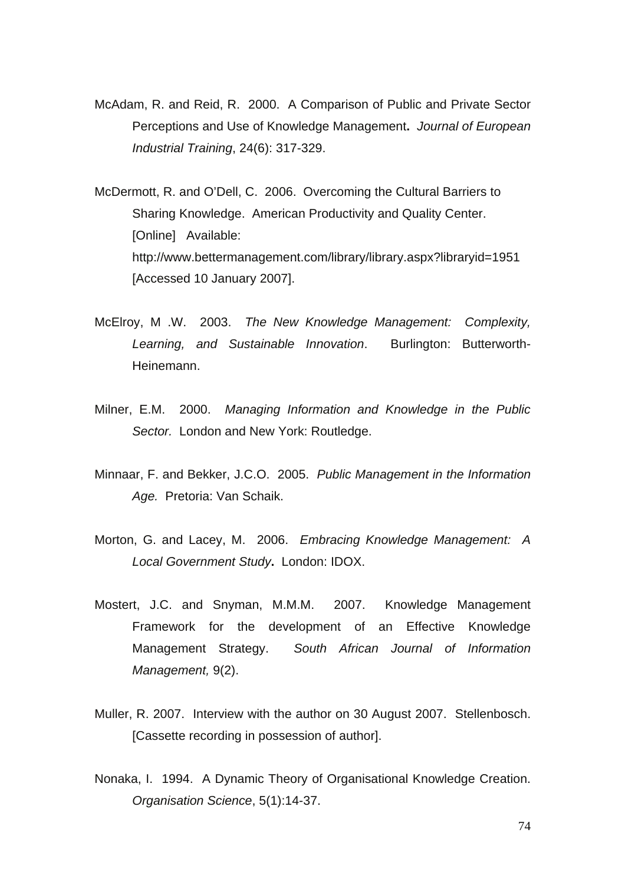McAdam, R. and Reid, R. 2000. A Comparison of Public and Private Sector Perceptions and Use of Knowledge Management**.** *Journal of European Industrial Training*, 24(6): 317-329.

McDermott, R. and O'Dell, C. 2006. Overcoming the Cultural Barriers to Sharing Knowledge. American Productivity and Quality Center. [Online] Available: http://www.bettermanagement.com/library/library.aspx?libraryid=1951 [Accessed 10 January 2007].

McElroy, M .W. 2003. *The New Knowledge Management: Complexity, Learning, and Sustainable Innovation*. Burlington: Butterworth-Heinemann.

Milner, E.M. 2000. *Managing Information and Knowledge in the Public Sector.* London and New York: Routledge.

Minnaar, F. and Bekker, J.C.O. 2005. *Public Management in the Information Age.* Pretoria: Van Schaik.

Morton, G. and Lacey, M. 2006. *Embracing Knowledge Management: A Local Government Study***.** London: IDOX.

Mostert, J.C. and Snyman, M.M.M. 2007. Knowledge Management Framework for the development of an Effective Knowledge Management Strategy. *South African Journal of Information Management,* 9(2).

Muller, R. 2007. Interview with the author on 30 August 2007. Stellenbosch. [Cassette recording in possession of author].

Nonaka, I. 1994. A Dynamic Theory of Organisational Knowledge Creation. *Organisation Science*, 5(1):14-37.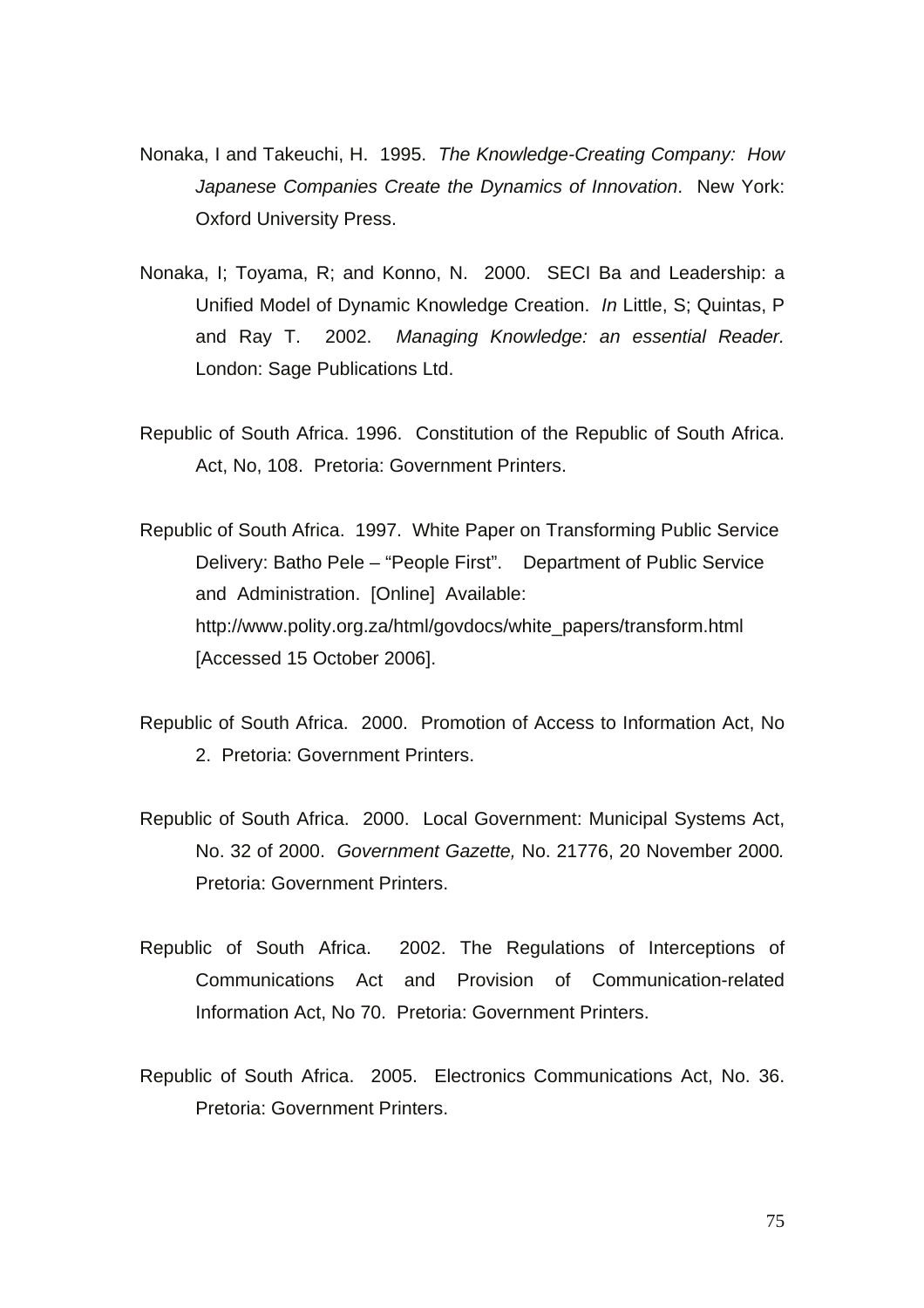Nonaka, I and Takeuchi, H. 1995. *The Knowledge-Creating Company: How Japanese Companies Create the Dynamics of Innovation*. New York: Oxford University Press.

Nonaka, I; Toyama, R; and Konno, N. 2000. SECI Ba and Leadership: a Unified Model of Dynamic Knowledge Creation. *In* Little, S; Quintas, P and Ray T. 2002. *Managing Knowledge: an essential Reader.* London: Sage Publications Ltd.

Republic of South Africa. 1996. Constitution of the Republic of South Africa. Act, No, 108. Pretoria: Government Printers.

Republic of South Africa. 1997. White Paper on Transforming Public Service Delivery: Batho Pele – "People First". Department of Public Service and Administration. [Online] Available: http://www.polity.org.za/html/govdocs/white_papers/transform.html [Accessed 15 October 2006].

Republic of South Africa. 2000. Promotion of Access to Information Act, No 2. Pretoria: Government Printers.

Republic of South Africa. 2000. Local Government: Municipal Systems Act, No. 32 of 2000. *Government Gazette,* No. 21776, 20 November 2000*.* Pretoria: Government Printers.

Republic of South Africa. 2002. The Regulations of Interceptions of Communications Act and Provision of Communication-related Information Act, No 70. Pretoria: Government Printers.

Republic of South Africa. 2005. Electronics Communications Act, No. 36. Pretoria: Government Printers.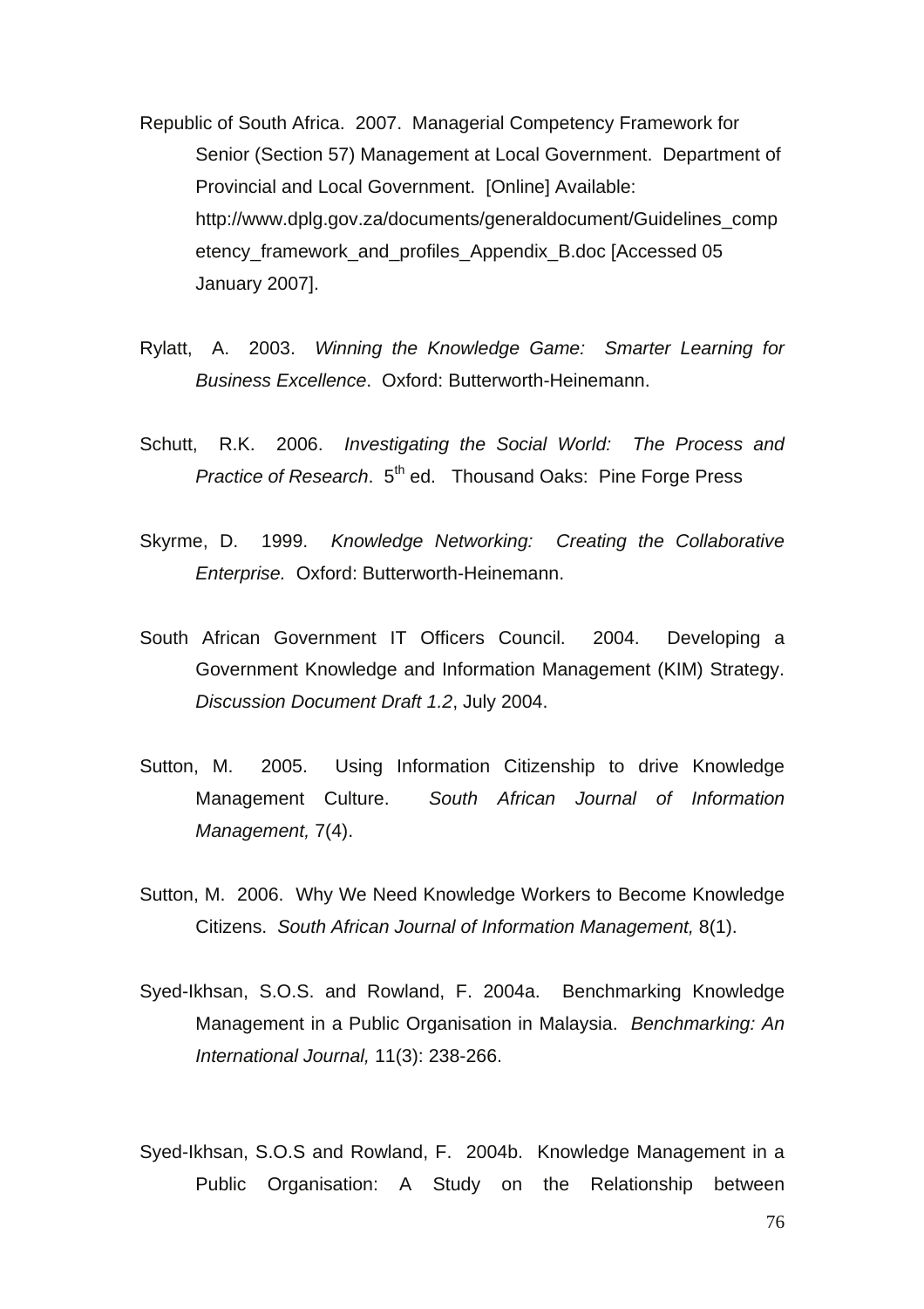Republic of South Africa. 2007. Managerial Competency Framework for Senior (Section 57) Management at Local Government. Department of Provincial and Local Government. [Online] Available: http://www.dplg.gov.za/documents/generaldocument/Guidelines_competency_framework_and_profiles_Appendix_B.doc [Accessed 05 January 2007].

Rylatt, A. 2003. *Winning the Knowledge Game: Smarter Learning for Business Excellence*. Oxford: Butterworth-Heinemann.

Schutt, R.K. 2006. *Investigating the Social World: The Process and Practice of Research*. 5th ed. Thousand Oaks: Pine Forge Press

Skyrme, D. 1999. *Knowledge Networking: Creating the Collaborative Enterprise.* Oxford: Butterworth-Heinemann.

South African Government IT Officers Council. 2004. Developing a Government Knowledge and Information Management (KIM) Strategy. *Discussion Document Draft 1.2*, July 2004.

Sutton, M. 2005. Using Information Citizenship to drive Knowledge Management Culture. *South African Journal of Information Management,* 7(4).

Sutton, M. 2006. Why We Need Knowledge Workers to Become Knowledge Citizens. *South African Journal of Information Management,* 8(1).

Syed-Ikhsan, S.O.S. and Rowland, F. 2004a. Benchmarking Knowledge Management in a Public Organisation in Malaysia. *Benchmarking: An International Journal,* 11(3): 238-266.

Syed-Ikhsan, S.O.S and Rowland, F. 2004b. Knowledge Management in a Public Organisation: A Study on the Relationship between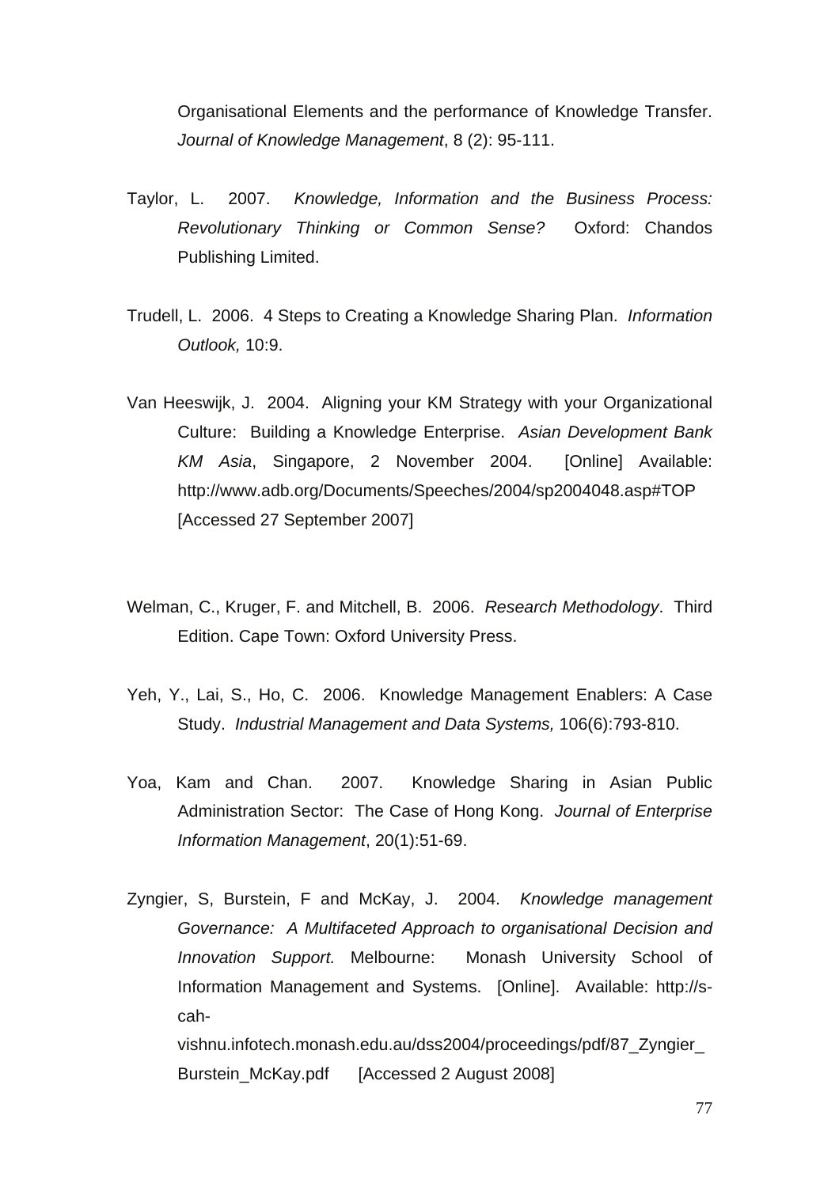Organisational Elements and the performance of Knowledge Transfer. *Journal of Knowledge Management*, 8 (2): 95-111.

Taylor, L. 2007. *Knowledge, Information and the Business Process: Revolutionary Thinking or Common Sense?* Oxford: Chandos Publishing Limited.

Trudell, L. 2006. 4 Steps to Creating a Knowledge Sharing Plan. *Information Outlook,* 10:9.

Van Heeswijk, J. 2004. Aligning your KM Strategy with your Organizational Culture: Building a Knowledge Enterprise. *Asian Development Bank KM Asia*, Singapore, 2 November 2004. [Online] Available: http://www.adb.org/Documents/Speeches/2004/sp2004048.asp#TOP [Accessed 27 September 2007]

Welman, C., Kruger, F. and Mitchell, B. 2006. *Research Methodology*. Third Edition. Cape Town: Oxford University Press.

Yeh, Y., Lai, S., Ho, C. 2006. Knowledge Management Enablers: A Case Study. *Industrial Management and Data Systems,* 106(6):793-810.

Yoa, Kam and Chan. 2007. Knowledge Sharing in Asian Public Administration Sector: The Case of Hong Kong. *Journal of Enterprise Information Management*, 20(1):51-69.

Zyngier, S, Burstein, F and McKay, J. 2004. *Knowledge management Governance: A Multifaceted Approach to organisational Decision and Innovation Support.* Melbourne: Monash University School of Information Management and Systems. [Online]. Available: http://s-cah-vishnu.infotech.monash.edu.au/dss2004/proceedings/pdf/87_Zyngier_Burstein_McKay.pdf [Accessed 2 August 2008]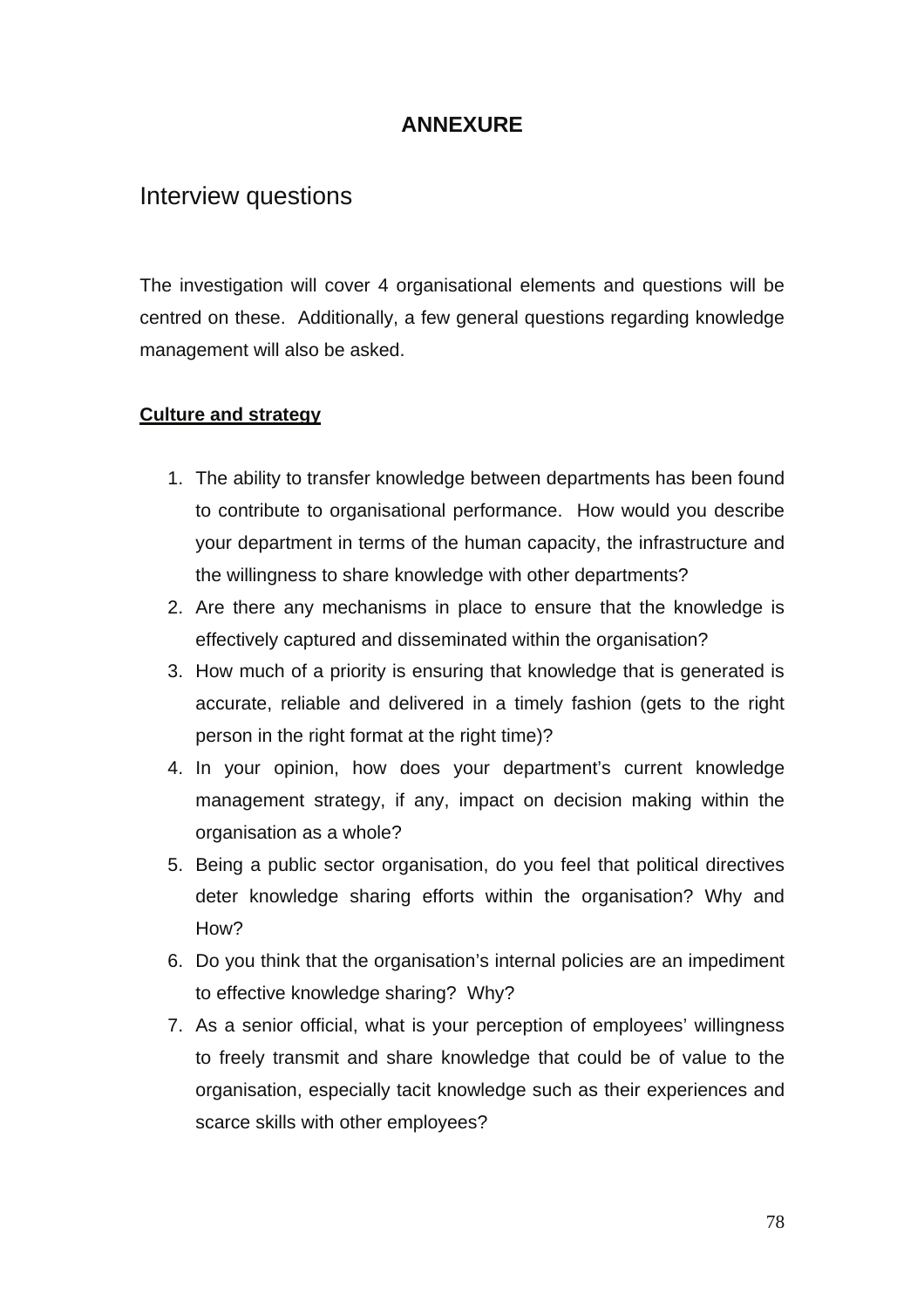# ANNEXURE

## Interview questions

The investigation will cover 4 organisational elements and questions will be centred on these. Additionally, a few general questions regarding knowledge management will also be asked.

**<u>Culture and strategy</u>**

1. The ability to transfer knowledge between departments has been found to contribute to organisational performance. How would you describe your department in terms of the human capacity, the infrastructure and the willingness to share knowledge with other departments?
2. Are there any mechanisms in place to ensure that the knowledge is effectively captured and disseminated within the organisation?
3. How much of a priority is ensuring that knowledge that is generated is accurate, reliable and delivered in a timely fashion (gets to the right person in the right format at the right time)?
4. In your opinion, how does your department's current knowledge management strategy, if any, impact on decision making within the organisation as a whole?
5. Being a public sector organisation, do you feel that political directives deter knowledge sharing efforts within the organisation? Why and How?
6. Do you think that the organisation's internal policies are an impediment to effective knowledge sharing? Why?
7. As a senior official, what is your perception of employees' willingness to freely transmit and share knowledge that could be of value to the organisation, especially tacit knowledge such as their experiences and scarce skills with other employees?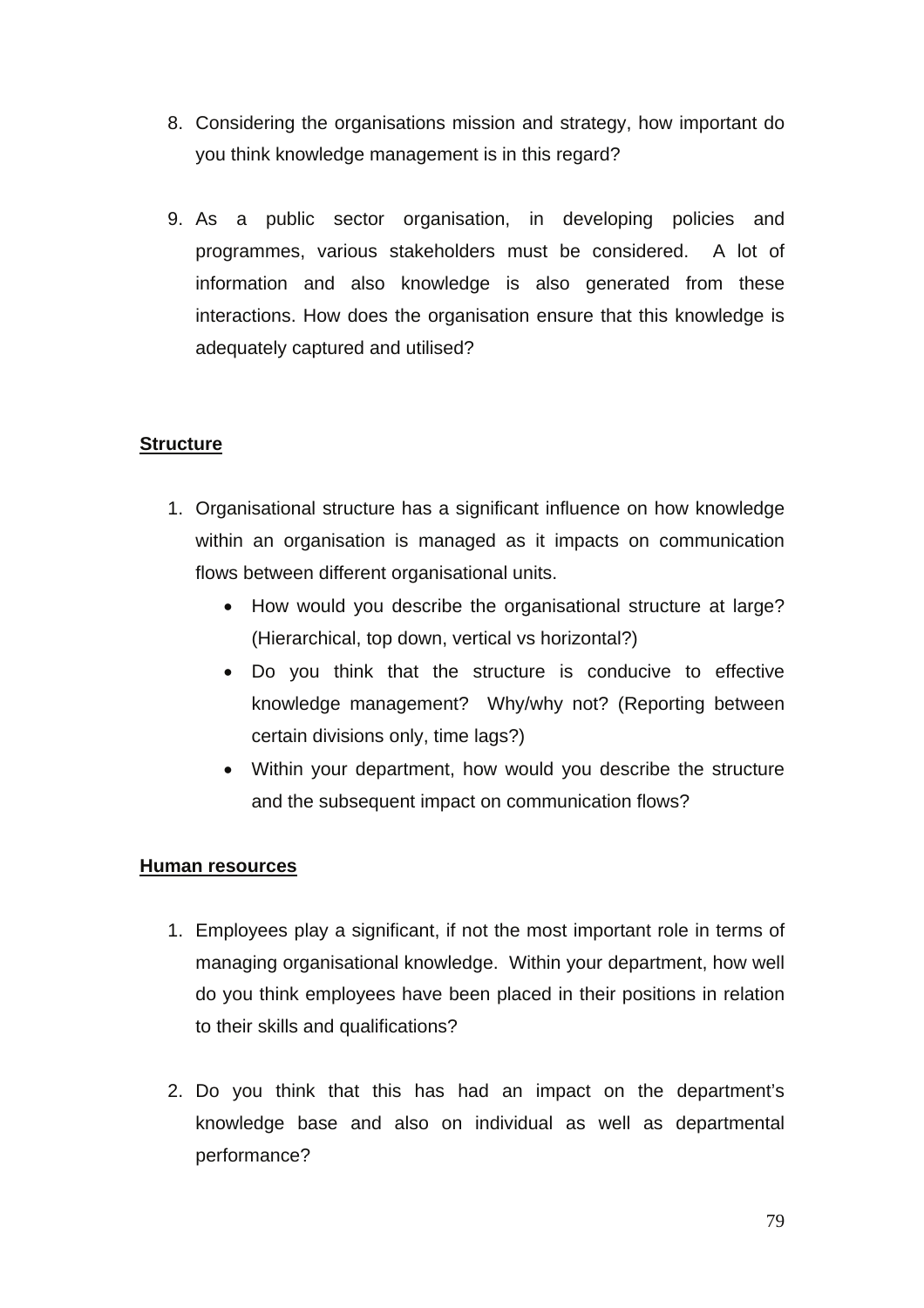8. Considering the organisations mission and strategy, how important do you think knowledge management is in this regard?

9. As a public sector organisation, in developing policies and programmes, various stakeholders must be considered. A lot of information and also knowledge is also generated from these interactions. How does the organisation ensure that this knowledge is adequately captured and utilised?

**Structure**

1. Organisational structure has a significant influence on how knowledge within an organisation is managed as it impacts on communication flows between different organisational units.
   - How would you describe the organisational structure at large? (Hierarchical, top down, vertical vs horizontal?)
   - Do you think that the structure is conducive to effective knowledge management? Why/why not? (Reporting between certain divisions only, time lags?)
   - Within your department, how would you describe the structure and the subsequent impact on communication flows?

**Human resources**

1. Employees play a significant, if not the most important role in terms of managing organisational knowledge. Within your department, how well do you think employees have been placed in their positions in relation to their skills and qualifications?

2. Do you think that this has had an impact on the department's knowledge base and also on individual as well as departmental performance?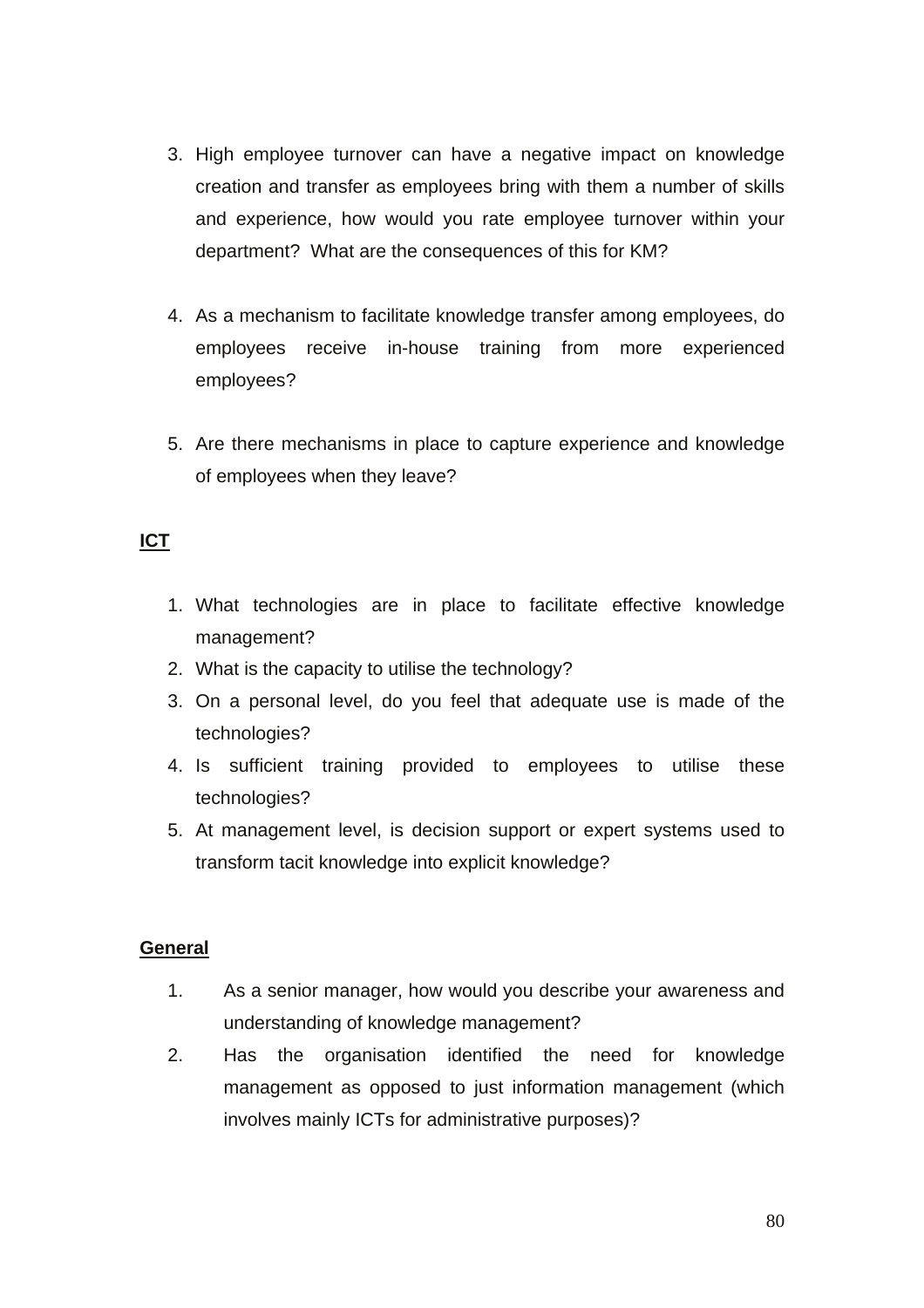3. High employee turnover can have a negative impact on knowledge creation and transfer as employees bring with them a number of skills and experience, how would you rate employee turnover within your department? What are the consequences of this for KM?

4. As a mechanism to facilitate knowledge transfer among employees, do employees receive in-house training from more experienced employees?

5. Are there mechanisms in place to capture experience and knowledge of employees when they leave?

**ICT**

1. What technologies are in place to facilitate effective knowledge management?
2. What is the capacity to utilise the technology?
3. On a personal level, do you feel that adequate use is made of the technologies?
4. Is sufficient training provided to employees to utilise these technologies?
5. At management level, is decision support or expert systems used to transform tacit knowledge into explicit knowledge?

**General**

1. As a senior manager, how would you describe your awareness and understanding of knowledge management?
2. Has the organisation identified the need for knowledge management as opposed to just information management (which involves mainly ICTs for administrative purposes)?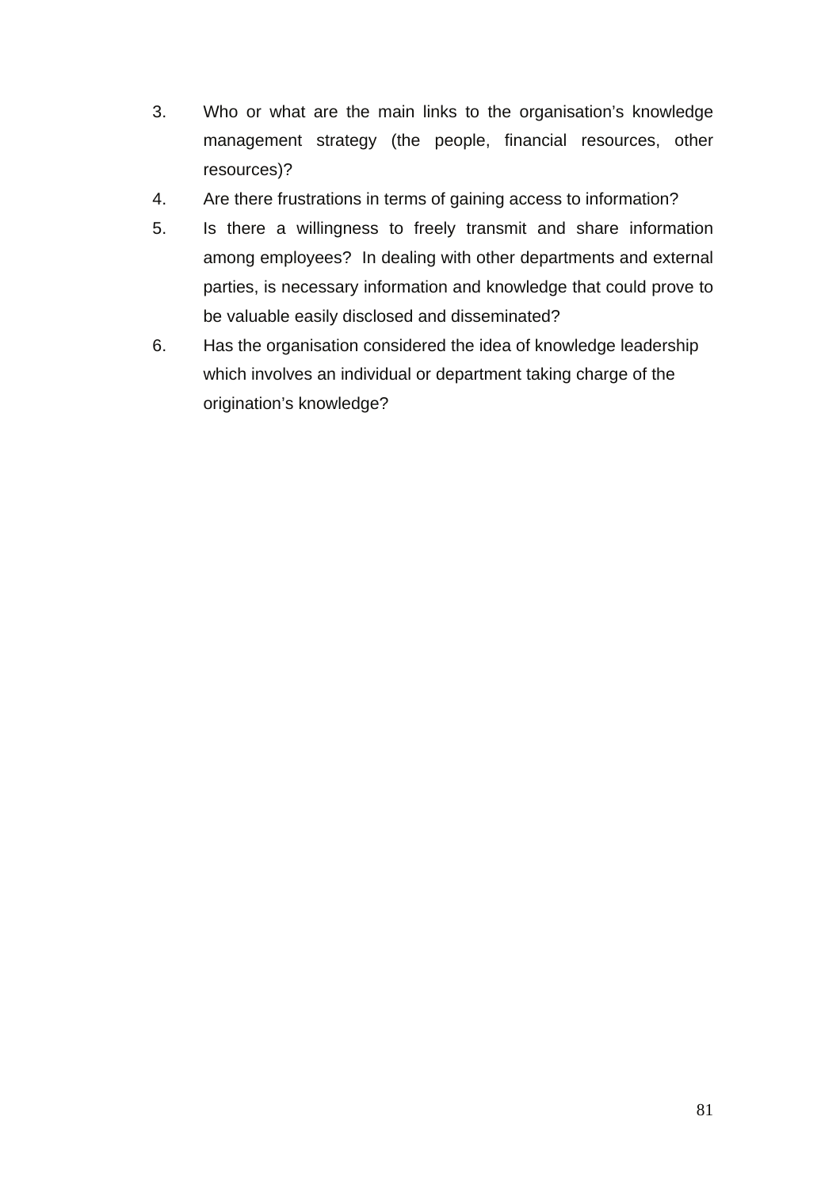3. Who or what are the main links to the organisation's knowledge management strategy (the people, financial resources, other resources)?
4. Are there frustrations in terms of gaining access to information?
5. Is there a willingness to freely transmit and share information among employees? In dealing with other departments and external parties, is necessary information and knowledge that could prove to be valuable easily disclosed and disseminated?
6. Has the organisation considered the idea of knowledge leadership which involves an individual or department taking charge of the origination's knowledge?